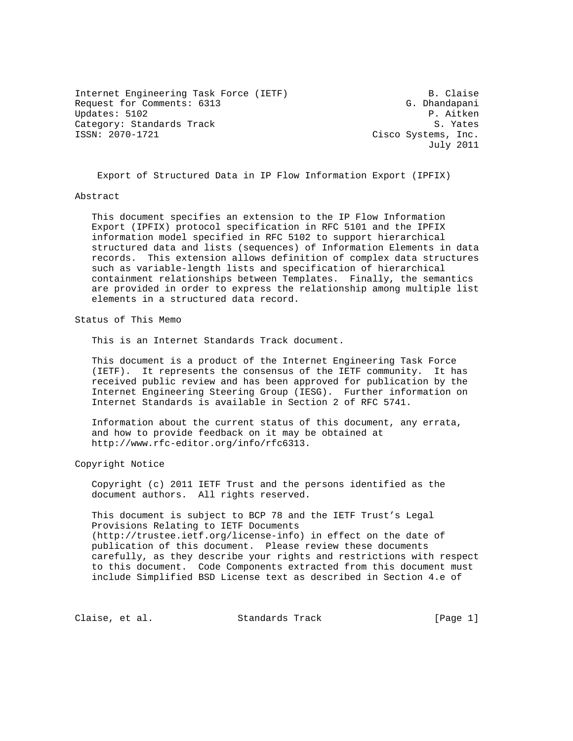Internet Engineering Task Force (IETF)                         B. Claise
Request for Comments: 6313                                 G. Dhandapani
Updates: 5102                                                  P. Aitken
Category: Standards Track                                       S. Yates
ISSN: 2070-1721                                      Cisco Systems, Inc.
                                                               July 2011

# Export of Structured Data in IP Flow Information Export (IPFIX)

## Abstract

This document specifies an extension to the IP Flow Information Export (IPFIX) protocol specification in RFC 5101 and the IPFIX information model specified in RFC 5102 to support hierarchical structured data and lists (sequences) of Information Elements in data records. This extension allows definition of complex data structures such as variable-length lists and specification of hierarchical containment relationships between Templates. Finally, the semantics are provided in order to express the relationship among multiple list elements in a structured data record.

## Status of This Memo

This is an Internet Standards Track document.

This document is a product of the Internet Engineering Task Force (IETF). It represents the consensus of the IETF community. It has received public review and has been approved for publication by the Internet Engineering Steering Group (IESG). Further information on Internet Standards is available in Section 2 of RFC 5741.

Information about the current status of this document, any errata, and how to provide feedback on it may be obtained at http://www.rfc-editor.org/info/rfc6313.

## Copyright Notice

Copyright (c) 2011 IETF Trust and the persons identified as the document authors. All rights reserved.

This document is subject to BCP 78 and the IETF Trust's Legal Provisions Relating to IETF Documents (http://trustee.ietf.org/license-info) in effect on the date of publication of this document. Please review these documents carefully, as they describe your rights and restrictions with respect to this document. Code Components extracted from this document must include Simplified BSD License text as described in Section 4.e of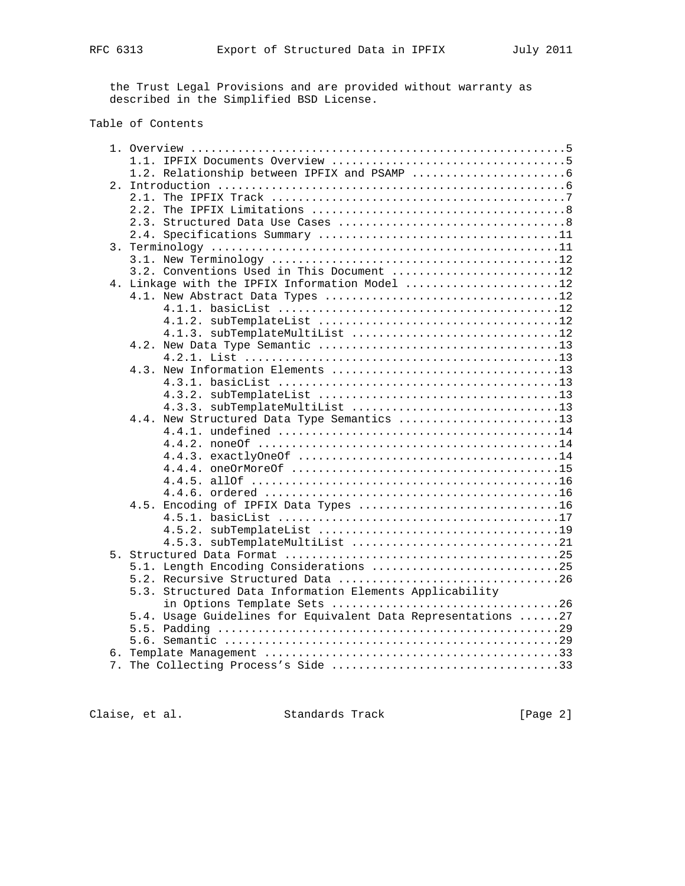the Trust Legal Provisions and are provided without warranty as described in the Simplified BSD License.

Table of Contents

```
   1. Overview ........................................................5
      1.1. IPFIX Documents Overview ...................................5
      1.2. Relationship between IPFIX and PSAMP .......................6
   2. Introduction ....................................................6
      2.1. The IPFIX Track ............................................7
      2.2. The IPFIX Limitations ......................................8
      2.3. Structured Data Use Cases ..................................8
      2.4. Specifications Summary ....................................11
   3. Terminology ....................................................11
      3.1. New Terminology ...........................................12
      3.2. Conventions Used in This Document .........................12
   4. Linkage with the IPFIX Information Model .......................12
      4.1. New Abstract Data Types ...................................12
           4.1.1. basicList ..........................................12
           4.1.2. subTemplateList ....................................12
           4.1.3. subTemplateMultiList ...............................12
      4.2. New Data Type Semantic ....................................13
           4.2.1. List ...............................................13
      4.3. New Information Elements ..................................13
           4.3.1. basicList ..........................................13
           4.3.2. subTemplateList ....................................13
           4.3.3. subTemplateMultiList ...............................13
      4.4. New Structured Data Type Semantics ........................13
           4.4.1. undefined ..........................................14
           4.4.2. noneOf .............................................14
           4.4.3. exactlyOneOf .......................................14
           4.4.4. oneOrMoreOf ........................................15
           4.4.5. allOf ..............................................16
           4.4.6. ordered ............................................16
      4.5. Encoding of IPFIX Data Types ..............................16
           4.5.1. basicList ..........................................17
           4.5.2. subTemplateList ....................................19
           4.5.3. subTemplateMultiList ...............................21
   5. Structured Data Format .........................................25
      5.1. Length Encoding Considerations ............................25
      5.2. Recursive Structured Data .................................26
      5.3. Structured Data Information Elements Applicability
           in Options Template Sets ..................................26
      5.4. Usage Guidelines for Equivalent Data Representations ......27
      5.5. Padding ...................................................29
      5.6. Semantic ..................................................29
   6. Template Management ............................................33
   7. The Collecting Process's Side ..................................33
```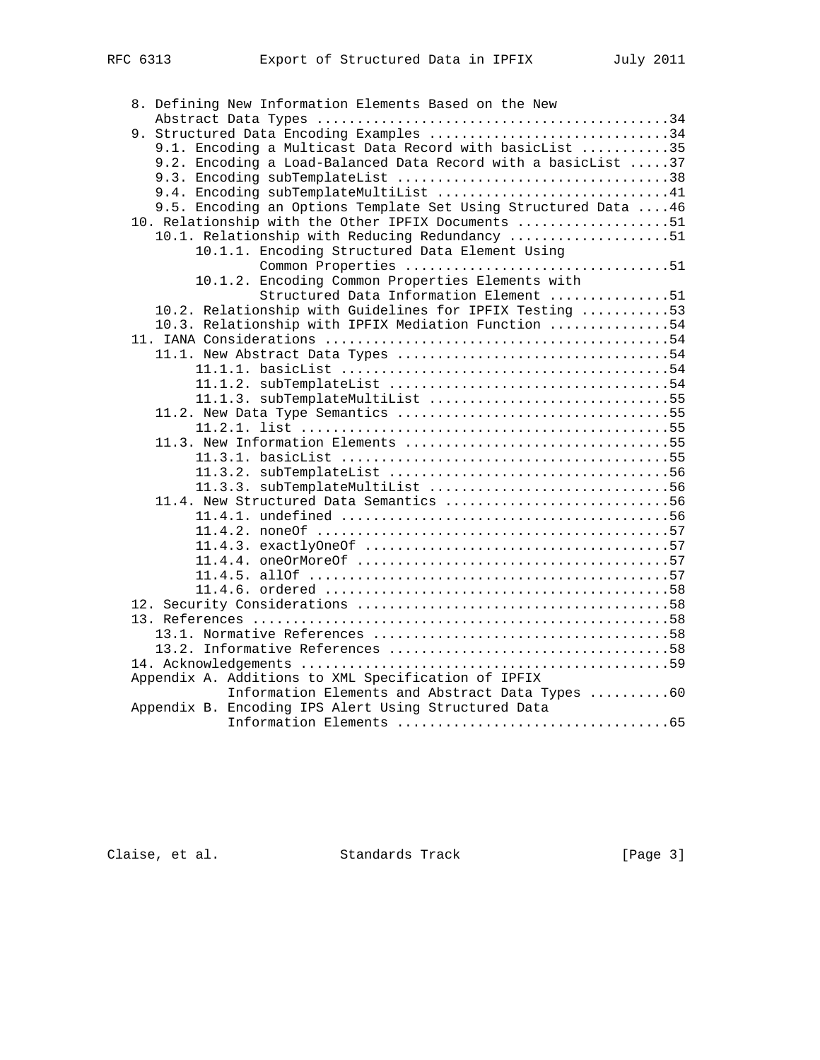```
   8. Defining New Information Elements Based on the New
      Abstract Data Types ...........................................34
   9. Structured Data Encoding Examples .............................34
      9.1. Encoding a Multicast Data Record with basicList ...........35
      9.2. Encoding a Load-Balanced Data Record with a basicList .....37
      9.3. Encoding subTemplateList ..................................38
      9.4. Encoding subTemplateMultiList .............................41
      9.5. Encoding an Options Template Set Using Structured Data ....46
   10. Relationship with the Other IPFIX Documents ...................51
      10.1. Relationship with Reducing Redundancy ....................51
           10.1.1. Encoding Structured Data Element Using
                   Common Properties .................................51
           10.1.2. Encoding Common Properties Elements with
                   Structured Data Information Element ...............51
      10.2. Relationship with Guidelines for IPFIX Testing ...........53
      10.3. Relationship with IPFIX Mediation Function ...............54
   11. IANA Considerations ...........................................54
      11.1. New Abstract Data Types ..................................54
           11.1.1. basicList .........................................54
           11.1.2. subTemplateList ...................................54
           11.1.3. subTemplateMultiList ..............................55
      11.2. New Data Type Semantics ..................................55
           11.2.1. list ..............................................55
      11.3. New Information Elements .................................55
           11.3.1. basicList .........................................55
           11.3.2. subTemplateList ...................................56
           11.3.3. subTemplateMultiList ..............................56
      11.4. New Structured Data Semantics ............................56
           11.4.1. undefined .........................................56
           11.4.2. noneOf ............................................57
           11.4.3. exactlyOneOf ......................................57
           11.4.4. oneOrMoreOf .......................................57
           11.4.5. allOf .............................................57
           11.4.6. ordered ...........................................58
   12. Security Considerations .......................................58
   13. References ....................................................58
      13.1. Normative References .....................................58
      13.2. Informative References ...................................58
   14. Acknowledgements ..............................................59
   Appendix A. Additions to XML Specification of IPFIX
               Information Elements and Abstract Data Types ..........60
   Appendix B. Encoding IPS Alert Using Structured Data
               Information Elements ..................................65
```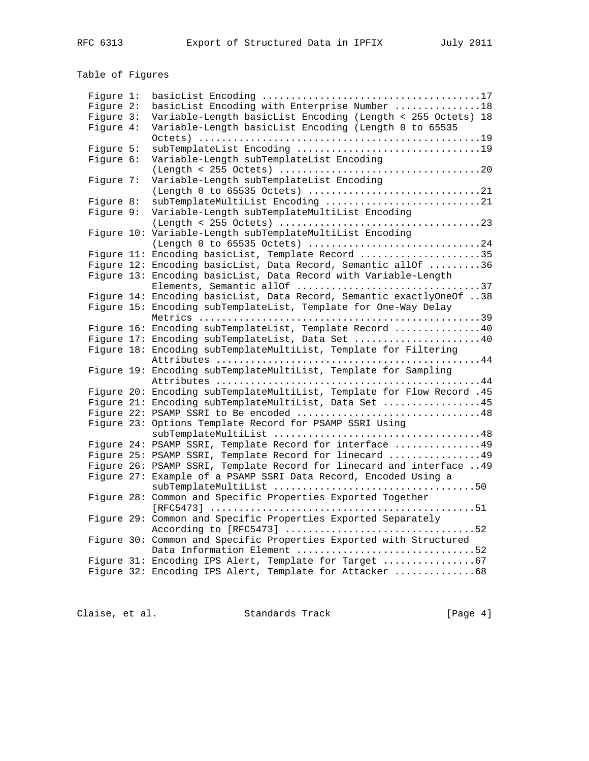## Table of Figures

```
   Figure 1:  basicList Encoding .....................................17
   Figure 2:  basicList Encoding with Enterprise Number ...............18
   Figure 3:  Variable-Length basicList Encoding (Length < 255 Octets) 18
   Figure 4:  Variable-Length basicList Encoding (Length 0 to 65535
              Octets) ................................................19
   Figure 5:  subTemplateList Encoding ...............................19
   Figure 6:  Variable-Length subTemplateList Encoding
              (Length < 255 Octets) ..................................20
   Figure 7:  Variable-Length subTemplateList Encoding
              (Length 0 to 65535 Octets) .............................21
   Figure 8:  subTemplateMultiList Encoding ..........................21
   Figure 9:  Variable-Length subTemplateMultiList Encoding
              (Length < 255 Octets) ..................................23
   Figure 10: Variable-Length subTemplateMultiList Encoding
              (Length 0 to 65535 Octets) .............................24
   Figure 11: Encoding basicList, Template Record ....................35
   Figure 12: Encoding basicList, Data Record, Semantic allOf .........36
   Figure 13: Encoding basicList, Data Record with Variable-Length
              Elements, Semantic allOf ...............................37
   Figure 14: Encoding basicList, Data Record, Semantic exactlyOneOf ..38
   Figure 15: Encoding subTemplateList, Template for One-Way Delay
              Metrics ................................................39
   Figure 16: Encoding subTemplateList, Template Record ...............40
   Figure 17: Encoding subTemplateList, Data Set .....................40
   Figure 18: Encoding subTemplateMultiList, Template for Filtering
              Attributes .............................................44
   Figure 19: Encoding subTemplateMultiList, Template for Sampling
              Attributes .............................................44
   Figure 20: Encoding subTemplateMultiList, Template for Flow Record .45
   Figure 21: Encoding subTemplateMultiList, Data Set .................45
   Figure 22: PSAMP SSRI to Be encoded ...............................48
   Figure 23: Options Template Record for PSAMP SSRI Using
              subTemplateMultiList ...................................48
   Figure 24: PSAMP SSRI, Template Record for interface ...............49
   Figure 25: PSAMP SSRI, Template Record for linecard ................49
   Figure 26: PSAMP SSRI, Template Record for linecard and interface ..49
   Figure 27: Example of a PSAMP SSRI Data Record, Encoded Using a
              subTemplateMultiList ..................................50
   Figure 28: Common and Specific Properties Exported Together
              [RFC5473] .............................................51
   Figure 29: Common and Specific Properties Exported Separately
              According to [RFC5473] ................................52
   Figure 30: Common and Specific Properties Exported with Structured
              Data Information Element ...............................52
   Figure 31: Encoding IPS Alert, Template for Target ................67
   Figure 32: Encoding IPS Alert, Template for Attacker ..............68
```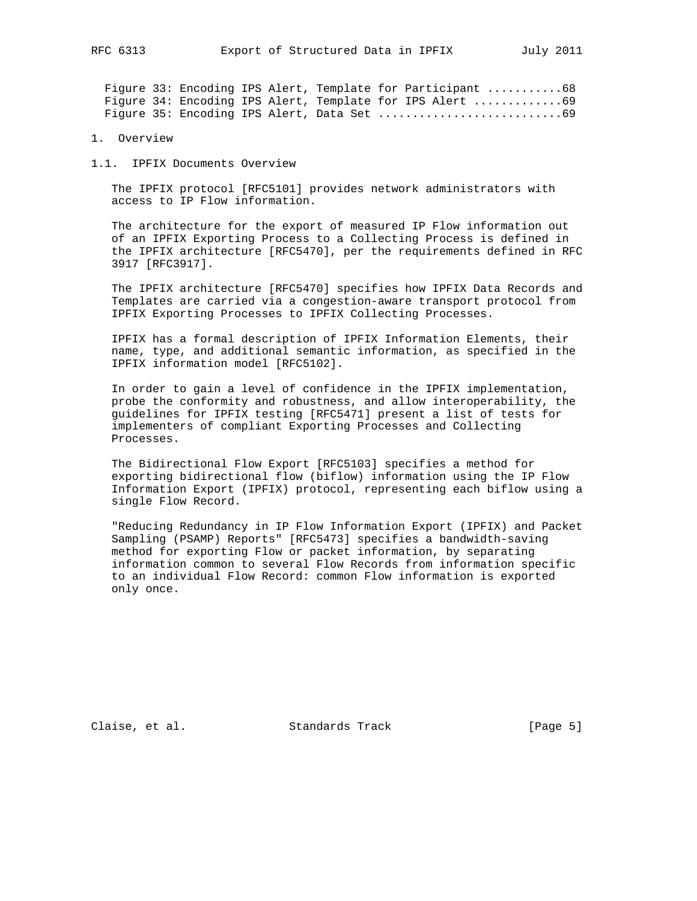Figure 33: Encoding IPS Alert, Template for Participant ...........68
Figure 34: Encoding IPS Alert, Template for IPS Alert .............69
Figure 35: Encoding IPS Alert, Data Set ...........................69

# 1. Overview

## 1.1. IPFIX Documents Overview

The IPFIX protocol [RFC5101] provides network administrators with access to IP Flow information.

The architecture for the export of measured IP Flow information out of an IPFIX Exporting Process to a Collecting Process is defined in the IPFIX architecture [RFC5470], per the requirements defined in RFC 3917 [RFC3917].

The IPFIX architecture [RFC5470] specifies how IPFIX Data Records and Templates are carried via a congestion-aware transport protocol from IPFIX Exporting Processes to IPFIX Collecting Processes.

IPFIX has a formal description of IPFIX Information Elements, their name, type, and additional semantic information, as specified in the IPFIX information model [RFC5102].

In order to gain a level of confidence in the IPFIX implementation, probe the conformity and robustness, and allow interoperability, the guidelines for IPFIX testing [RFC5471] present a list of tests for implementers of compliant Exporting Processes and Collecting Processes.

The Bidirectional Flow Export [RFC5103] specifies a method for exporting bidirectional flow (biflow) information using the IP Flow Information Export (IPFIX) protocol, representing each biflow using a single Flow Record.

"Reducing Redundancy in IP Flow Information Export (IPFIX) and Packet Sampling (PSAMP) Reports" [RFC5473] specifies a bandwidth-saving method for exporting Flow or packet information, by separating information common to several Flow Records from information specific to an individual Flow Record: common Flow information is exported only once.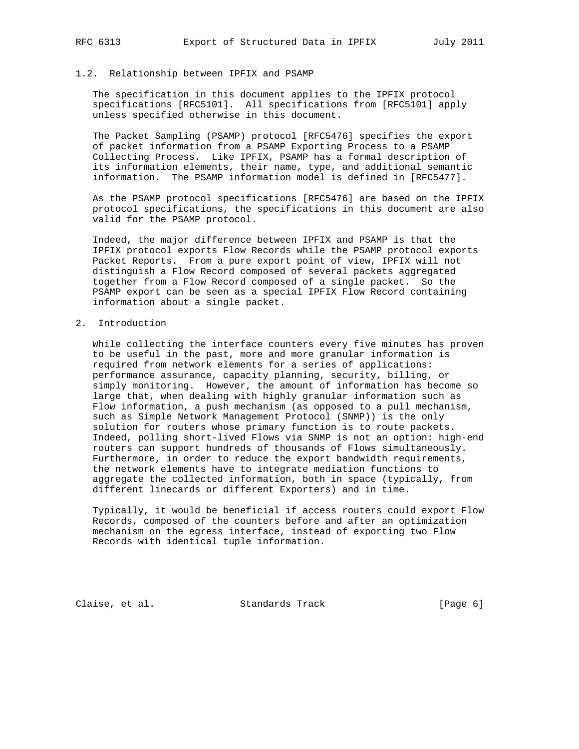### 1.2. Relationship between IPFIX and PSAMP

The specification in this document applies to the IPFIX protocol specifications [RFC5101]. All specifications from [RFC5101] apply unless specified otherwise in this document.

The Packet Sampling (PSAMP) protocol [RFC5476] specifies the export of packet information from a PSAMP Exporting Process to a PSAMP Collecting Process. Like IPFIX, PSAMP has a formal description of its information elements, their name, type, and additional semantic information. The PSAMP information model is defined in [RFC5477].

As the PSAMP protocol specifications [RFC5476] are based on the IPFIX protocol specifications, the specifications in this document are also valid for the PSAMP protocol.

Indeed, the major difference between IPFIX and PSAMP is that the IPFIX protocol exports Flow Records while the PSAMP protocol exports Packet Reports. From a pure export point of view, IPFIX will not distinguish a Flow Record composed of several packets aggregated together from a Flow Record composed of a single packet. So the PSAMP export can be seen as a special IPFIX Flow Record containing information about a single packet.

## 2. Introduction

While collecting the interface counters every five minutes has proven to be useful in the past, more and more granular information is required from network elements for a series of applications: performance assurance, capacity planning, security, billing, or simply monitoring. However, the amount of information has become so large that, when dealing with highly granular information such as Flow information, a push mechanism (as opposed to a pull mechanism, such as Simple Network Management Protocol (SNMP)) is the only solution for routers whose primary function is to route packets. Indeed, polling short-lived Flows via SNMP is not an option: high-end routers can support hundreds of thousands of Flows simultaneously. Furthermore, in order to reduce the export bandwidth requirements, the network elements have to integrate mediation functions to aggregate the collected information, both in space (typically, from different linecards or different Exporters) and in time.

Typically, it would be beneficial if access routers could export Flow Records, composed of the counters before and after an optimization mechanism on the egress interface, instead of exporting two Flow Records with identical tuple information.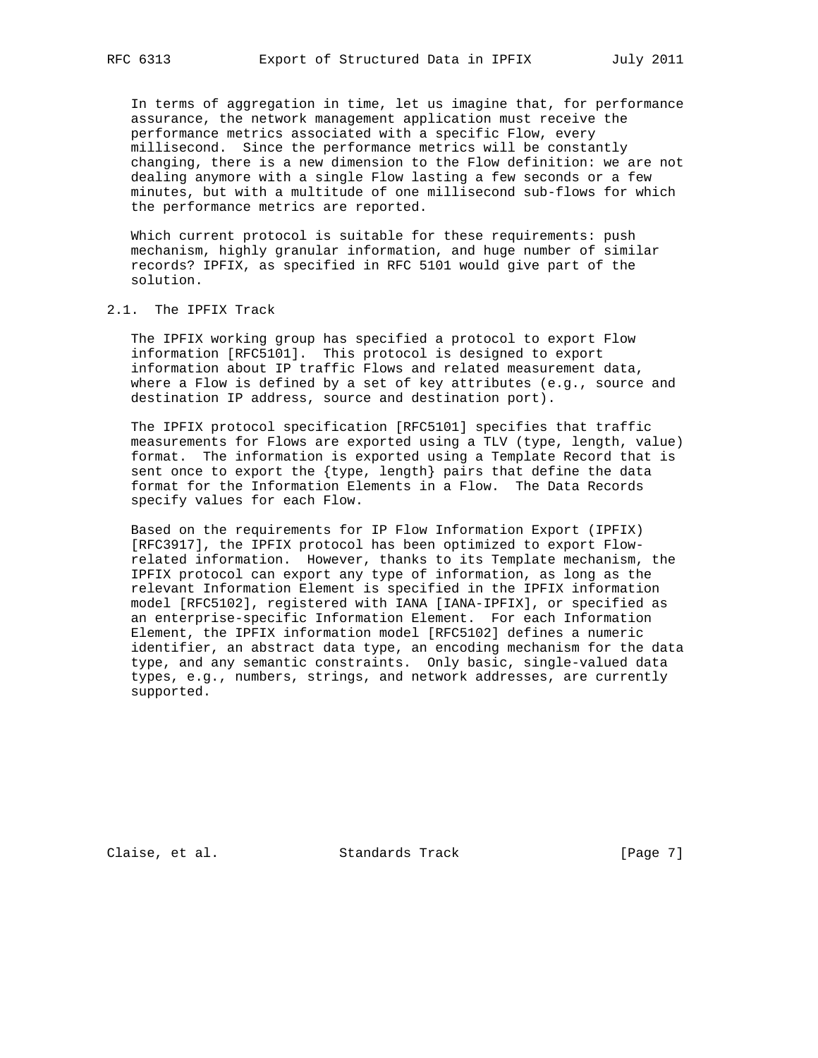In terms of aggregation in time, let us imagine that, for performance assurance, the network management application must receive the performance metrics associated with a specific Flow, every millisecond. Since the performance metrics will be constantly changing, there is a new dimension to the Flow definition: we are not dealing anymore with a single Flow lasting a few seconds or a few minutes, but with a multitude of one millisecond sub-flows for which the performance metrics are reported.

Which current protocol is suitable for these requirements: push mechanism, highly granular information, and huge number of similar records? IPFIX, as specified in RFC 5101 would give part of the solution.

## 2.1. The IPFIX Track

The IPFIX working group has specified a protocol to export Flow information [RFC5101]. This protocol is designed to export information about IP traffic Flows and related measurement data, where a Flow is defined by a set of key attributes (e.g., source and destination IP address, source and destination port).

The IPFIX protocol specification [RFC5101] specifies that traffic measurements for Flows are exported using a TLV (type, length, value) format. The information is exported using a Template Record that is sent once to export the {type, length} pairs that define the data format for the Information Elements in a Flow. The Data Records specify values for each Flow.

Based on the requirements for IP Flow Information Export (IPFIX) [RFC3917], the IPFIX protocol has been optimized to export Flow-related information. However, thanks to its Template mechanism, the IPFIX protocol can export any type of information, as long as the relevant Information Element is specified in the IPFIX information model [RFC5102], registered with IANA [IANA-IPFIX], or specified as an enterprise-specific Information Element. For each Information Element, the IPFIX information model [RFC5102] defines a numeric identifier, an abstract data type, an encoding mechanism for the data type, and any semantic constraints. Only basic, single-valued data types, e.g., numbers, strings, and network addresses, are currently supported.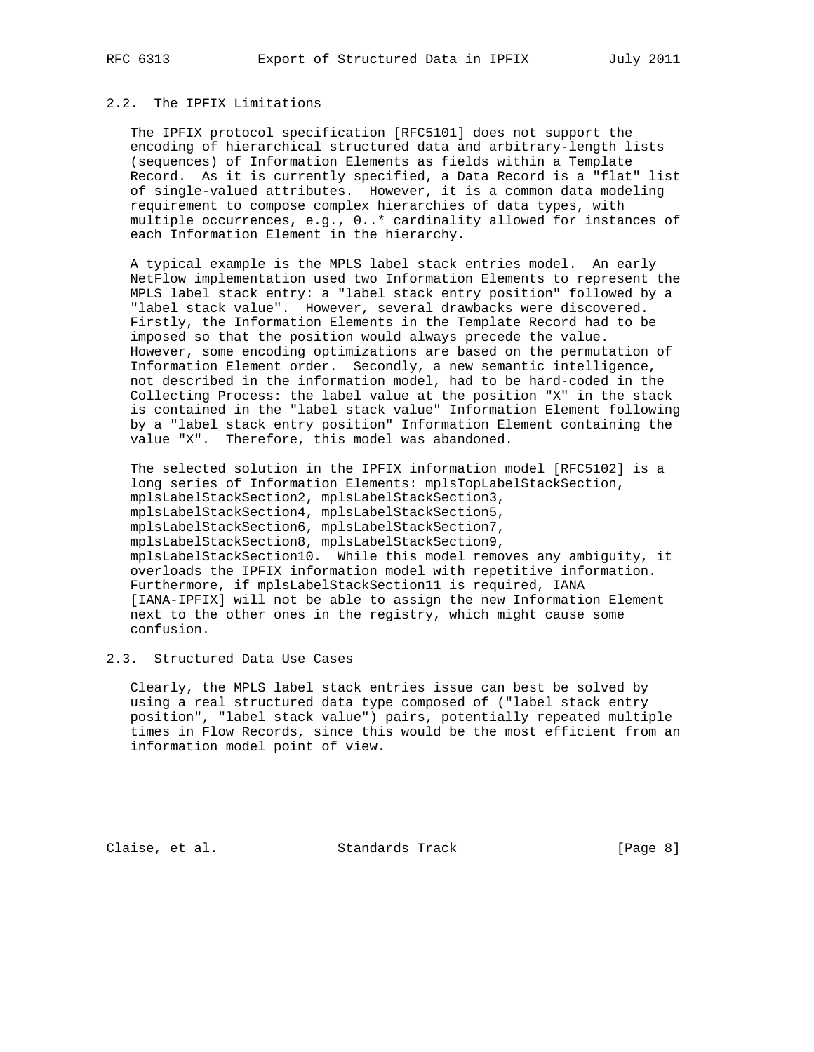### 2.2. The IPFIX Limitations

The IPFIX protocol specification [RFC5101] does not support the encoding of hierarchical structured data and arbitrary-length lists (sequences) of Information Elements as fields within a Template Record. As it is currently specified, a Data Record is a "flat" list of single-valued attributes. However, it is a common data modeling requirement to compose complex hierarchies of data types, with multiple occurrences, e.g., 0..* cardinality allowed for instances of each Information Element in the hierarchy.

A typical example is the MPLS label stack entries model. An early NetFlow implementation used two Information Elements to represent the MPLS label stack entry: a "label stack entry position" followed by a "label stack value". However, several drawbacks were discovered. Firstly, the Information Elements in the Template Record had to be imposed so that the position would always precede the value. However, some encoding optimizations are based on the permutation of Information Element order. Secondly, a new semantic intelligence, not described in the information model, had to be hard-coded in the Collecting Process: the label value at the position "X" in the stack is contained in the "label stack value" Information Element following by a "label stack entry position" Information Element containing the value "X". Therefore, this model was abandoned.

The selected solution in the IPFIX information model [RFC5102] is a long series of Information Elements: mplsTopLabelStackSection, mplsLabelStackSection2, mplsLabelStackSection3, mplsLabelStackSection4, mplsLabelStackSection5, mplsLabelStackSection6, mplsLabelStackSection7, mplsLabelStackSection8, mplsLabelStackSection9, mplsLabelStackSection10. While this model removes any ambiguity, it overloads the IPFIX information model with repetitive information. Furthermore, if mplsLabelStackSection11 is required, IANA [IANA-IPFIX] will not be able to assign the new Information Element next to the other ones in the registry, which might cause some confusion.

### 2.3. Structured Data Use Cases

Clearly, the MPLS label stack entries issue can best be solved by using a real structured data type composed of ("label stack entry position", "label stack value") pairs, potentially repeated multiple times in Flow Records, since this would be the most efficient from an information model point of view.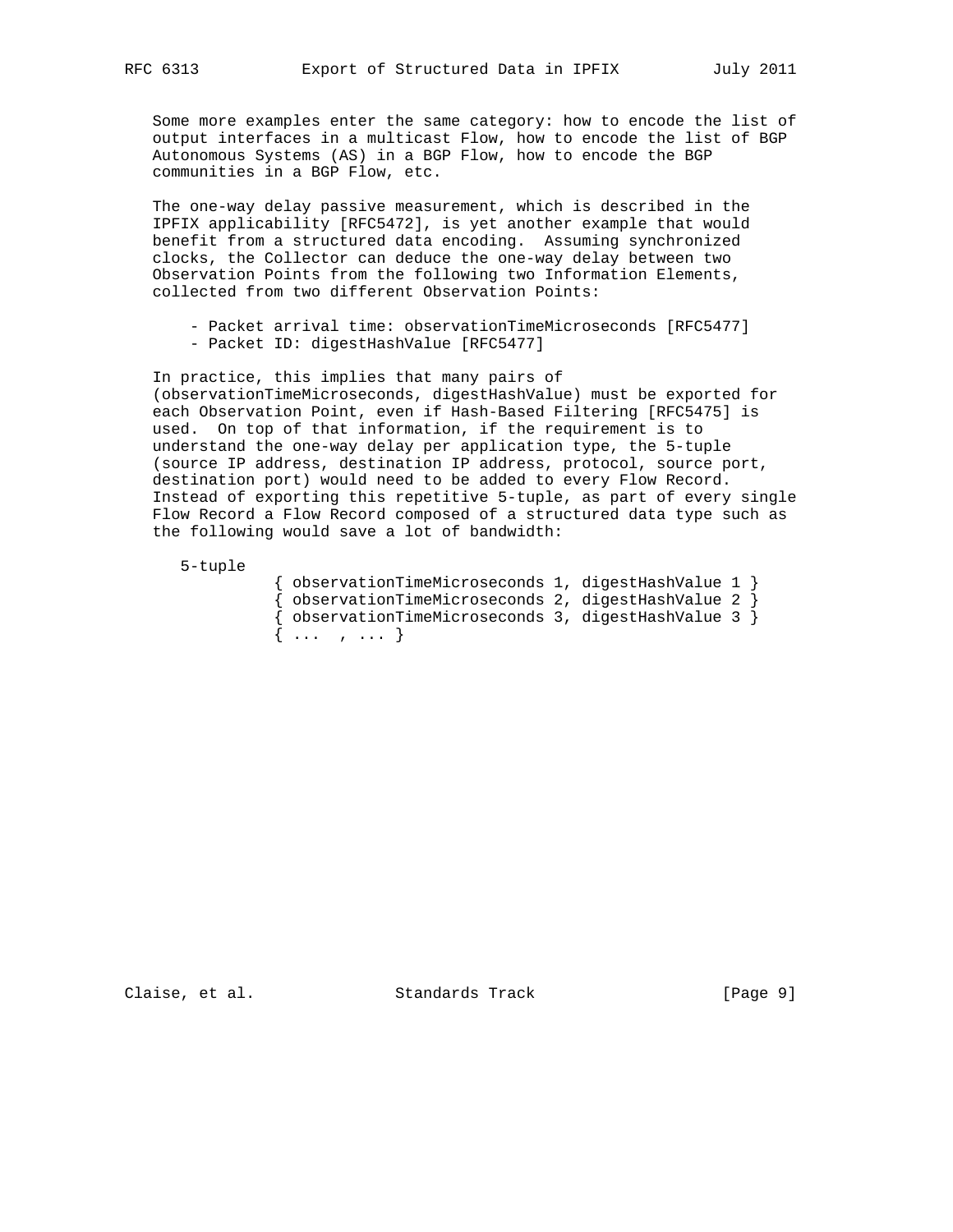Some more examples enter the same category: how to encode the list of output interfaces in a multicast Flow, how to encode the list of BGP Autonomous Systems (AS) in a BGP Flow, how to encode the BGP communities in a BGP Flow, etc.

The one-way delay passive measurement, which is described in the IPFIX applicability [RFC5472], is yet another example that would benefit from a structured data encoding. Assuming synchronized clocks, the Collector can deduce the one-way delay between two Observation Points from the following two Information Elements, collected from two different Observation Points:

- Packet arrival time: observationTimeMicroseconds [RFC5477]
- Packet ID: digestHashValue [RFC5477]

In practice, this implies that many pairs of (observationTimeMicroseconds, digestHashValue) must be exported for each Observation Point, even if Hash-Based Filtering [RFC5475] is used. On top of that information, if the requirement is to understand the one-way delay per application type, the 5-tuple (source IP address, destination IP address, protocol, source port, destination port) would need to be added to every Flow Record. Instead of exporting this repetitive 5-tuple, as part of every single Flow Record a Flow Record composed of a structured data type such as the following would save a lot of bandwidth:

```
5-tuple
          { observationTimeMicroseconds 1, digestHashValue 1 }
          { observationTimeMicroseconds 2, digestHashValue 2 }
          { observationTimeMicroseconds 3, digestHashValue 3 }
          { ...  , ... }
```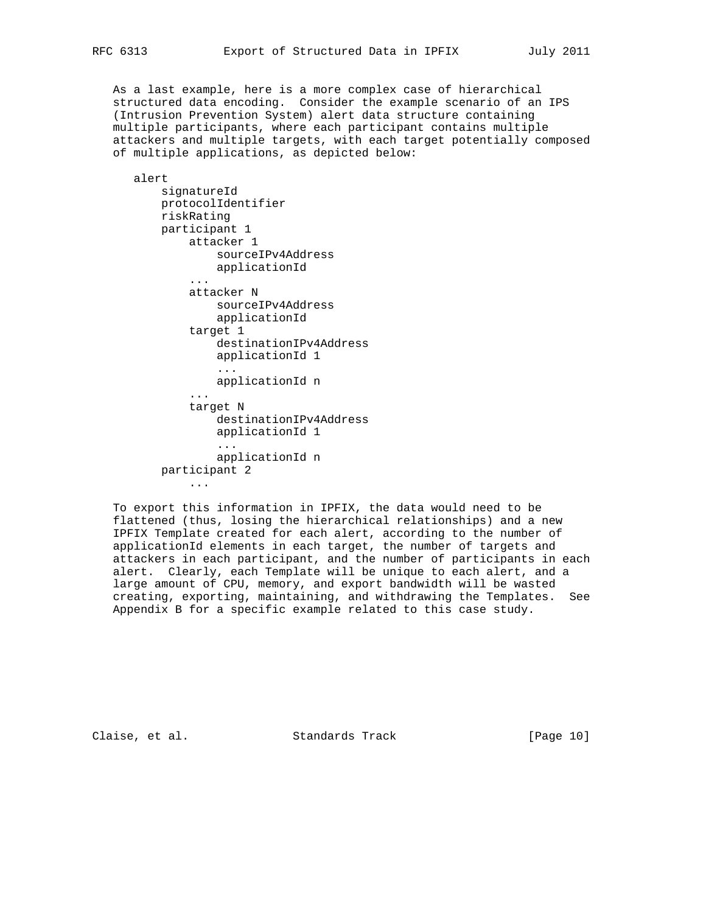As a last example, here is a more complex case of hierarchical structured data encoding. Consider the example scenario of an IPS (Intrusion Prevention System) alert data structure containing multiple participants, where each participant contains multiple attackers and multiple targets, with each target potentially composed of multiple applications, as depicted below:

```
alert
    signatureId
    protocolIdentifier
    riskRating
    participant 1
        attacker 1
            sourceIPv4Address
            applicationId
        ...
        attacker N
            sourceIPv4Address
            applicationId
        target 1
            destinationIPv4Address
            applicationId 1
            ...
            applicationId n
        ...
        target N
            destinationIPv4Address
            applicationId 1
            ...
            applicationId n
    participant 2
        ...
```

To export this information in IPFIX, the data would need to be flattened (thus, losing the hierarchical relationships) and a new IPFIX Template created for each alert, according to the number of applicationId elements in each target, the number of targets and attackers in each participant, and the number of participants in each alert. Clearly, each Template will be unique to each alert, and a large amount of CPU, memory, and export bandwidth will be wasted creating, exporting, maintaining, and withdrawing the Templates. See Appendix B for a specific example related to this case study.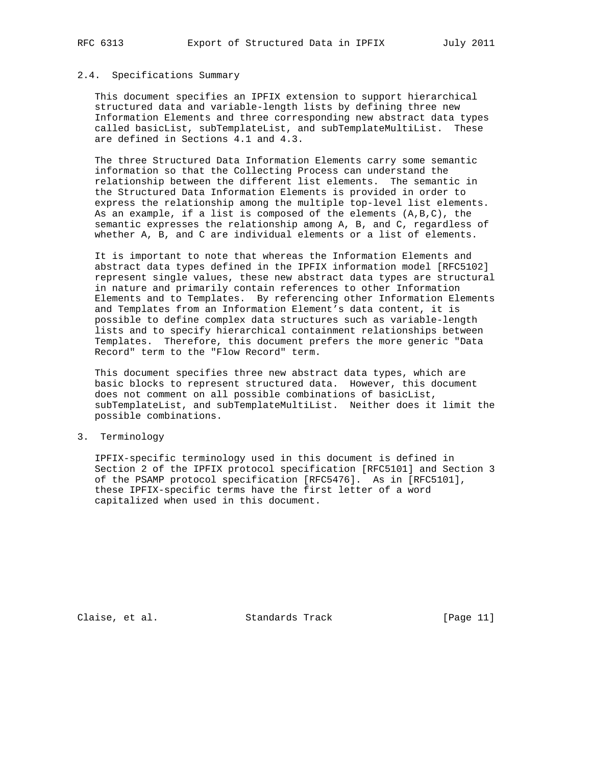### 2.4. Specifications Summary

This document specifies an IPFIX extension to support hierarchical structured data and variable-length lists by defining three new Information Elements and three corresponding new abstract data types called basicList, subTemplateList, and subTemplateMultiList. These are defined in Sections 4.1 and 4.3.

The three Structured Data Information Elements carry some semantic information so that the Collecting Process can understand the relationship between the different list elements. The semantic in the Structured Data Information Elements is provided in order to express the relationship among the multiple top-level list elements. As an example, if a list is composed of the elements (A,B,C), the semantic expresses the relationship among A, B, and C, regardless of whether A, B, and C are individual elements or a list of elements.

It is important to note that whereas the Information Elements and abstract data types defined in the IPFIX information model [RFC5102] represent single values, these new abstract data types are structural in nature and primarily contain references to other Information Elements and to Templates. By referencing other Information Elements and Templates from an Information Element's data content, it is possible to define complex data structures such as variable-length lists and to specify hierarchical containment relationships between Templates. Therefore, this document prefers the more generic "Data Record" term to the "Flow Record" term.

This document specifies three new abstract data types, which are basic blocks to represent structured data. However, this document does not comment on all possible combinations of basicList, subTemplateList, and subTemplateMultiList. Neither does it limit the possible combinations.

## 3. Terminology

IPFIX-specific terminology used in this document is defined in Section 2 of the IPFIX protocol specification [RFC5101] and Section 3 of the PSAMP protocol specification [RFC5476]. As in [RFC5101], these IPFIX-specific terms have the first letter of a word capitalized when used in this document.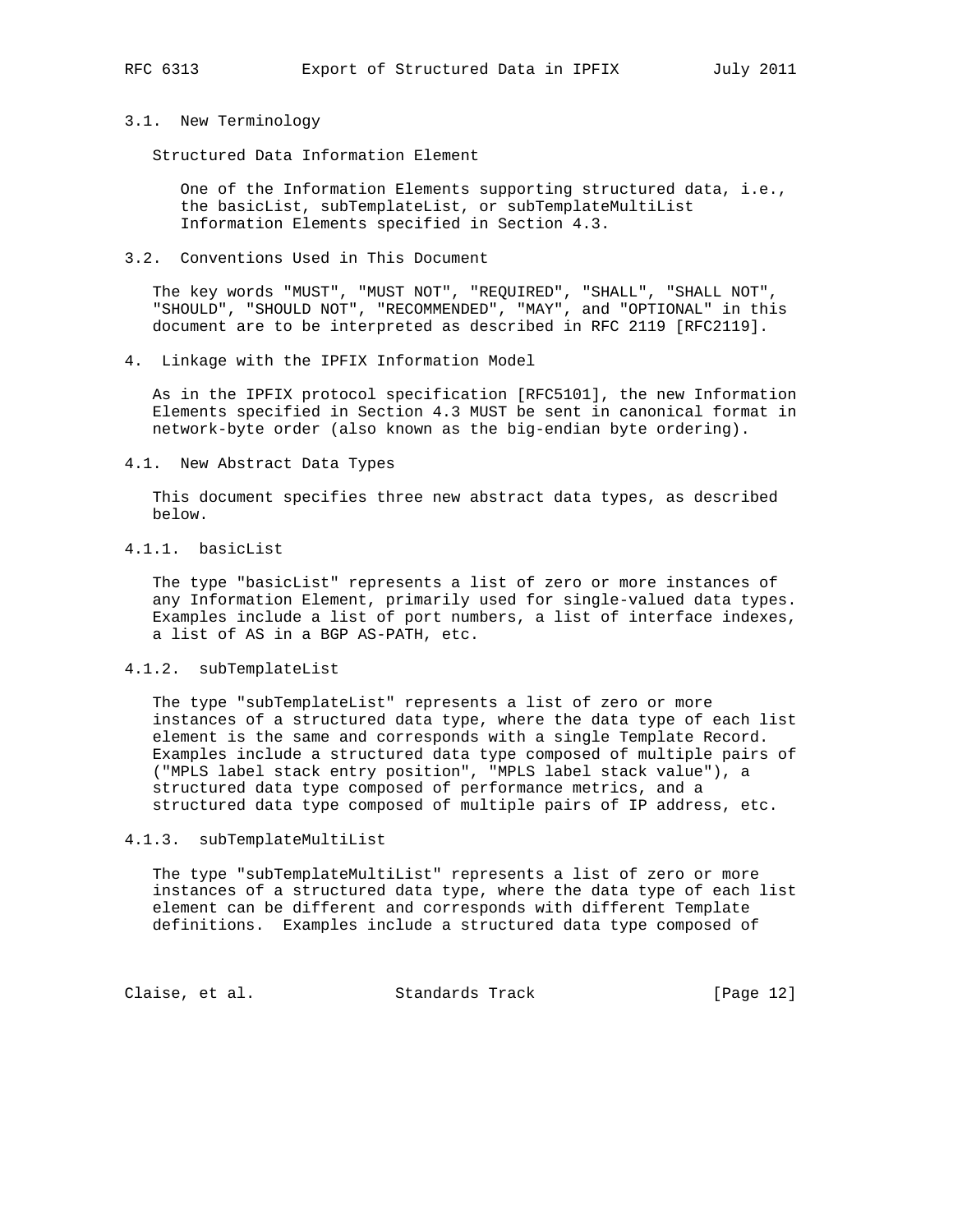### 3.1. New Terminology

Structured Data Information Element

One of the Information Elements supporting structured data, i.e., the basicList, subTemplateList, or subTemplateMultiList Information Elements specified in Section 4.3.

### 3.2. Conventions Used in This Document

The key words "MUST", "MUST NOT", "REQUIRED", "SHALL", "SHALL NOT", "SHOULD", "SHOULD NOT", "RECOMMENDED", "MAY", and "OPTIONAL" in this document are to be interpreted as described in RFC 2119 [RFC2119].

## 4. Linkage with the IPFIX Information Model

As in the IPFIX protocol specification [RFC5101], the new Information Elements specified in Section 4.3 MUST be sent in canonical format in network-byte order (also known as the big-endian byte ordering).

### 4.1. New Abstract Data Types

This document specifies three new abstract data types, as described below.

#### 4.1.1. basicList

The type "basicList" represents a list of zero or more instances of any Information Element, primarily used for single-valued data types. Examples include a list of port numbers, a list of interface indexes, a list of AS in a BGP AS-PATH, etc.

#### 4.1.2. subTemplateList

The type "subTemplateList" represents a list of zero or more instances of a structured data type, where the data type of each list element is the same and corresponds with a single Template Record. Examples include a structured data type composed of multiple pairs of ("MPLS label stack entry position", "MPLS label stack value"), a structured data type composed of performance metrics, and a structured data type composed of multiple pairs of IP address, etc.

#### 4.1.3. subTemplateMultiList

The type "subTemplateMultiList" represents a list of zero or more instances of a structured data type, where the data type of each list element can be different and corresponds with different Template definitions. Examples include a structured data type composed of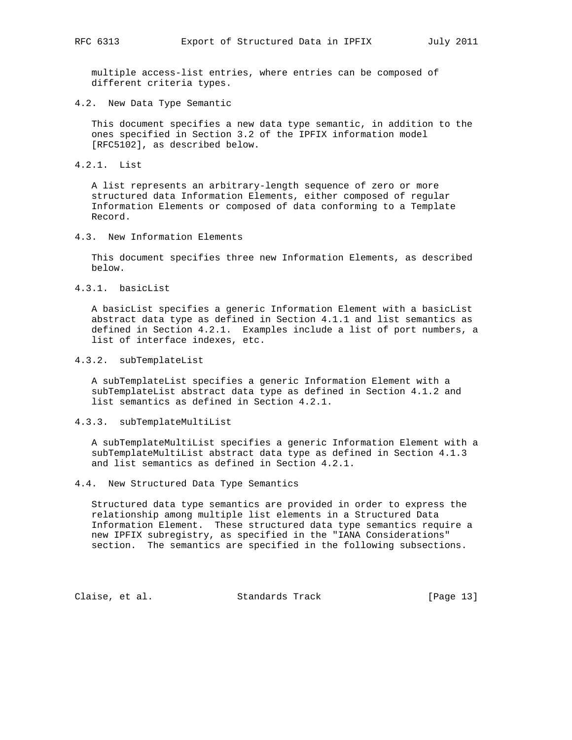multiple access-list entries, where entries can be composed of different criteria types.

## 4.2. New Data Type Semantic

This document specifies a new data type semantic, in addition to the ones specified in Section 3.2 of the IPFIX information model [RFC5102], as described below.

### 4.2.1. List

A list represents an arbitrary-length sequence of zero or more structured data Information Elements, either composed of regular Information Elements or composed of data conforming to a Template Record.

## 4.3. New Information Elements

This document specifies three new Information Elements, as described below.

### 4.3.1. basicList

A basicList specifies a generic Information Element with a basicList abstract data type as defined in Section 4.1.1 and list semantics as defined in Section 4.2.1. Examples include a list of port numbers, a list of interface indexes, etc.

### 4.3.2. subTemplateList

A subTemplateList specifies a generic Information Element with a subTemplateList abstract data type as defined in Section 4.1.2 and list semantics as defined in Section 4.2.1.

### 4.3.3. subTemplateMultiList

A subTemplateMultiList specifies a generic Information Element with a subTemplateMultiList abstract data type as defined in Section 4.1.3 and list semantics as defined in Section 4.2.1.

## 4.4. New Structured Data Type Semantics

Structured data type semantics are provided in order to express the relationship among multiple list elements in a Structured Data Information Element. These structured data type semantics require a new IPFIX subregistry, as specified in the "IANA Considerations" section. The semantics are specified in the following subsections.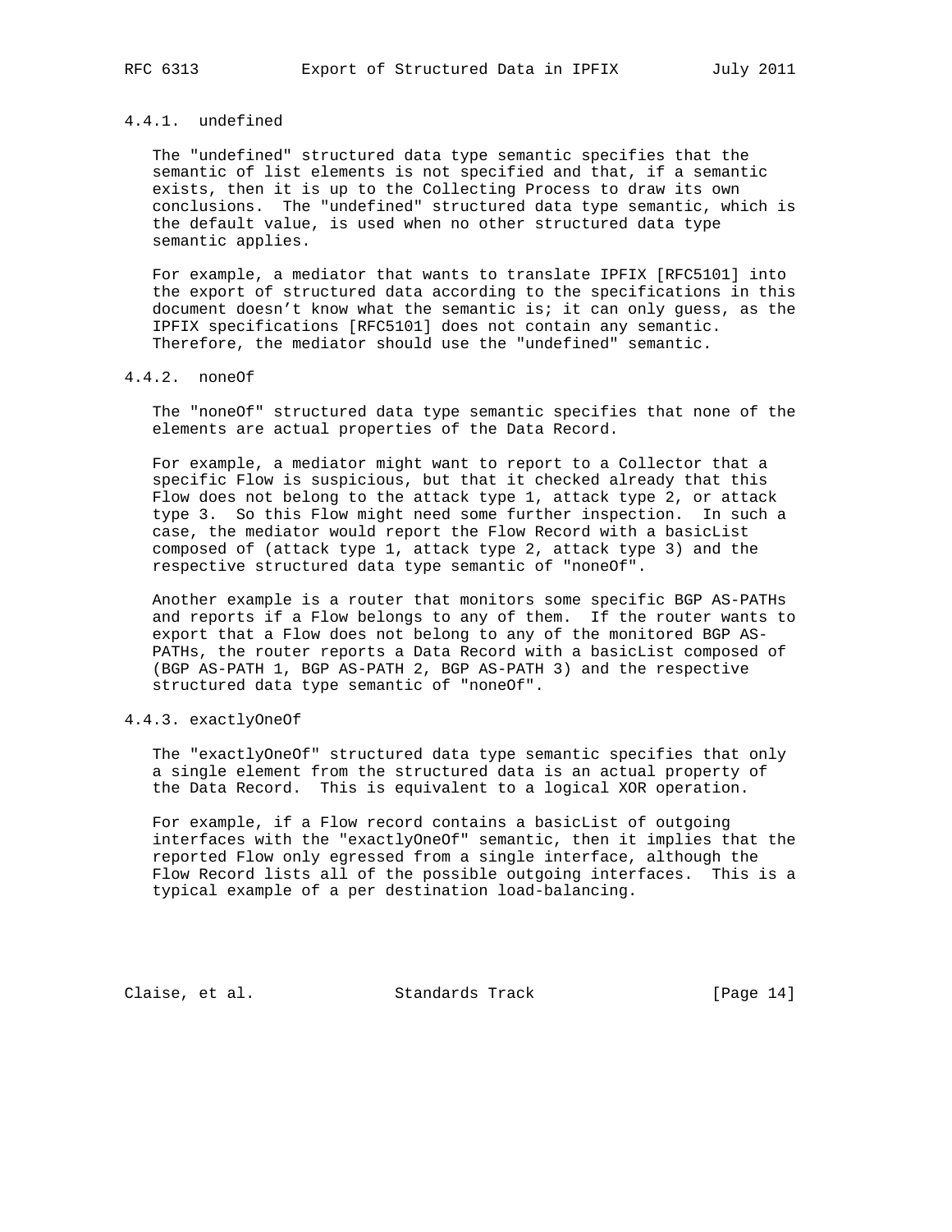#### 4.4.1. undefined

The "undefined" structured data type semantic specifies that the semantic of list elements is not specified and that, if a semantic exists, then it is up to the Collecting Process to draw its own conclusions. The "undefined" structured data type semantic, which is the default value, is used when no other structured data type semantic applies.

For example, a mediator that wants to translate IPFIX [RFC5101] into the export of structured data according to the specifications in this document doesn't know what the semantic is; it can only guess, as the IPFIX specifications [RFC5101] does not contain any semantic. Therefore, the mediator should use the "undefined" semantic.

#### 4.4.2. noneOf

The "noneOf" structured data type semantic specifies that none of the elements are actual properties of the Data Record.

For example, a mediator might want to report to a Collector that a specific Flow is suspicious, but that it checked already that this Flow does not belong to the attack type 1, attack type 2, or attack type 3. So this Flow might need some further inspection. In such a case, the mediator would report the Flow Record with a basicList composed of (attack type 1, attack type 2, attack type 3) and the respective structured data type semantic of "noneOf".

Another example is a router that monitors some specific BGP AS-PATHs and reports if a Flow belongs to any of them. If the router wants to export that a Flow does not belong to any of the monitored BGP AS-PATHs, the router reports a Data Record with a basicList composed of (BGP AS-PATH 1, BGP AS-PATH 2, BGP AS-PATH 3) and the respective structured data type semantic of "noneOf".

#### 4.4.3. exactlyOneOf

The "exactlyOneOf" structured data type semantic specifies that only a single element from the structured data is an actual property of the Data Record. This is equivalent to a logical XOR operation.

For example, if a Flow record contains a basicList of outgoing interfaces with the "exactlyOneOf" semantic, then it implies that the reported Flow only egressed from a single interface, although the Flow Record lists all of the possible outgoing interfaces. This is a typical example of a per destination load-balancing.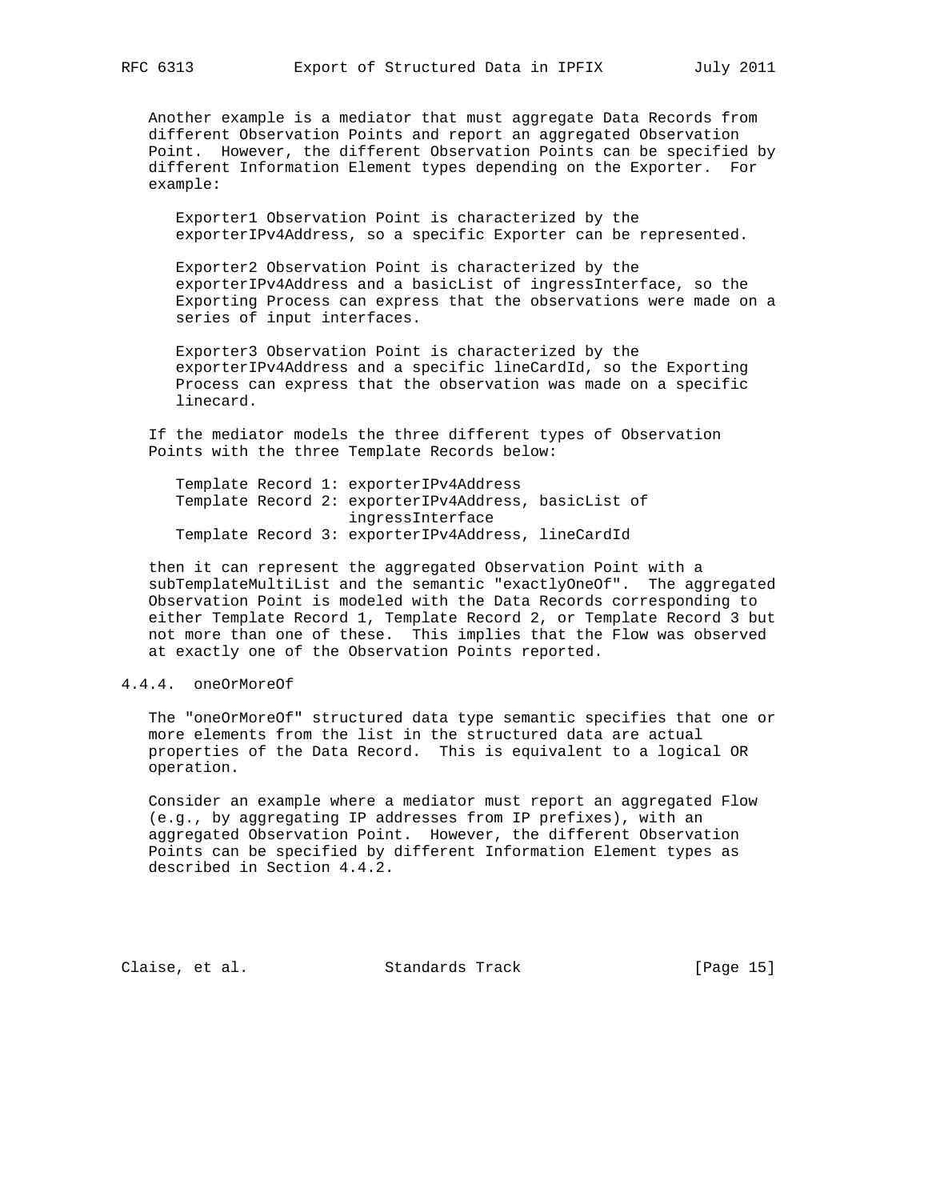Another example is a mediator that must aggregate Data Records from different Observation Points and report an aggregated Observation Point. However, the different Observation Points can be specified by different Information Element types depending on the Exporter. For example:

Exporter1 Observation Point is characterized by the exporterIPv4Address, so a specific Exporter can be represented.

Exporter2 Observation Point is characterized by the exporterIPv4Address and a basicList of ingressInterface, so the Exporting Process can express that the observations were made on a series of input interfaces.

Exporter3 Observation Point is characterized by the exporterIPv4Address and a specific lineCardId, so the Exporting Process can express that the observation was made on a specific linecard.

If the mediator models the three different types of Observation Points with the three Template Records below:

```
Template Record 1: exporterIPv4Address
Template Record 2: exporterIPv4Address, basicList of
                   ingressInterface
Template Record 3: exporterIPv4Address, lineCardId
```

then it can represent the aggregated Observation Point with a subTemplateMultiList and the semantic "exactlyOneOf". The aggregated Observation Point is modeled with the Data Records corresponding to either Template Record 1, Template Record 2, or Template Record 3 but not more than one of these. This implies that the Flow was observed at exactly one of the Observation Points reported.

#### 4.4.4. oneOrMoreOf

The "oneOrMoreOf" structured data type semantic specifies that one or more elements from the list in the structured data are actual properties of the Data Record. This is equivalent to a logical OR operation.

Consider an example where a mediator must report an aggregated Flow (e.g., by aggregating IP addresses from IP prefixes), with an aggregated Observation Point. However, the different Observation Points can be specified by different Information Element types as described in Section 4.4.2.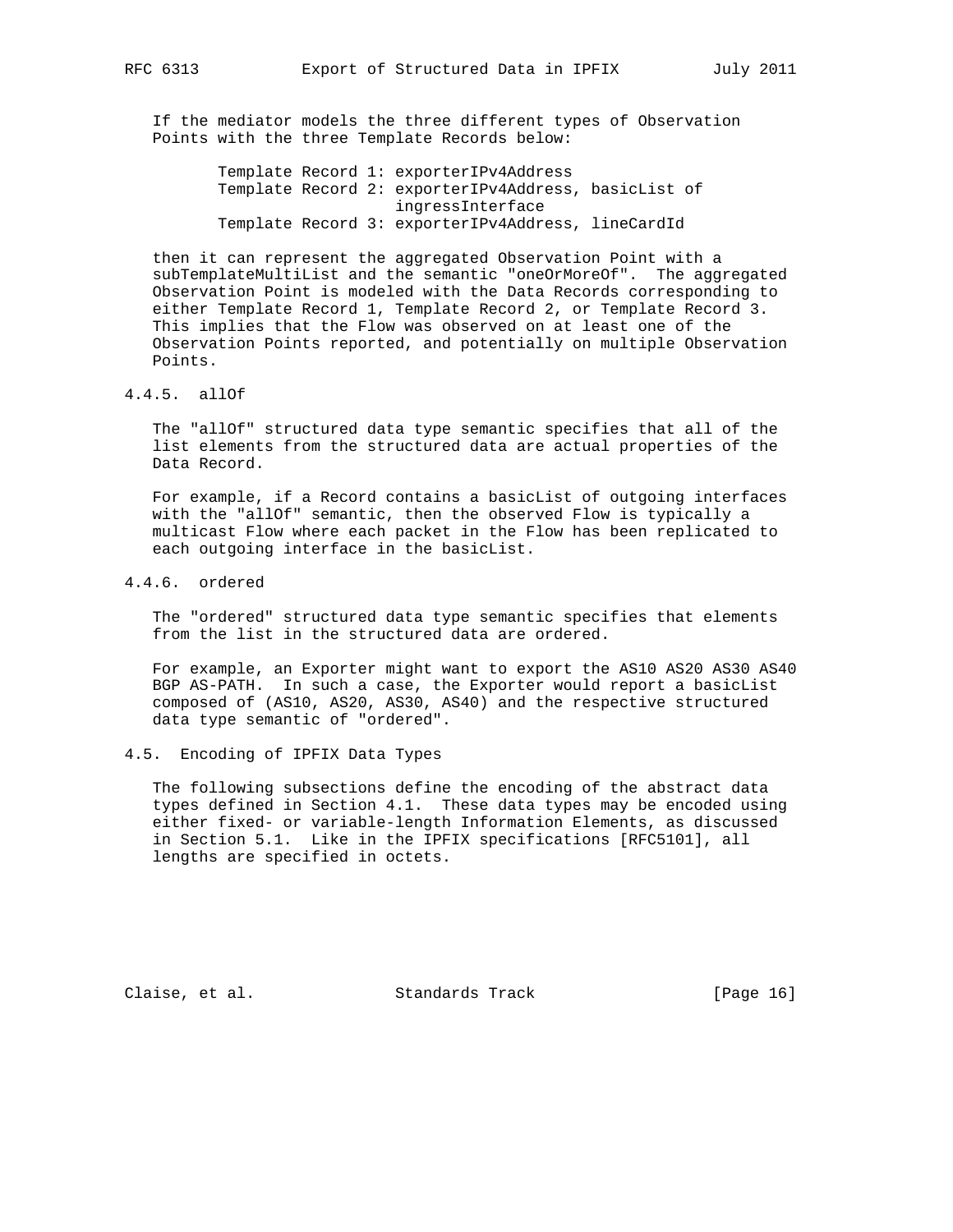If the mediator models the three different types of Observation Points with the three Template Records below:

```
Template Record 1: exporterIPv4Address
Template Record 2: exporterIPv4Address, basicList of
                   ingressInterface
Template Record 3: exporterIPv4Address, lineCardId
```

then it can represent the aggregated Observation Point with a subTemplateMultiList and the semantic "oneOrMoreOf". The aggregated Observation Point is modeled with the Data Records corresponding to either Template Record 1, Template Record 2, or Template Record 3. This implies that the Flow was observed on at least one of the Observation Points reported, and potentially on multiple Observation Points.

#### 4.4.5. allOf

The "allOf" structured data type semantic specifies that all of the list elements from the structured data are actual properties of the Data Record.

For example, if a Record contains a basicList of outgoing interfaces with the "allOf" semantic, then the observed Flow is typically a multicast Flow where each packet in the Flow has been replicated to each outgoing interface in the basicList.

#### 4.4.6. ordered

The "ordered" structured data type semantic specifies that elements from the list in the structured data are ordered.

For example, an Exporter might want to export the AS10 AS20 AS30 AS40 BGP AS-PATH. In such a case, the Exporter would report a basicList composed of (AS10, AS20, AS30, AS40) and the respective structured data type semantic of "ordered".

### 4.5. Encoding of IPFIX Data Types

The following subsections define the encoding of the abstract data types defined in Section 4.1. These data types may be encoded using either fixed- or variable-length Information Elements, as discussed in Section 5.1. Like in the IPFIX specifications [RFC5101], all lengths are specified in octets.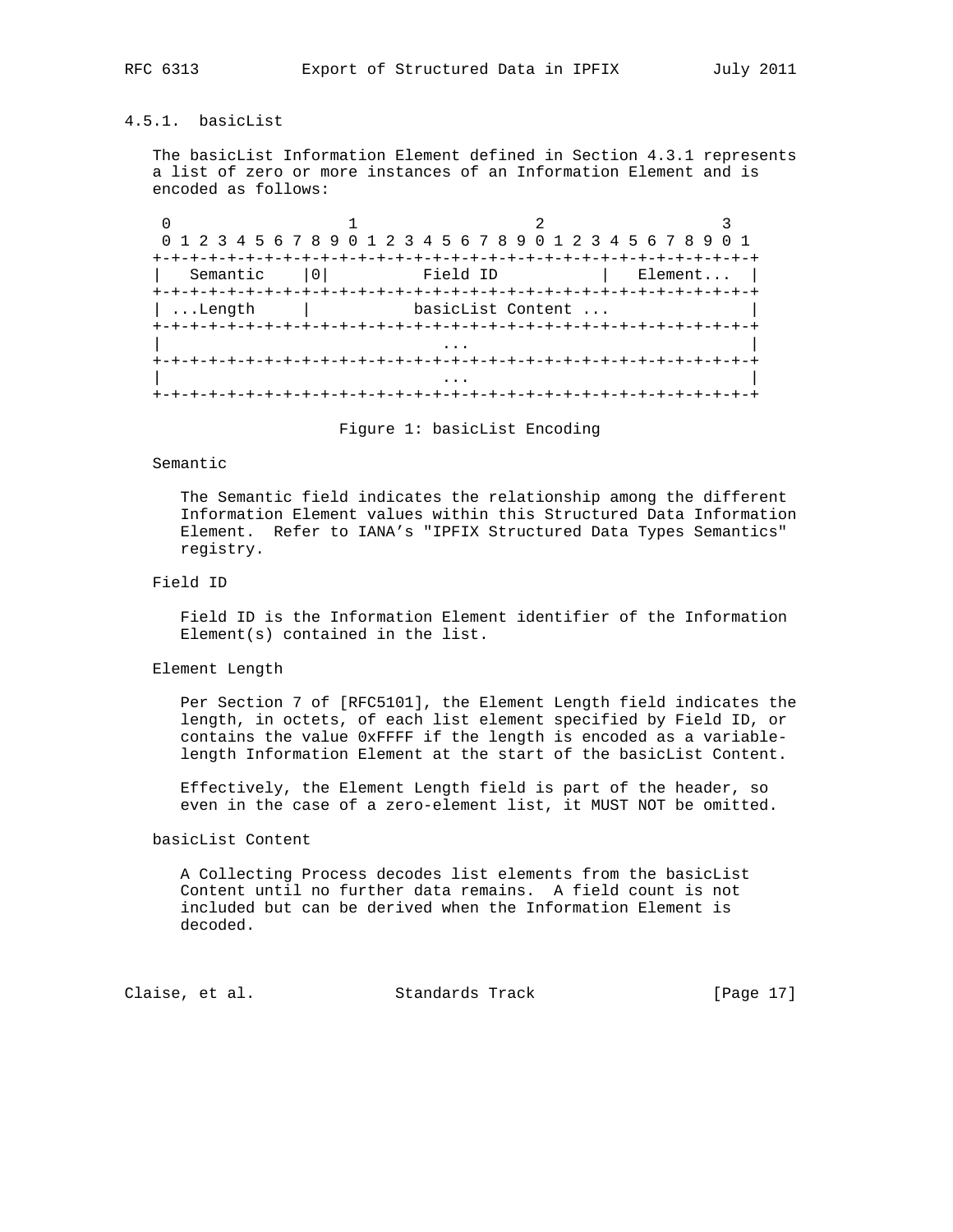### 4.5.1. basicList

The basicList Information Element defined in Section 4.3.1 represents a list of zero or more instances of an Information Element and is encoded as follows:

```
 0                   1                   2                   3
 0 1 2 3 4 5 6 7 8 9 0 1 2 3 4 5 6 7 8 9 0 1 2 3 4 5 6 7 8 9 0 1
+-+-+-+-+-+-+-+-+-+-+-+-+-+-+-+-+-+-+-+-+-+-+-+-+-+-+-+-+-+-+-+-+
|   Semantic    |0|          Field ID           |   Element...  |
+-+-+-+-+-+-+-+-+-+-+-+-+-+-+-+-+-+-+-+-+-+-+-+-+-+-+-+-+-+-+-+-+
| ...Length     |           basicList Content ...               |
+-+-+-+-+-+-+-+-+-+-+-+-+-+-+-+-+-+-+-+-+-+-+-+-+-+-+-+-+-+-+-+-+
|                              ...                              |
+-+-+-+-+-+-+-+-+-+-+-+-+-+-+-+-+-+-+-+-+-+-+-+-+-+-+-+-+-+-+-+-+
|                              ...                              |
+-+-+-+-+-+-+-+-+-+-+-+-+-+-+-+-+-+-+-+-+-+-+-+-+-+-+-+-+-+-+-+-+
```

Figure 1: basicList Encoding

Semantic

The Semantic field indicates the relationship among the different Information Element values within this Structured Data Information Element. Refer to IANA's "IPFIX Structured Data Types Semantics" registry.

Field ID

Field ID is the Information Element identifier of the Information Element(s) contained in the list.

Element Length

Per Section 7 of [RFC5101], the Element Length field indicates the length, in octets, of each list element specified by Field ID, or contains the value 0xFFFF if the length is encoded as a variable-length Information Element at the start of the basicList Content.

Effectively, the Element Length field is part of the header, so even in the case of a zero-element list, it MUST NOT be omitted.

basicList Content

A Collecting Process decodes list elements from the basicList Content until no further data remains. A field count is not included but can be derived when the Information Element is decoded.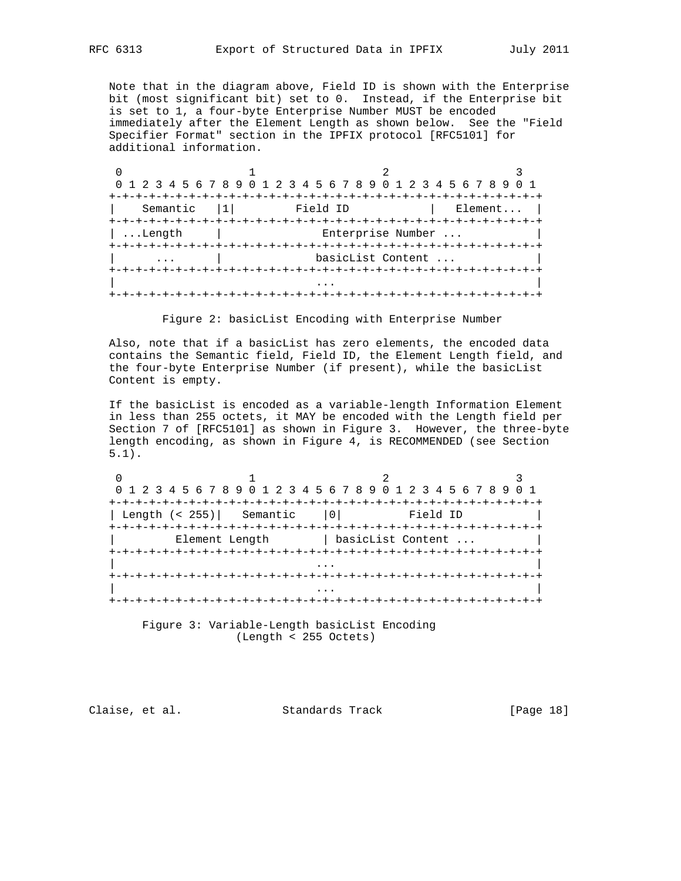Note that in the diagram above, Field ID is shown with the Enterprise bit (most significant bit) set to 0. Instead, if the Enterprise bit is set to 1, a four-byte Enterprise Number MUST be encoded immediately after the Element Length as shown below. See the "Field Specifier Format" section in the IPFIX protocol [RFC5101] for additional information.

```
 0                   1                   2                   3
 0 1 2 3 4 5 6 7 8 9 0 1 2 3 4 5 6 7 8 9 0 1 2 3 4 5 6 7 8 9 0 1
+-+-+-+-+-+-+-+-+-+-+-+-+-+-+-+-+-+-+-+-+-+-+-+-+-+-+-+-+-+-+-+-+
|    Semantic   |1|         Field ID            |   Element...  |
+-+-+-+-+-+-+-+-+-+-+-+-+-+-+-+-+-+-+-+-+-+-+-+-+-+-+-+-+-+-+-+-+
| ...Length     |               Enterprise Number ...           |
+-+-+-+-+-+-+-+-+-+-+-+-+-+-+-+-+-+-+-+-+-+-+-+-+-+-+-+-+-+-+-+-+
|      ...      |              basicList Content ...            |
+-+-+-+-+-+-+-+-+-+-+-+-+-+-+-+-+-+-+-+-+-+-+-+-+-+-+-+-+-+-+-+-+
|                              ...                              |
+-+-+-+-+-+-+-+-+-+-+-+-+-+-+-+-+-+-+-+-+-+-+-+-+-+-+-+-+-+-+-+-+
```

Figure 2: basicList Encoding with Enterprise Number

Also, note that if a basicList has zero elements, the encoded data contains the Semantic field, Field ID, the Element Length field, and the four-byte Enterprise Number (if present), while the basicList Content is empty.

If the basicList is encoded as a variable-length Information Element in less than 255 octets, it MAY be encoded with the Length field per Section 7 of [RFC5101] as shown in Figure 3. However, the three-byte length encoding, as shown in Figure 4, is RECOMMENDED (see Section 5.1).

```
 0                   1                   2                   3
 0 1 2 3 4 5 6 7 8 9 0 1 2 3 4 5 6 7 8 9 0 1 2 3 4 5 6 7 8 9 0 1
+-+-+-+-+-+-+-+-+-+-+-+-+-+-+-+-+-+-+-+-+-+-+-+-+-+-+-+-+-+-+-+-+
| Length (< 255)|   Semantic    |0|          Field ID           |
+-+-+-+-+-+-+-+-+-+-+-+-+-+-+-+-+-+-+-+-+-+-+-+-+-+-+-+-+-+-+-+-+
|         Element Length        | basicList Content ...         |
+-+-+-+-+-+-+-+-+-+-+-+-+-+-+-+-+-+-+-+-+-+-+-+-+-+-+-+-+-+-+-+-+
|                              ...                              |
+-+-+-+-+-+-+-+-+-+-+-+-+-+-+-+-+-+-+-+-+-+-+-+-+-+-+-+-+-+-+-+-+
|                              ...                              |
+-+-+-+-+-+-+-+-+-+-+-+-+-+-+-+-+-+-+-+-+-+-+-+-+-+-+-+-+-+-+-+-+
```

Figure 3: Variable-Length basicList Encoding (Length < 255 Octets)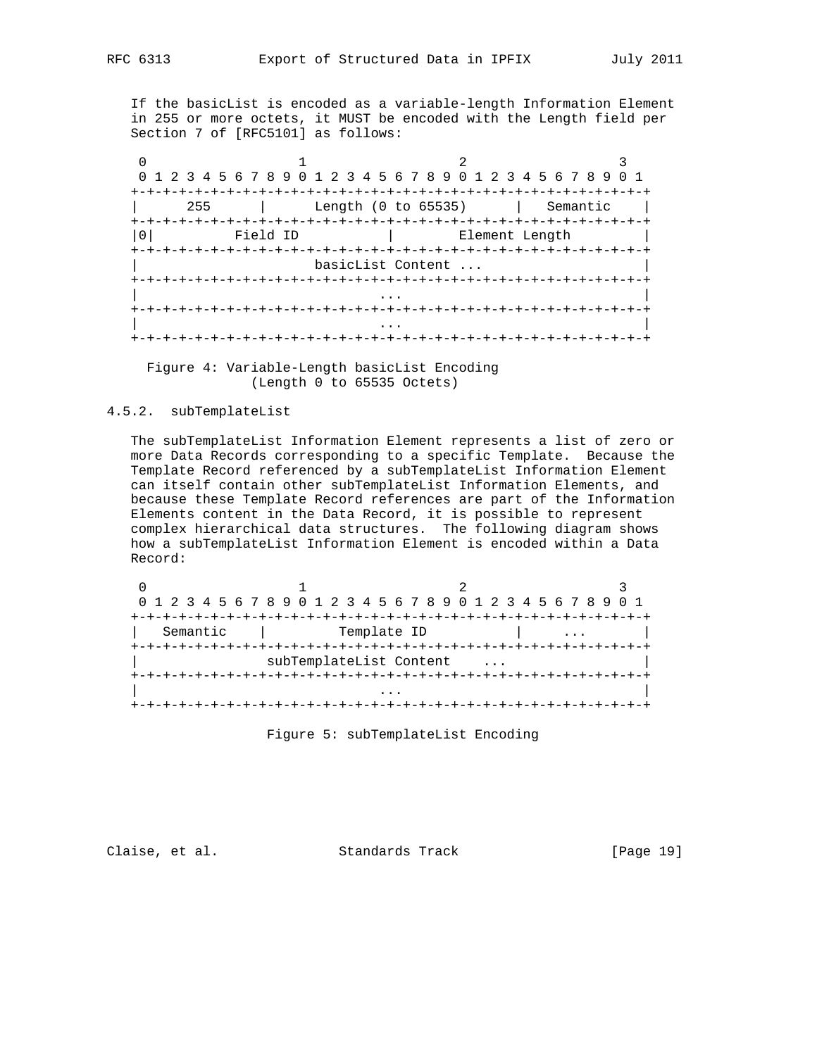If the basicList is encoded as a variable-length Information Element in 255 or more octets, it MUST be encoded with the Length field per Section 7 of [RFC5101] as follows:

```
 0                   1                   2                   3
 0 1 2 3 4 5 6 7 8 9 0 1 2 3 4 5 6 7 8 9 0 1 2 3 4 5 6 7 8 9 0 1
+-+-+-+-+-+-+-+-+-+-+-+-+-+-+-+-+-+-+-+-+-+-+-+-+-+-+-+-+-+-+-+-+
|      255      |      Length (0 to 65535)      |   Semantic    |
+-+-+-+-+-+-+-+-+-+-+-+-+-+-+-+-+-+-+-+-+-+-+-+-+-+-+-+-+-+-+-+-+
|0|          Field ID           |        Element Length         |
+-+-+-+-+-+-+-+-+-+-+-+-+-+-+-+-+-+-+-+-+-+-+-+-+-+-+-+-+-+-+-+-+
|                      basicList Content ...                    |
+-+-+-+-+-+-+-+-+-+-+-+-+-+-+-+-+-+-+-+-+-+-+-+-+-+-+-+-+-+-+-+-+
|                              ...                              |
+-+-+-+-+-+-+-+-+-+-+-+-+-+-+-+-+-+-+-+-+-+-+-+-+-+-+-+-+-+-+-+-+
|                              ...                              |
+-+-+-+-+-+-+-+-+-+-+-+-+-+-+-+-+-+-+-+-+-+-+-+-+-+-+-+-+-+-+-+-+
```

Figure 4: Variable-Length basicList Encoding (Length 0 to 65535 Octets)

### 4.5.2. subTemplateList

The subTemplateList Information Element represents a list of zero or more Data Records corresponding to a specific Template. Because the Template Record referenced by a subTemplateList Information Element can itself contain other subTemplateList Information Elements, and because these Template Record references are part of the Information Elements content in the Data Record, it is possible to represent complex hierarchical data structures. The following diagram shows how a subTemplateList Information Element is encoded within a Data Record:

```
 0                   1                   2                   3
 0 1 2 3 4 5 6 7 8 9 0 1 2 3 4 5 6 7 8 9 0 1 2 3 4 5 6 7 8 9 0 1
+-+-+-+-+-+-+-+-+-+-+-+-+-+-+-+-+-+-+-+-+-+-+-+-+-+-+-+-+-+-+-+-+
|   Semantic    |         Template ID           |     ...       |
+-+-+-+-+-+-+-+-+-+-+-+-+-+-+-+-+-+-+-+-+-+-+-+-+-+-+-+-+-+-+-+-+
|                subTemplateList Content    ...                 |
+-+-+-+-+-+-+-+-+-+-+-+-+-+-+-+-+-+-+-+-+-+-+-+-+-+-+-+-+-+-+-+-+
|                              ...                              |
+-+-+-+-+-+-+-+-+-+-+-+-+-+-+-+-+-+-+-+-+-+-+-+-+-+-+-+-+-+-+-+-+
```

Figure 5: subTemplateList Encoding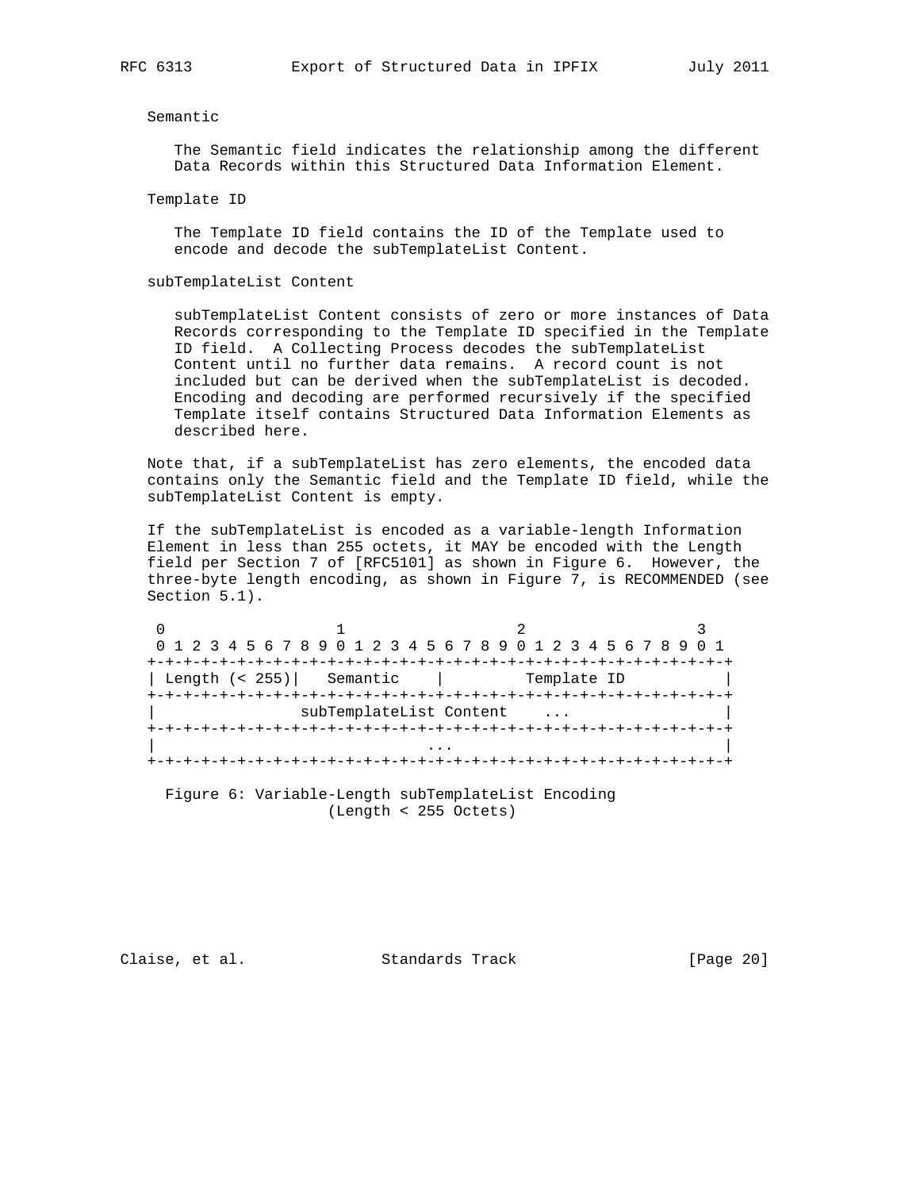Semantic

The Semantic field indicates the relationship among the different Data Records within this Structured Data Information Element.

Template ID

The Template ID field contains the ID of the Template used to encode and decode the subTemplateList Content.

subTemplateList Content

subTemplateList Content consists of zero or more instances of Data Records corresponding to the Template ID specified in the Template ID field. A Collecting Process decodes the subTemplateList Content until no further data remains. A record count is not included but can be derived when the subTemplateList is decoded. Encoding and decoding are performed recursively if the specified Template itself contains Structured Data Information Elements as described here.

Note that, if a subTemplateList has zero elements, the encoded data contains only the Semantic field and the Template ID field, while the subTemplateList Content is empty.

If the subTemplateList is encoded as a variable-length Information Element in less than 255 octets, it MAY be encoded with the Length field per Section 7 of [RFC5101] as shown in Figure 6. However, the three-byte length encoding, as shown in Figure 7, is RECOMMENDED (see Section 5.1).

```
 0                   1                   2                   3
 0 1 2 3 4 5 6 7 8 9 0 1 2 3 4 5 6 7 8 9 0 1 2 3 4 5 6 7 8 9 0 1
+-+-+-+-+-+-+-+-+-+-+-+-+-+-+-+-+-+-+-+-+-+-+-+-+-+-+-+-+-+-+-+-+
| Length (< 255)|   Semantic    |         Template ID           |
+-+-+-+-+-+-+-+-+-+-+-+-+-+-+-+-+-+-+-+-+-+-+-+-+-+-+-+-+-+-+-+-+
|               subTemplateList Content    ...                  |
+-+-+-+-+-+-+-+-+-+-+-+-+-+-+-+-+-+-+-+-+-+-+-+-+-+-+-+-+-+-+-+-+
|                              ...                              |
+-+-+-+-+-+-+-+-+-+-+-+-+-+-+-+-+-+-+-+-+-+-+-+-+-+-+-+-+-+-+-+-+
```

Figure 6: Variable-Length subTemplateList Encoding (Length < 255 Octets)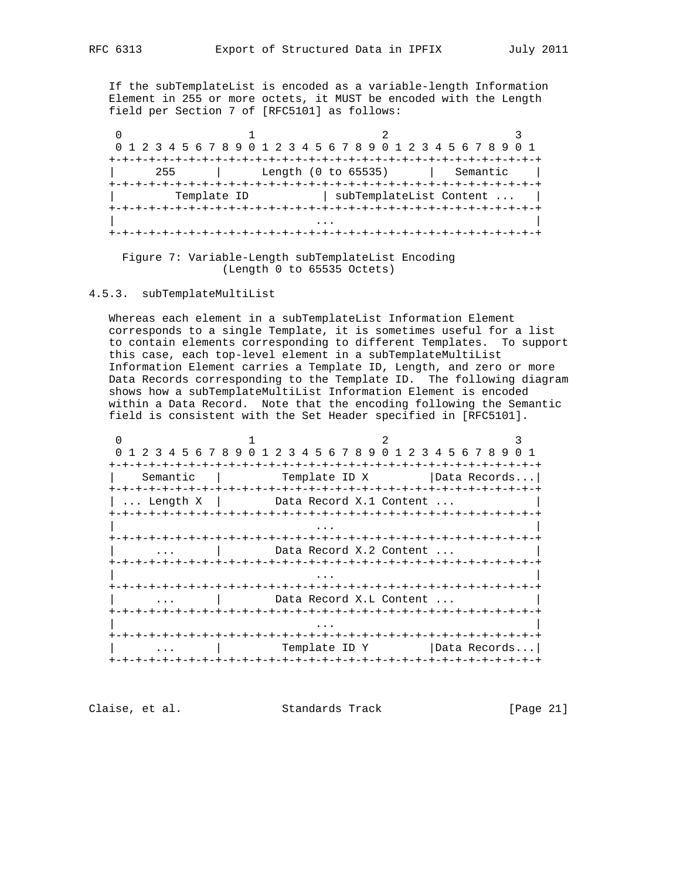If the subTemplateList is encoded as a variable-length Information Element in 255 or more octets, it MUST be encoded with the Length field per Section 7 of [RFC5101] as follows:

```
 0                   1                   2                   3
 0 1 2 3 4 5 6 7 8 9 0 1 2 3 4 5 6 7 8 9 0 1 2 3 4 5 6 7 8 9 0 1
+-+-+-+-+-+-+-+-+-+-+-+-+-+-+-+-+-+-+-+-+-+-+-+-+-+-+-+-+-+-+-+-+
|      255      |      Length (0 to 65535)      |   Semantic    |
+-+-+-+-+-+-+-+-+-+-+-+-+-+-+-+-+-+-+-+-+-+-+-+-+-+-+-+-+-+-+-+-+
|         Template ID           | subTemplateList Content ...   |
+-+-+-+-+-+-+-+-+-+-+-+-+-+-+-+-+-+-+-+-+-+-+-+-+-+-+-+-+-+-+-+-+
|                              ...                              |
+-+-+-+-+-+-+-+-+-+-+-+-+-+-+-+-+-+-+-+-+-+-+-+-+-+-+-+-+-+-+-+-+
```

Figure 7: Variable-Length subTemplateList Encoding (Length 0 to 65535 Octets)

### 4.5.3. subTemplateMultiList

Whereas each element in a subTemplateList Information Element corresponds to a single Template, it is sometimes useful for a list to contain elements corresponding to different Templates. To support this case, each top-level element in a subTemplateMultiList Information Element carries a Template ID, Length, and zero or more Data Records corresponding to the Template ID. The following diagram shows how a subTemplateMultiList Information Element is encoded within a Data Record. Note that the encoding following the Semantic field is consistent with the Set Header specified in [RFC5101].

```
 0                   1                   2                   3
 0 1 2 3 4 5 6 7 8 9 0 1 2 3 4 5 6 7 8 9 0 1 2 3 4 5 6 7 8 9 0 1
+-+-+-+-+-+-+-+-+-+-+-+-+-+-+-+-+-+-+-+-+-+-+-+-+-+-+-+-+-+-+-+-+
|    Semantic   |         Template ID X         |Data Records...|
+-+-+-+-+-+-+-+-+-+-+-+-+-+-+-+-+-+-+-+-+-+-+-+-+-+-+-+-+-+-+-+-+
| ... Length X  |        Data Record X.1 Content ...            |
+-+-+-+-+-+-+-+-+-+-+-+-+-+-+-+-+-+-+-+-+-+-+-+-+-+-+-+-+-+-+-+-+
|                              ...                              |
+-+-+-+-+-+-+-+-+-+-+-+-+-+-+-+-+-+-+-+-+-+-+-+-+-+-+-+-+-+-+-+-+
|      ...      |        Data Record X.2 Content ...            |
+-+-+-+-+-+-+-+-+-+-+-+-+-+-+-+-+-+-+-+-+-+-+-+-+-+-+-+-+-+-+-+-+
|                              ...                              |
+-+-+-+-+-+-+-+-+-+-+-+-+-+-+-+-+-+-+-+-+-+-+-+-+-+-+-+-+-+-+-+-+
|      ...      |        Data Record X.L Content ...            |
+-+-+-+-+-+-+-+-+-+-+-+-+-+-+-+-+-+-+-+-+-+-+-+-+-+-+-+-+-+-+-+-+
|                              ...                              |
+-+-+-+-+-+-+-+-+-+-+-+-+-+-+-+-+-+-+-+-+-+-+-+-+-+-+-+-+-+-+-+-+
|      ...      |         Template ID Y         |Data Records...|
+-+-+-+-+-+-+-+-+-+-+-+-+-+-+-+-+-+-+-+-+-+-+-+-+-+-+-+-+-+-+-+-+
```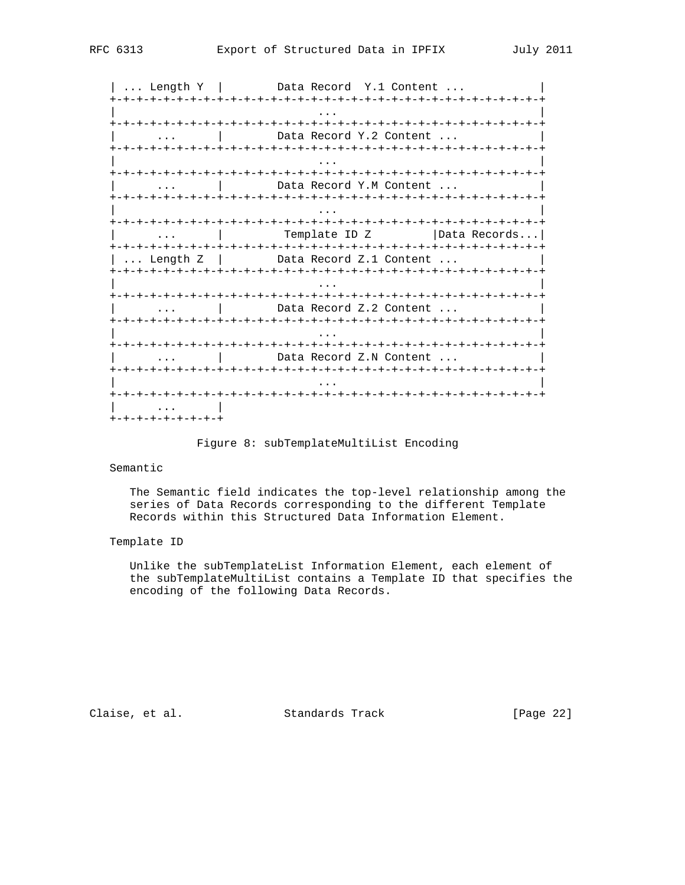```
| ... Length Y  |        Data Record  Y.1 Content ...           |
+-+-+-+-+-+-+-+-+-+-+-+-+-+-+-+-+-+-+-+-+-+-+-+-+-+-+-+-+-+-+-+-+
|                               ...                             |
+-+-+-+-+-+-+-+-+-+-+-+-+-+-+-+-+-+-+-+-+-+-+-+-+-+-+-+-+-+-+-+-+
|      ...      |        Data Record Y.2 Content ...            |
+-+-+-+-+-+-+-+-+-+-+-+-+-+-+-+-+-+-+-+-+-+-+-+-+-+-+-+-+-+-+-+-+
|                               ...                             |
+-+-+-+-+-+-+-+-+-+-+-+-+-+-+-+-+-+-+-+-+-+-+-+-+-+-+-+-+-+-+-+-+
|      ...      |        Data Record Y.M Content ...            |
+-+-+-+-+-+-+-+-+-+-+-+-+-+-+-+-+-+-+-+-+-+-+-+-+-+-+-+-+-+-+-+-+
|                               ...                             |
+-+-+-+-+-+-+-+-+-+-+-+-+-+-+-+-+-+-+-+-+-+-+-+-+-+-+-+-+-+-+-+-+
|      ...      |         Template ID Z         |Data Records...|
+-+-+-+-+-+-+-+-+-+-+-+-+-+-+-+-+-+-+-+-+-+-+-+-+-+-+-+-+-+-+-+-+
| ... Length Z  |        Data Record Z.1 Content ...            |
+-+-+-+-+-+-+-+-+-+-+-+-+-+-+-+-+-+-+-+-+-+-+-+-+-+-+-+-+-+-+-+-+
|                               ...                             |
+-+-+-+-+-+-+-+-+-+-+-+-+-+-+-+-+-+-+-+-+-+-+-+-+-+-+-+-+-+-+-+-+
|      ...      |        Data Record Z.2 Content ...            |
+-+-+-+-+-+-+-+-+-+-+-+-+-+-+-+-+-+-+-+-+-+-+-+-+-+-+-+-+-+-+-+-+
|                               ...                             |
+-+-+-+-+-+-+-+-+-+-+-+-+-+-+-+-+-+-+-+-+-+-+-+-+-+-+-+-+-+-+-+-+
|      ...      |        Data Record Z.N Content ...            |
+-+-+-+-+-+-+-+-+-+-+-+-+-+-+-+-+-+-+-+-+-+-+-+-+-+-+-+-+-+-+-+-+
|                               ...                             |
+-+-+-+-+-+-+-+-+-+-+-+-+-+-+-+-+-+-+-+-+-+-+-+-+-+-+-+-+-+-+-+-+
|      ...      |
+-+-+-+-+-+-+-+-+
```

Figure 8: subTemplateMultiList Encoding

Semantic

The Semantic field indicates the top-level relationship among the series of Data Records corresponding to the different Template Records within this Structured Data Information Element.

Template ID

Unlike the subTemplateList Information Element, each element of the subTemplateMultiList contains a Template ID that specifies the encoding of the following Data Records.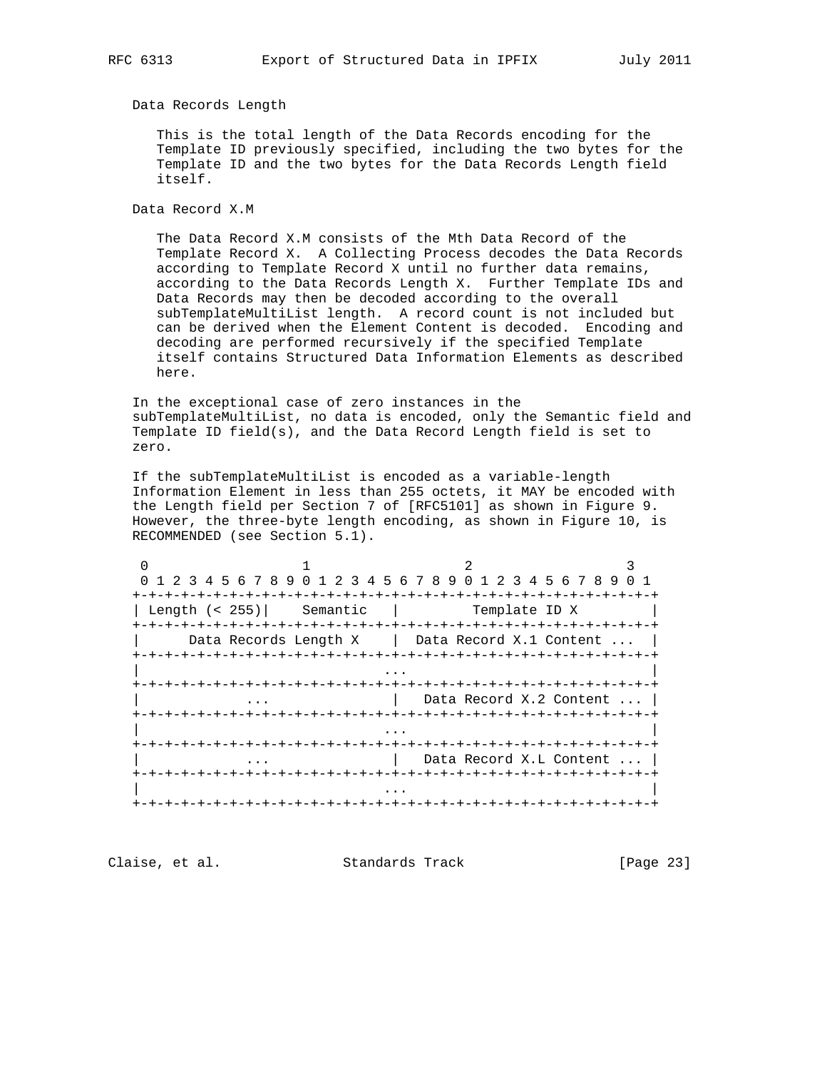Data Records Length

This is the total length of the Data Records encoding for the Template ID previously specified, including the two bytes for the Template ID and the two bytes for the Data Records Length field itself.

Data Record X.M

The Data Record X.M consists of the Mth Data Record of the Template Record X. A Collecting Process decodes the Data Records according to Template Record X until no further data remains, according to the Data Records Length X. Further Template IDs and Data Records may then be decoded according to the overall subTemplateMultiList length. A record count is not included but can be derived when the Element Content is decoded. Encoding and decoding are performed recursively if the specified Template itself contains Structured Data Information Elements as described here.

In the exceptional case of zero instances in the subTemplateMultiList, no data is encoded, only the Semantic field and Template ID field(s), and the Data Record Length field is set to zero.

If the subTemplateMultiList is encoded as a variable-length Information Element in less than 255 octets, it MAY be encoded with the Length field per Section 7 of [RFC5101] as shown in Figure 9. However, the three-byte length encoding, as shown in Figure 10, is RECOMMENDED (see Section 5.1).

```
 0                   1                   2                   3
 0 1 2 3 4 5 6 7 8 9 0 1 2 3 4 5 6 7 8 9 0 1 2 3 4 5 6 7 8 9 0 1
+-+-+-+-+-+-+-+-+-+-+-+-+-+-+-+-+-+-+-+-+-+-+-+-+-+-+-+-+-+-+-+-+
| Length (< 255)|    Semantic   |         Template ID X         |
+-+-+-+-+-+-+-+-+-+-+-+-+-+-+-+-+-+-+-+-+-+-+-+-+-+-+-+-+-+-+-+-+
|     Data Records Length X     |  Data Record X.1 Content ...  |
+-+-+-+-+-+-+-+-+-+-+-+-+-+-+-+-+-+-+-+-+-+-+-+-+-+-+-+-+-+-+-+-+
|                              ...                              |
+-+-+-+-+-+-+-+-+-+-+-+-+-+-+-+-+-+-+-+-+-+-+-+-+-+-+-+-+-+-+-+-+
|              ...              |   Data Record X.2 Content ... |
+-+-+-+-+-+-+-+-+-+-+-+-+-+-+-+-+-+-+-+-+-+-+-+-+-+-+-+-+-+-+-+-+
|                              ...                              |
+-+-+-+-+-+-+-+-+-+-+-+-+-+-+-+-+-+-+-+-+-+-+-+-+-+-+-+-+-+-+-+-+
|              ...              |   Data Record X.L Content ... |
+-+-+-+-+-+-+-+-+-+-+-+-+-+-+-+-+-+-+-+-+-+-+-+-+-+-+-+-+-+-+-+-+
|                              ...                              |
+-+-+-+-+-+-+-+-+-+-+-+-+-+-+-+-+-+-+-+-+-+-+-+-+-+-+-+-+-+-+-+-+
```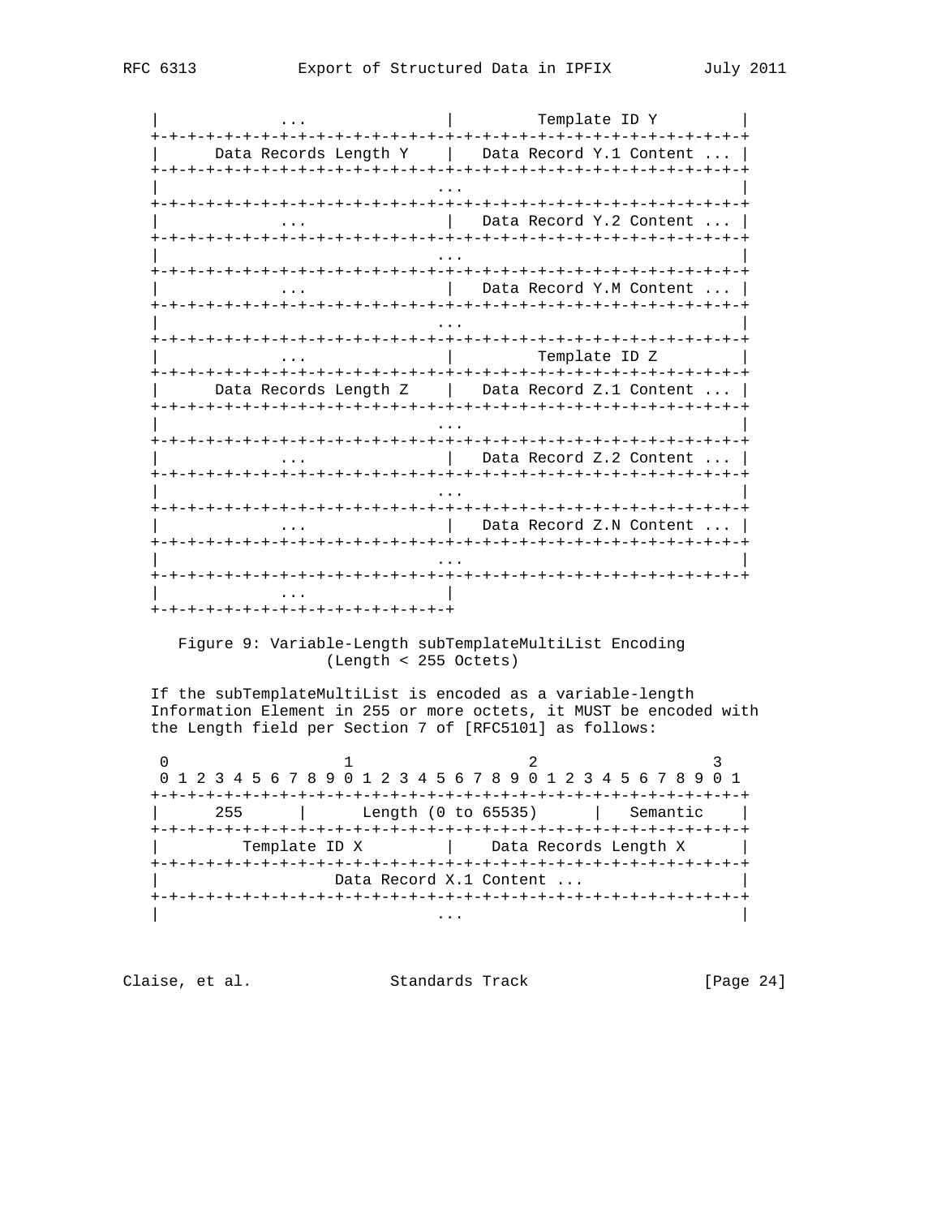```
   |             ...             |         Template ID Y           |
   +-+-+-+-+-+-+-+-+-+-+-+-+-+-+-+-+-+-+-+-+-+-+-+-+-+-+-+-+-+-+-+-+
   |      Data Records Length Y    |   Data Record Y.1 Content ... |
   +-+-+-+-+-+-+-+-+-+-+-+-+-+-+-+-+-+-+-+-+-+-+-+-+-+-+-+-+-+-+-+-+
   |                              ...                              |
   +-+-+-+-+-+-+-+-+-+-+-+-+-+-+-+-+-+-+-+-+-+-+-+-+-+-+-+-+-+-+-+-+
   |             ...             |   Data Record Y.2 Content ... |
   +-+-+-+-+-+-+-+-+-+-+-+-+-+-+-+-+-+-+-+-+-+-+-+-+-+-+-+-+-+-+-+-+
   |                              ...                              |
   +-+-+-+-+-+-+-+-+-+-+-+-+-+-+-+-+-+-+-+-+-+-+-+-+-+-+-+-+-+-+-+-+
   |             ...             |   Data Record Y.M Content ... |
   +-+-+-+-+-+-+-+-+-+-+-+-+-+-+-+-+-+-+-+-+-+-+-+-+-+-+-+-+-+-+-+-+
   |                              ...                              |
   +-+-+-+-+-+-+-+-+-+-+-+-+-+-+-+-+-+-+-+-+-+-+-+-+-+-+-+-+-+-+-+-+
   |             ...             |         Template ID Z           |
   +-+-+-+-+-+-+-+-+-+-+-+-+-+-+-+-+-+-+-+-+-+-+-+-+-+-+-+-+-+-+-+-+
   |      Data Records Length Z    |   Data Record Z.1 Content ... |
   +-+-+-+-+-+-+-+-+-+-+-+-+-+-+-+-+-+-+-+-+-+-+-+-+-+-+-+-+-+-+-+-+
   |                              ...                              |
   +-+-+-+-+-+-+-+-+-+-+-+-+-+-+-+-+-+-+-+-+-+-+-+-+-+-+-+-+-+-+-+-+
   |             ...             |   Data Record Z.2 Content ... |
   +-+-+-+-+-+-+-+-+-+-+-+-+-+-+-+-+-+-+-+-+-+-+-+-+-+-+-+-+-+-+-+-+
   |                              ...                              |
   +-+-+-+-+-+-+-+-+-+-+-+-+-+-+-+-+-+-+-+-+-+-+-+-+-+-+-+-+-+-+-+-+
   |             ...             |   Data Record Z.N Content ... |
   +-+-+-+-+-+-+-+-+-+-+-+-+-+-+-+-+-+-+-+-+-+-+-+-+-+-+-+-+-+-+-+-+
   |                              ...                              |
   +-+-+-+-+-+-+-+-+-+-+-+-+-+-+-+-+-+-+-+-+-+-+-+-+-+-+-+-+-+-+-+-+
   |             ...             |
   +-+-+-+-+-+-+-+-+-+-+-+-+-+-+-+-+
```

Figure 9: Variable-Length subTemplateMultiList Encoding (Length < 255 Octets)

If the subTemplateMultiList is encoded as a variable-length Information Element in 255 or more octets, it MUST be encoded with the Length field per Section 7 of [RFC5101] as follows:

```
    0                   1                   2                   3
    0 1 2 3 4 5 6 7 8 9 0 1 2 3 4 5 6 7 8 9 0 1 2 3 4 5 6 7 8 9 0 1
   +-+-+-+-+-+-+-+-+-+-+-+-+-+-+-+-+-+-+-+-+-+-+-+-+-+-+-+-+-+-+-+-+
   |      255      |      Length (0 to 65535)      |   Semantic    |
   +-+-+-+-+-+-+-+-+-+-+-+-+-+-+-+-+-+-+-+-+-+-+-+-+-+-+-+-+-+-+-+-+
   |         Template ID X         |    Data Records Length X      |
   +-+-+-+-+-+-+-+-+-+-+-+-+-+-+-+-+-+-+-+-+-+-+-+-+-+-+-+-+-+-+-+-+
   |                  Data Record X.1 Content ...                  |
   +-+-+-+-+-+-+-+-+-+-+-+-+-+-+-+-+-+-+-+-+-+-+-+-+-+-+-+-+-+-+-+-+
   |                              ...                              |
```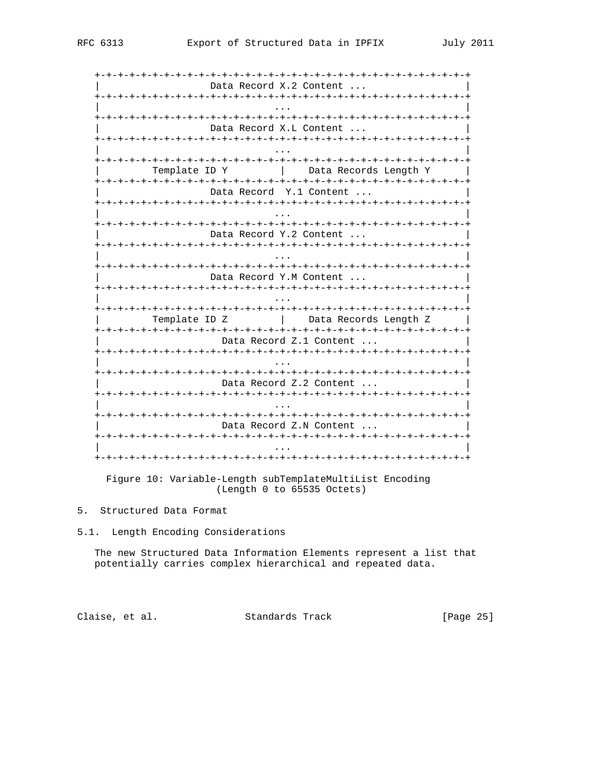```
 +-+-+-+-+-+-+-+-+-+-+-+-+-+-+-+-+-+-+-+-+-+-+-+-+-+-+-+-+-+-+-+-+
 |                  Data Record X.2 Content ...                  |
 +-+-+-+-+-+-+-+-+-+-+-+-+-+-+-+-+-+-+-+-+-+-+-+-+-+-+-+-+-+-+-+-+
 |                              ...                              |
 +-+-+-+-+-+-+-+-+-+-+-+-+-+-+-+-+-+-+-+-+-+-+-+-+-+-+-+-+-+-+-+-+
 |                  Data Record X.L Content ...                  |
 +-+-+-+-+-+-+-+-+-+-+-+-+-+-+-+-+-+-+-+-+-+-+-+-+-+-+-+-+-+-+-+-+
 |                              ...                              |
 +-+-+-+-+-+-+-+-+-+-+-+-+-+-+-+-+-+-+-+-+-+-+-+-+-+-+-+-+-+-+-+-+
 |         Template ID Y         |    Data Records Length Y      |
 +-+-+-+-+-+-+-+-+-+-+-+-+-+-+-+-+-+-+-+-+-+-+-+-+-+-+-+-+-+-+-+-+
 |                  Data Record  Y.1 Content ...                 |
 +-+-+-+-+-+-+-+-+-+-+-+-+-+-+-+-+-+-+-+-+-+-+-+-+-+-+-+-+-+-+-+-+
 |                              ...                              |
 +-+-+-+-+-+-+-+-+-+-+-+-+-+-+-+-+-+-+-+-+-+-+-+-+-+-+-+-+-+-+-+-+
 |                  Data Record Y.2 Content ...                  |
 +-+-+-+-+-+-+-+-+-+-+-+-+-+-+-+-+-+-+-+-+-+-+-+-+-+-+-+-+-+-+-+-+
 |                              ...                              |
 +-+-+-+-+-+-+-+-+-+-+-+-+-+-+-+-+-+-+-+-+-+-+-+-+-+-+-+-+-+-+-+-+
 |                  Data Record Y.M Content ...                  |
 +-+-+-+-+-+-+-+-+-+-+-+-+-+-+-+-+-+-+-+-+-+-+-+-+-+-+-+-+-+-+-+-+
 |                              ...                              |
 +-+-+-+-+-+-+-+-+-+-+-+-+-+-+-+-+-+-+-+-+-+-+-+-+-+-+-+-+-+-+-+-+
 |         Template ID Z         |    Data Records Length Z      |
 +-+-+-+-+-+-+-+-+-+-+-+-+-+-+-+-+-+-+-+-+-+-+-+-+-+-+-+-+-+-+-+-+
 |                    Data Record Z.1 Content ...                |
 +-+-+-+-+-+-+-+-+-+-+-+-+-+-+-+-+-+-+-+-+-+-+-+-+-+-+-+-+-+-+-+-+
 |                              ...                              |
 +-+-+-+-+-+-+-+-+-+-+-+-+-+-+-+-+-+-+-+-+-+-+-+-+-+-+-+-+-+-+-+-+
 |                    Data Record Z.2 Content ...                |
 +-+-+-+-+-+-+-+-+-+-+-+-+-+-+-+-+-+-+-+-+-+-+-+-+-+-+-+-+-+-+-+-+
 |                              ...                              |
 +-+-+-+-+-+-+-+-+-+-+-+-+-+-+-+-+-+-+-+-+-+-+-+-+-+-+-+-+-+-+-+-+
 |                    Data Record Z.N Content ...                |
 +-+-+-+-+-+-+-+-+-+-+-+-+-+-+-+-+-+-+-+-+-+-+-+-+-+-+-+-+-+-+-+-+
 |                              ...                              |
 +-+-+-+-+-+-+-+-+-+-+-+-+-+-+-+-+-+-+-+-+-+-+-+-+-+-+-+-+-+-+-+-+
```

Figure 10: Variable-Length subTemplateMultiList Encoding (Length 0 to 65535 Octets)

## 5. Structured Data Format

### 5.1. Length Encoding Considerations

The new Structured Data Information Elements represent a list that potentially carries complex hierarchical and repeated data.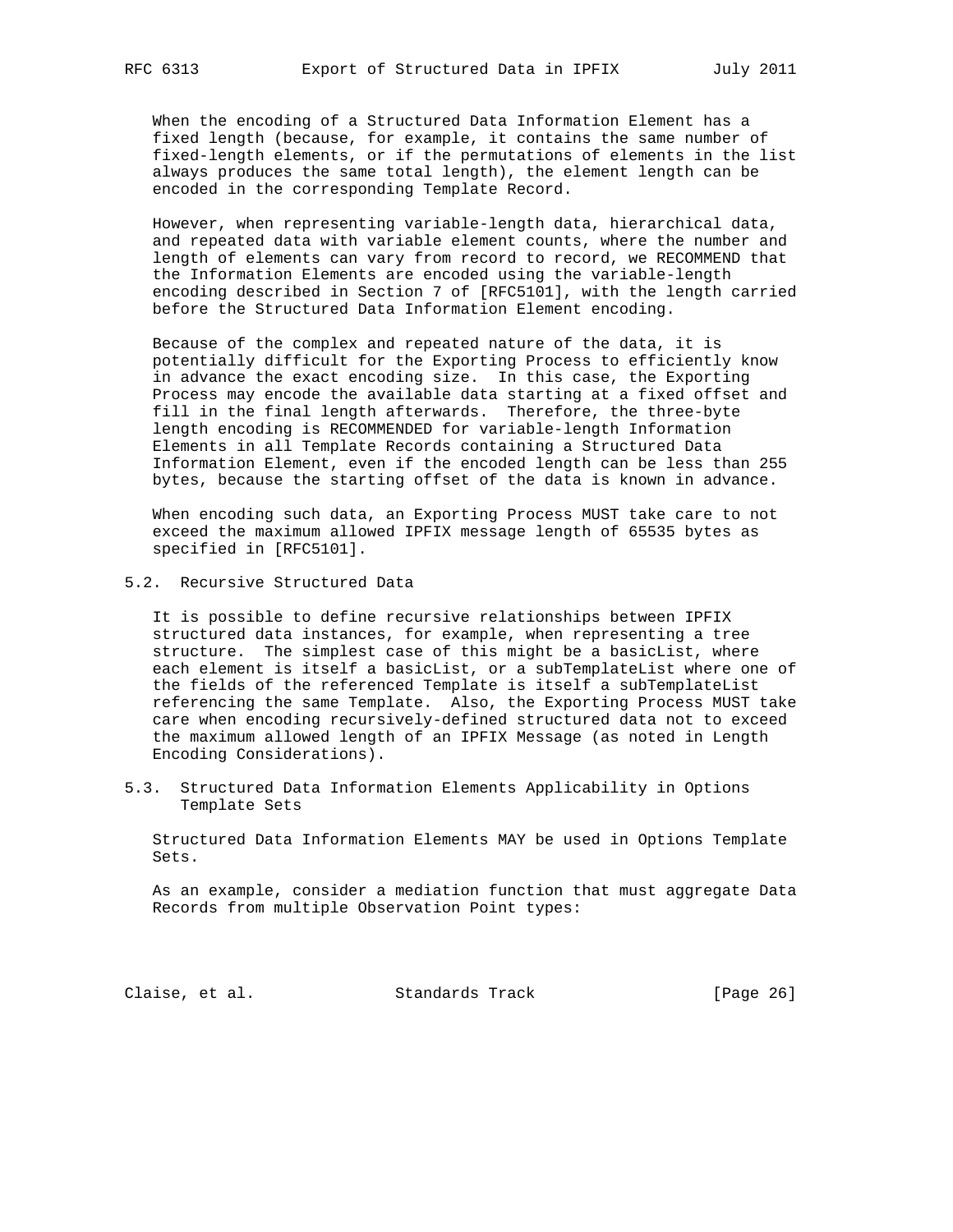When the encoding of a Structured Data Information Element has a fixed length (because, for example, it contains the same number of fixed-length elements, or if the permutations of elements in the list always produces the same total length), the element length can be encoded in the corresponding Template Record.

However, when representing variable-length data, hierarchical data, and repeated data with variable element counts, where the number and length of elements can vary from record to record, we RECOMMEND that the Information Elements are encoded using the variable-length encoding described in Section 7 of [RFC5101], with the length carried before the Structured Data Information Element encoding.

Because of the complex and repeated nature of the data, it is potentially difficult for the Exporting Process to efficiently know in advance the exact encoding size. In this case, the Exporting Process may encode the available data starting at a fixed offset and fill in the final length afterwards. Therefore, the three-byte length encoding is RECOMMENDED for variable-length Information Elements in all Template Records containing a Structured Data Information Element, even if the encoded length can be less than 255 bytes, because the starting offset of the data is known in advance.

When encoding such data, an Exporting Process MUST take care to not exceed the maximum allowed IPFIX message length of 65535 bytes as specified in [RFC5101].

## 5.2. Recursive Structured Data

It is possible to define recursive relationships between IPFIX structured data instances, for example, when representing a tree structure. The simplest case of this might be a basicList, where each element is itself a basicList, or a subTemplateList where one of the fields of the referenced Template is itself a subTemplateList referencing the same Template. Also, the Exporting Process MUST take care when encoding recursively-defined structured data not to exceed the maximum allowed length of an IPFIX Message (as noted in Length Encoding Considerations).

## 5.3. Structured Data Information Elements Applicability in Options Template Sets

Structured Data Information Elements MAY be used in Options Template Sets.

As an example, consider a mediation function that must aggregate Data Records from multiple Observation Point types: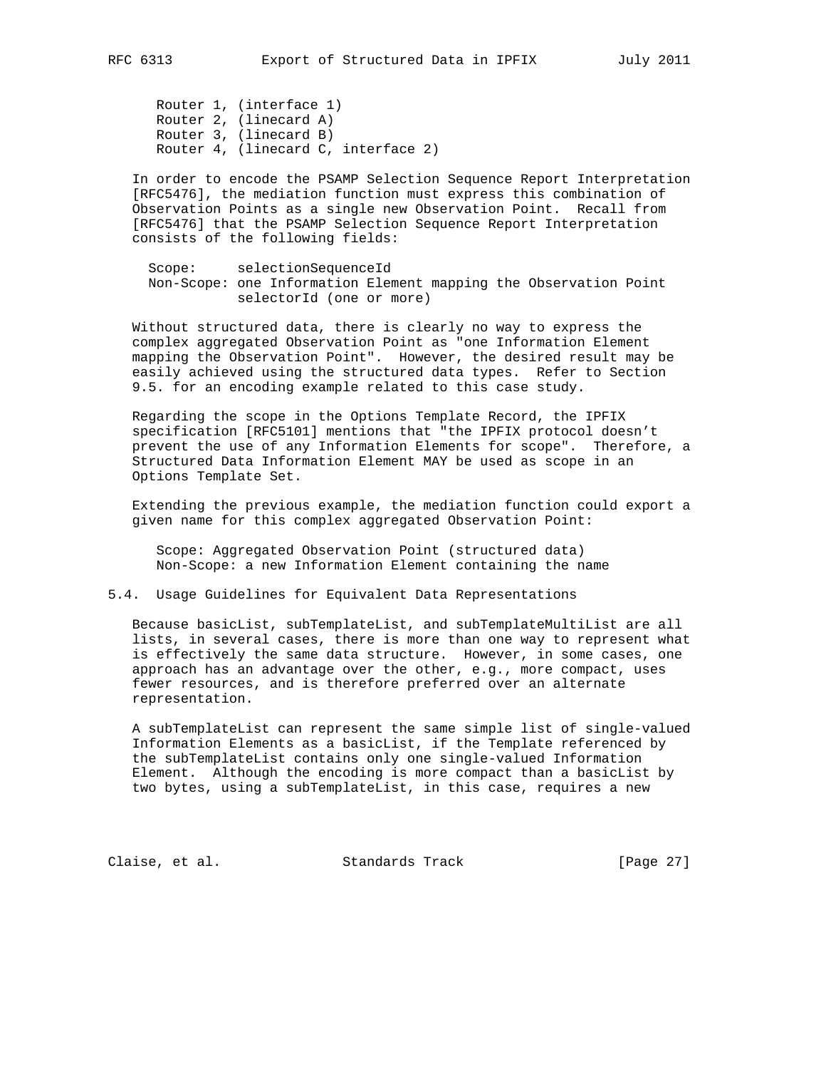```
Router 1, (interface 1)
Router 2, (linecard A)
Router 3, (linecard B)
Router 4, (linecard C, interface 2)
```

In order to encode the PSAMP Selection Sequence Report Interpretation [RFC5476], the mediation function must express this combination of Observation Points as a single new Observation Point. Recall from [RFC5476] that the PSAMP Selection Sequence Report Interpretation consists of the following fields:

```
Scope:     selectionSequenceId
Non-Scope: one Information Element mapping the Observation Point
           selectorId (one or more)
```

Without structured data, there is clearly no way to express the complex aggregated Observation Point as "one Information Element mapping the Observation Point". However, the desired result may be easily achieved using the structured data types. Refer to Section 9.5. for an encoding example related to this case study.

Regarding the scope in the Options Template Record, the IPFIX specification [RFC5101] mentions that "the IPFIX protocol doesn't prevent the use of any Information Elements for scope". Therefore, a Structured Data Information Element MAY be used as scope in an Options Template Set.

Extending the previous example, the mediation function could export a given name for this complex aggregated Observation Point:

```
Scope: Aggregated Observation Point (structured data)
Non-Scope: a new Information Element containing the name
```

## 5.4. Usage Guidelines for Equivalent Data Representations

Because basicList, subTemplateList, and subTemplateMultiList are all lists, in several cases, there is more than one way to represent what is effectively the same data structure. However, in some cases, one approach has an advantage over the other, e.g., more compact, uses fewer resources, and is therefore preferred over an alternate representation.

A subTemplateList can represent the same simple list of single-valued Information Elements as a basicList, if the Template referenced by the subTemplateList contains only one single-valued Information Element. Although the encoding is more compact than a basicList by two bytes, using a subTemplateList, in this case, requires a new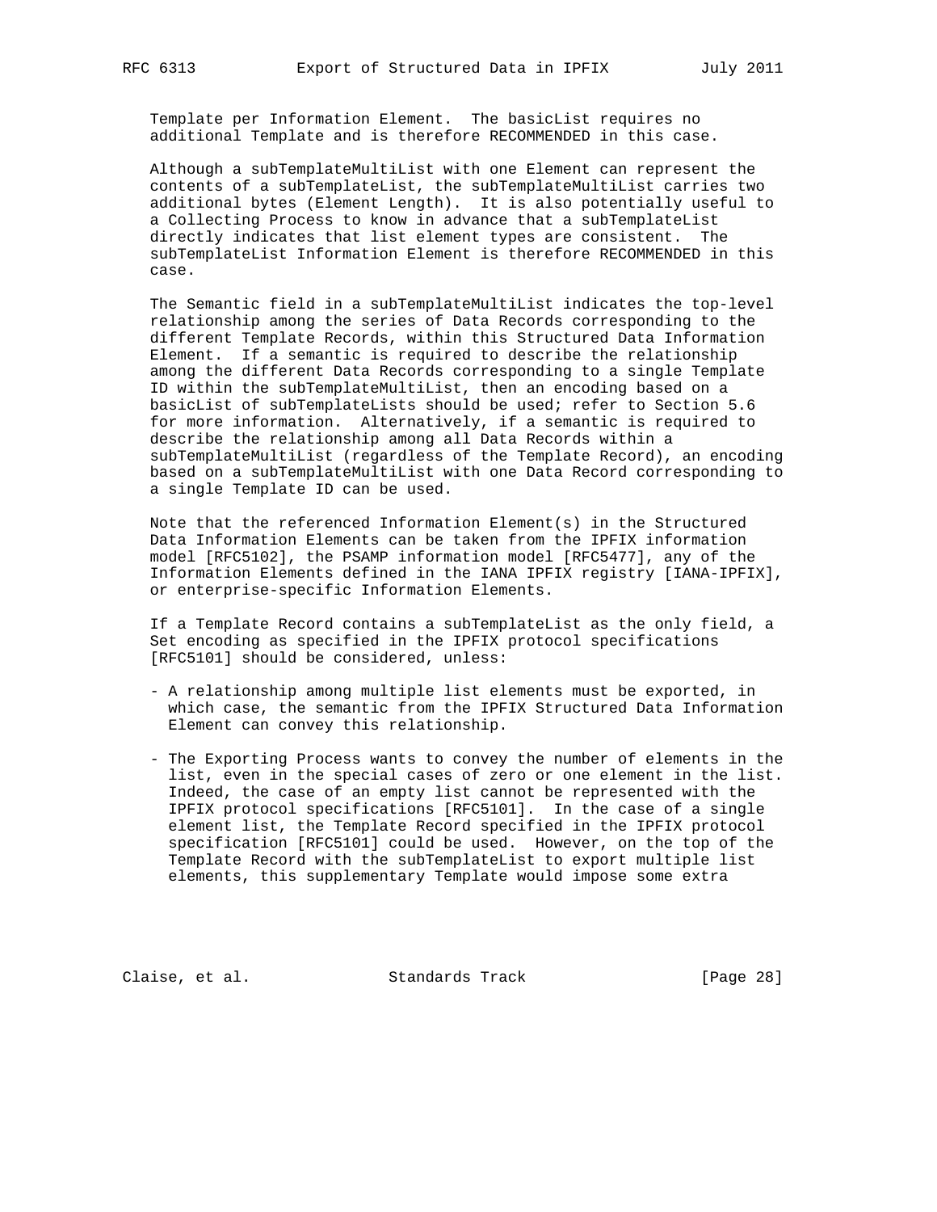Template per Information Element. The basicList requires no additional Template and is therefore RECOMMENDED in this case.

Although a subTemplateMultiList with one Element can represent the contents of a subTemplateList, the subTemplateMultiList carries two additional bytes (Element Length). It is also potentially useful to a Collecting Process to know in advance that a subTemplateList directly indicates that list element types are consistent. The subTemplateList Information Element is therefore RECOMMENDED in this case.

The Semantic field in a subTemplateMultiList indicates the top-level relationship among the series of Data Records corresponding to the different Template Records, within this Structured Data Information Element. If a semantic is required to describe the relationship among the different Data Records corresponding to a single Template ID within the subTemplateMultiList, then an encoding based on a basicList of subTemplateLists should be used; refer to Section 5.6 for more information. Alternatively, if a semantic is required to describe the relationship among all Data Records within a subTemplateMultiList (regardless of the Template Record), an encoding based on a subTemplateMultiList with one Data Record corresponding to a single Template ID can be used.

Note that the referenced Information Element(s) in the Structured Data Information Elements can be taken from the IPFIX information model [RFC5102], the PSAMP information model [RFC5477], any of the Information Elements defined in the IANA IPFIX registry [IANA-IPFIX], or enterprise-specific Information Elements.

If a Template Record contains a subTemplateList as the only field, a Set encoding as specified in the IPFIX protocol specifications [RFC5101] should be considered, unless:

- A relationship among multiple list elements must be exported, in which case, the semantic from the IPFIX Structured Data Information Element can convey this relationship.

- The Exporting Process wants to convey the number of elements in the list, even in the special cases of zero or one element in the list. Indeed, the case of an empty list cannot be represented with the IPFIX protocol specifications [RFC5101]. In the case of a single element list, the Template Record specified in the IPFIX protocol specification [RFC5101] could be used. However, on the top of the Template Record with the subTemplateList to export multiple list elements, this supplementary Template would impose some extra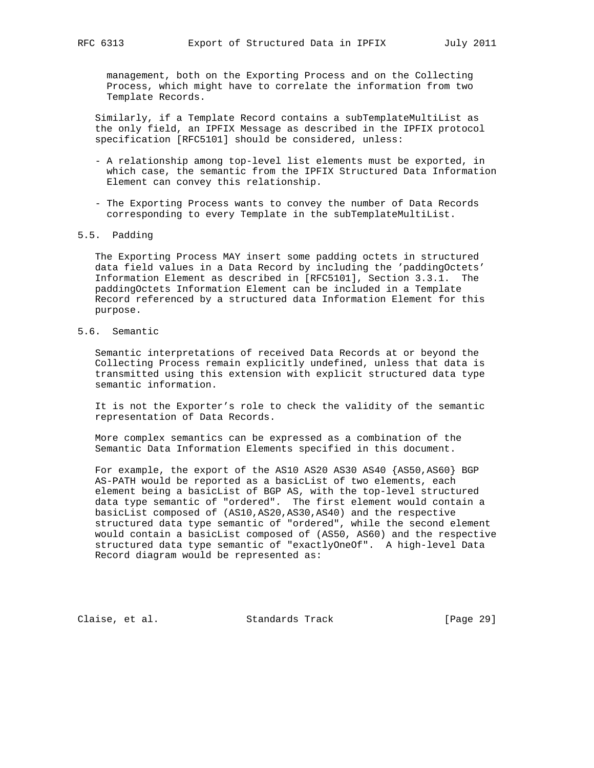management, both on the Exporting Process and on the Collecting Process, which might have to correlate the information from two Template Records.

Similarly, if a Template Record contains a subTemplateMultiList as the only field, an IPFIX Message as described in the IPFIX protocol specification [RFC5101] should be considered, unless:

- A relationship among top-level list elements must be exported, in which case, the semantic from the IPFIX Structured Data Information Element can convey this relationship.

- The Exporting Process wants to convey the number of Data Records corresponding to every Template in the subTemplateMultiList.

## 5.5. Padding

The Exporting Process MAY insert some padding octets in structured data field values in a Data Record by including the 'paddingOctets' Information Element as described in [RFC5101], Section 3.3.1. The paddingOctets Information Element can be included in a Template Record referenced by a structured data Information Element for this purpose.

## 5.6. Semantic

Semantic interpretations of received Data Records at or beyond the Collecting Process remain explicitly undefined, unless that data is transmitted using this extension with explicit structured data type semantic information.

It is not the Exporter's role to check the validity of the semantic representation of Data Records.

More complex semantics can be expressed as a combination of the Semantic Data Information Elements specified in this document.

For example, the export of the AS10 AS20 AS30 AS40 {AS50,AS60} BGP AS-PATH would be reported as a basicList of two elements, each element being a basicList of BGP AS, with the top-level structured data type semantic of "ordered". The first element would contain a basicList composed of (AS10,AS20,AS30,AS40) and the respective structured data type semantic of "ordered", while the second element would contain a basicList composed of (AS50, AS60) and the respective structured data type semantic of "exactlyOneOf". A high-level Data Record diagram would be represented as: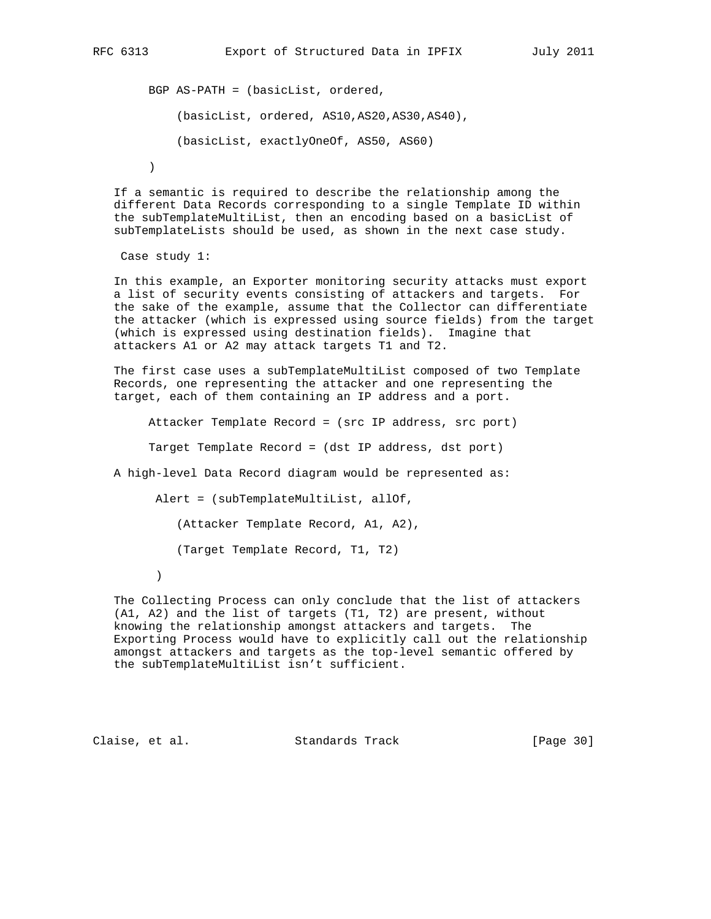```
BGP AS-PATH = (basicList, ordered,

    (basicList, ordered, AS10,AS20,AS30,AS40),

    (basicList, exactlyOneOf, AS50, AS60)

)
```

If a semantic is required to describe the relationship among the different Data Records corresponding to a single Template ID within the subTemplateMultiList, then an encoding based on a basicList of subTemplateLists should be used, as shown in the next case study.

Case study 1:

In this example, an Exporter monitoring security attacks must export a list of security events consisting of attackers and targets. For the sake of the example, assume that the Collector can differentiate the attacker (which is expressed using source fields) from the target (which is expressed using destination fields). Imagine that attackers A1 or A2 may attack targets T1 and T2.

The first case uses a subTemplateMultiList composed of two Template Records, one representing the attacker and one representing the target, each of them containing an IP address and a port.

```
Attacker Template Record = (src IP address, src port)

Target Template Record = (dst IP address, dst port)
```

A high-level Data Record diagram would be represented as:

```
Alert = (subTemplateMultiList, allOf,

   (Attacker Template Record, A1, A2),

   (Target Template Record, T1, T2)

)
```

The Collecting Process can only conclude that the list of attackers (A1, A2) and the list of targets (T1, T2) are present, without knowing the relationship amongst attackers and targets. The Exporting Process would have to explicitly call out the relationship amongst attackers and targets as the top-level semantic offered by the subTemplateMultiList isn't sufficient.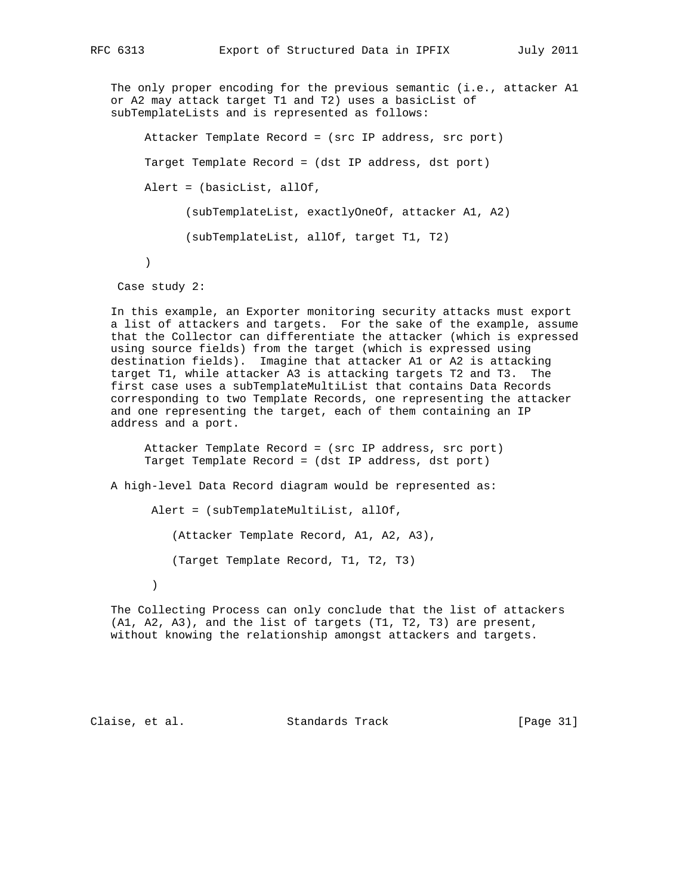The only proper encoding for the previous semantic (i.e., attacker A1 or A2 may attack target T1 and T2) uses a basicList of subTemplateLists and is represented as follows:

```
Attacker Template Record = (src IP address, src port)

Target Template Record = (dst IP address, dst port)

Alert = (basicList, allOf,

      (subTemplateList, exactlyOneOf, attacker A1, A2)

      (subTemplateList, allOf, target T1, T2)

)
```

Case study 2:

In this example, an Exporter monitoring security attacks must export a list of attackers and targets. For the sake of the example, assume that the Collector can differentiate the attacker (which is expressed using source fields) from the target (which is expressed using destination fields). Imagine that attacker A1 or A2 is attacking target T1, while attacker A3 is attacking targets T2 and T3. The first case uses a subTemplateMultiList that contains Data Records corresponding to two Template Records, one representing the attacker and one representing the target, each of them containing an IP address and a port.

```
Attacker Template Record = (src IP address, src port)
Target Template Record = (dst IP address, dst port)
```

A high-level Data Record diagram would be represented as:

```
Alert = (subTemplateMultiList, allOf,

   (Attacker Template Record, A1, A2, A3),

   (Target Template Record, T1, T2, T3)

)
```

The Collecting Process can only conclude that the list of attackers (A1, A2, A3), and the list of targets (T1, T2, T3) are present, without knowing the relationship amongst attackers and targets.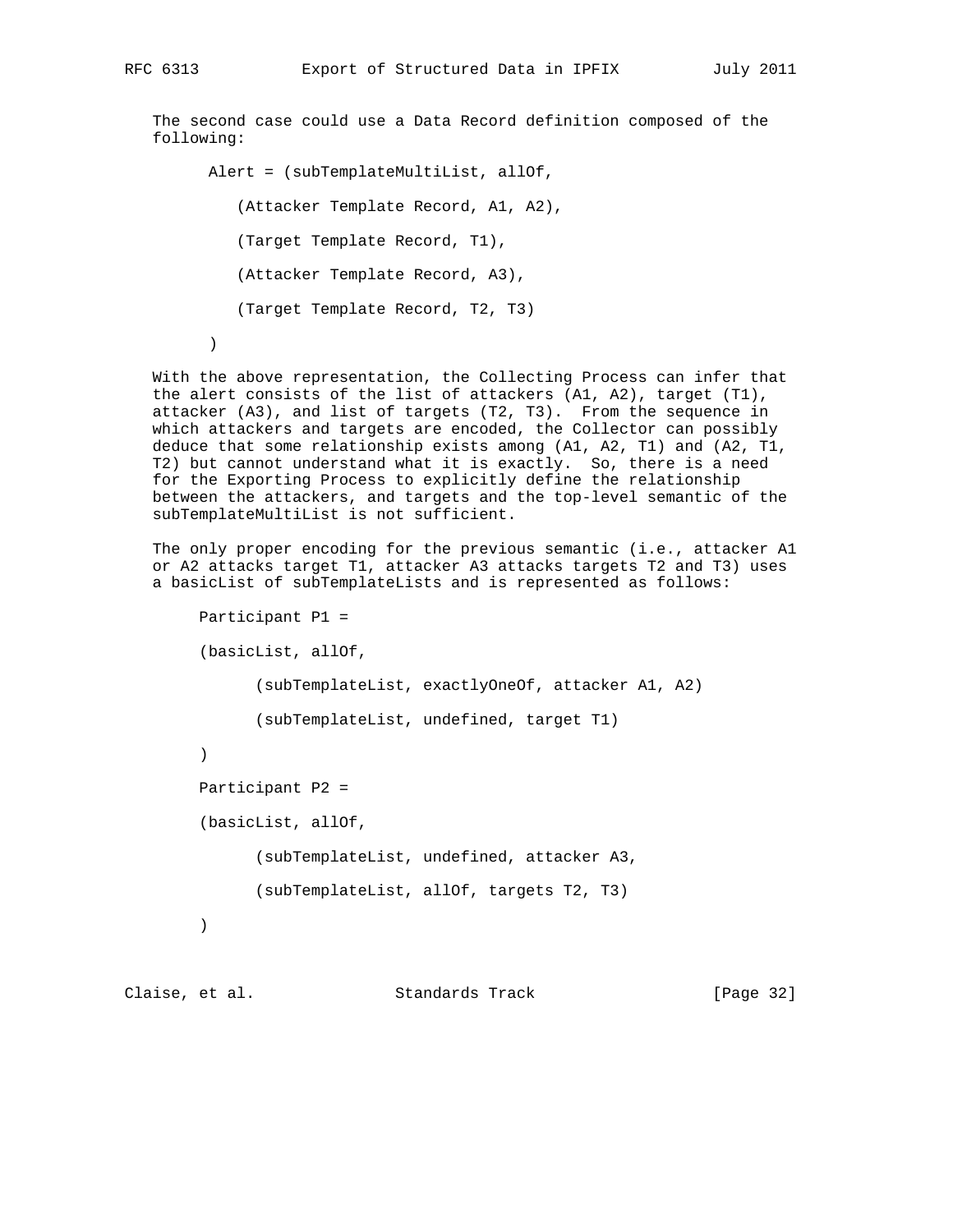The second case could use a Data Record definition composed of the following:

```
 Alert = (subTemplateMultiList, allOf,

    (Attacker Template Record, A1, A2),

    (Target Template Record, T1),

    (Attacker Template Record, A3),

    (Target Template Record, T2, T3)

 )
```

With the above representation, the Collecting Process can infer that the alert consists of the list of attackers (A1, A2), target (T1), attacker (A3), and list of targets (T2, T3). From the sequence in which attackers and targets are encoded, the Collector can possibly deduce that some relationship exists among (A1, A2, T1) and (A2, T1, T2) but cannot understand what it is exactly. So, there is a need for the Exporting Process to explicitly define the relationship between the attackers, and targets and the top-level semantic of the subTemplateMultiList is not sufficient.

The only proper encoding for the previous semantic (i.e., attacker A1 or A2 attacks target T1, attacker A3 attacks targets T2 and T3) uses a basicList of subTemplateLists and is represented as follows:

```
Participant P1 =

(basicList, allOf,

      (subTemplateList, exactlyOneOf, attacker A1, A2)

      (subTemplateList, undefined, target T1)

)

Participant P2 =

(basicList, allOf,

      (subTemplateList, undefined, attacker A3,

      (subTemplateList, allOf, targets T2, T3)

)
```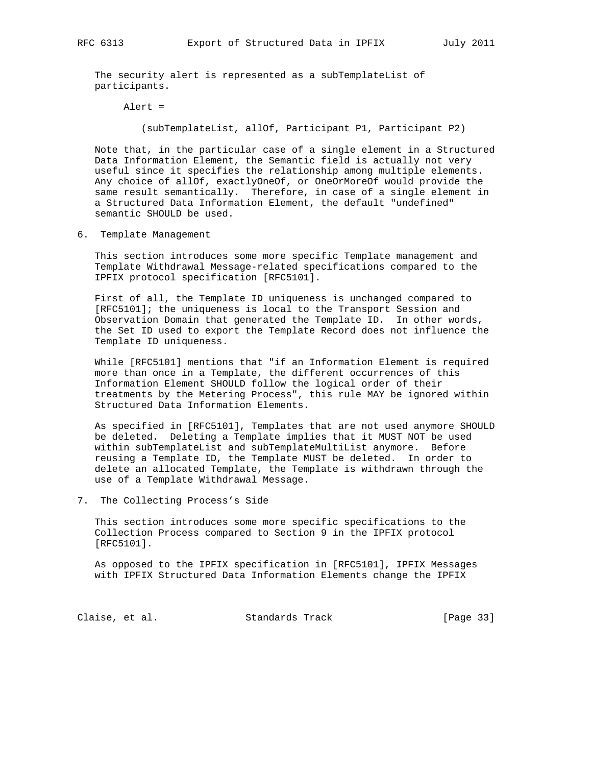The security alert is represented as a subTemplateList of participants.

```
Alert =

   (subTemplateList, allOf, Participant P1, Participant P2)
```

Note that, in the particular case of a single element in a Structured Data Information Element, the Semantic field is actually not very useful since it specifies the relationship among multiple elements. Any choice of allOf, exactlyOneOf, or OneOrMoreOf would provide the same result semantically. Therefore, in case of a single element in a Structured Data Information Element, the default "undefined" semantic SHOULD be used.

## 6. Template Management

This section introduces some more specific Template management and Template Withdrawal Message-related specifications compared to the IPFIX protocol specification [RFC5101].

First of all, the Template ID uniqueness is unchanged compared to [RFC5101]; the uniqueness is local to the Transport Session and Observation Domain that generated the Template ID. In other words, the Set ID used to export the Template Record does not influence the Template ID uniqueness.

While [RFC5101] mentions that "if an Information Element is required more than once in a Template, the different occurrences of this Information Element SHOULD follow the logical order of their treatments by the Metering Process", this rule MAY be ignored within Structured Data Information Elements.

As specified in [RFC5101], Templates that are not used anymore SHOULD be deleted. Deleting a Template implies that it MUST NOT be used within subTemplateList and subTemplateMultiList anymore. Before reusing a Template ID, the Template MUST be deleted. In order to delete an allocated Template, the Template is withdrawn through the use of a Template Withdrawal Message.

## 7. The Collecting Process's Side

This section introduces some more specific specifications to the Collection Process compared to Section 9 in the IPFIX protocol [RFC5101].

As opposed to the IPFIX specification in [RFC5101], IPFIX Messages with IPFIX Structured Data Information Elements change the IPFIX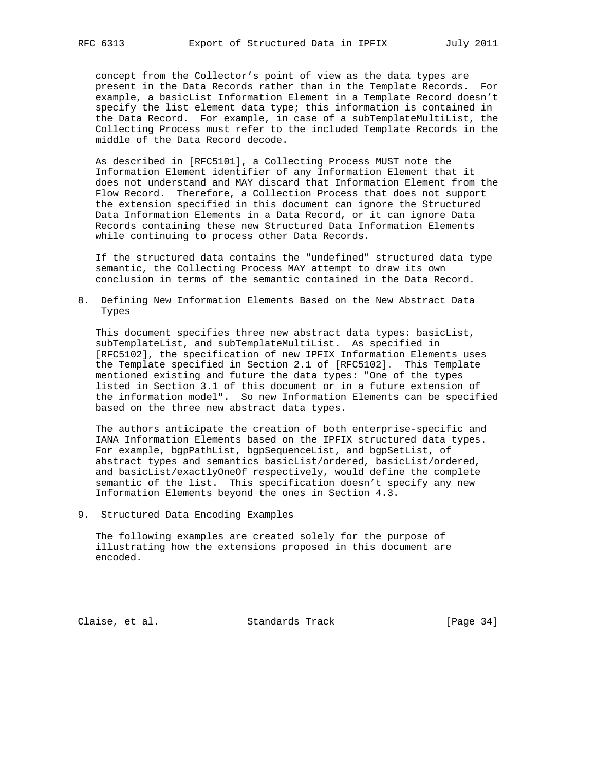concept from the Collector's point of view as the data types are present in the Data Records rather than in the Template Records. For example, a basicList Information Element in a Template Record doesn't specify the list element data type; this information is contained in the Data Record. For example, in case of a subTemplateMultiList, the Collecting Process must refer to the included Template Records in the middle of the Data Record decode.

As described in [RFC5101], a Collecting Process MUST note the Information Element identifier of any Information Element that it does not understand and MAY discard that Information Element from the Flow Record. Therefore, a Collection Process that does not support the extension specified in this document can ignore the Structured Data Information Elements in a Data Record, or it can ignore Data Records containing these new Structured Data Information Elements while continuing to process other Data Records.

If the structured data contains the "undefined" structured data type semantic, the Collecting Process MAY attempt to draw its own conclusion in terms of the semantic contained in the Data Record.

## 8. Defining New Information Elements Based on the New Abstract Data Types

This document specifies three new abstract data types: basicList, subTemplateList, and subTemplateMultiList. As specified in [RFC5102], the specification of new IPFIX Information Elements uses the Template specified in Section 2.1 of [RFC5102]. This Template mentioned existing and future the data types: "One of the types listed in Section 3.1 of this document or in a future extension of the information model". So new Information Elements can be specified based on the three new abstract data types.

The authors anticipate the creation of both enterprise-specific and IANA Information Elements based on the IPFIX structured data types. For example, bgpPathList, bgpSequenceList, and bgpSetList, of abstract types and semantics basicList/ordered, basicList/ordered, and basicList/exactlyOneOf respectively, would define the complete semantic of the list. This specification doesn't specify any new Information Elements beyond the ones in Section 4.3.

## 9. Structured Data Encoding Examples

The following examples are created solely for the purpose of illustrating how the extensions proposed in this document are encoded.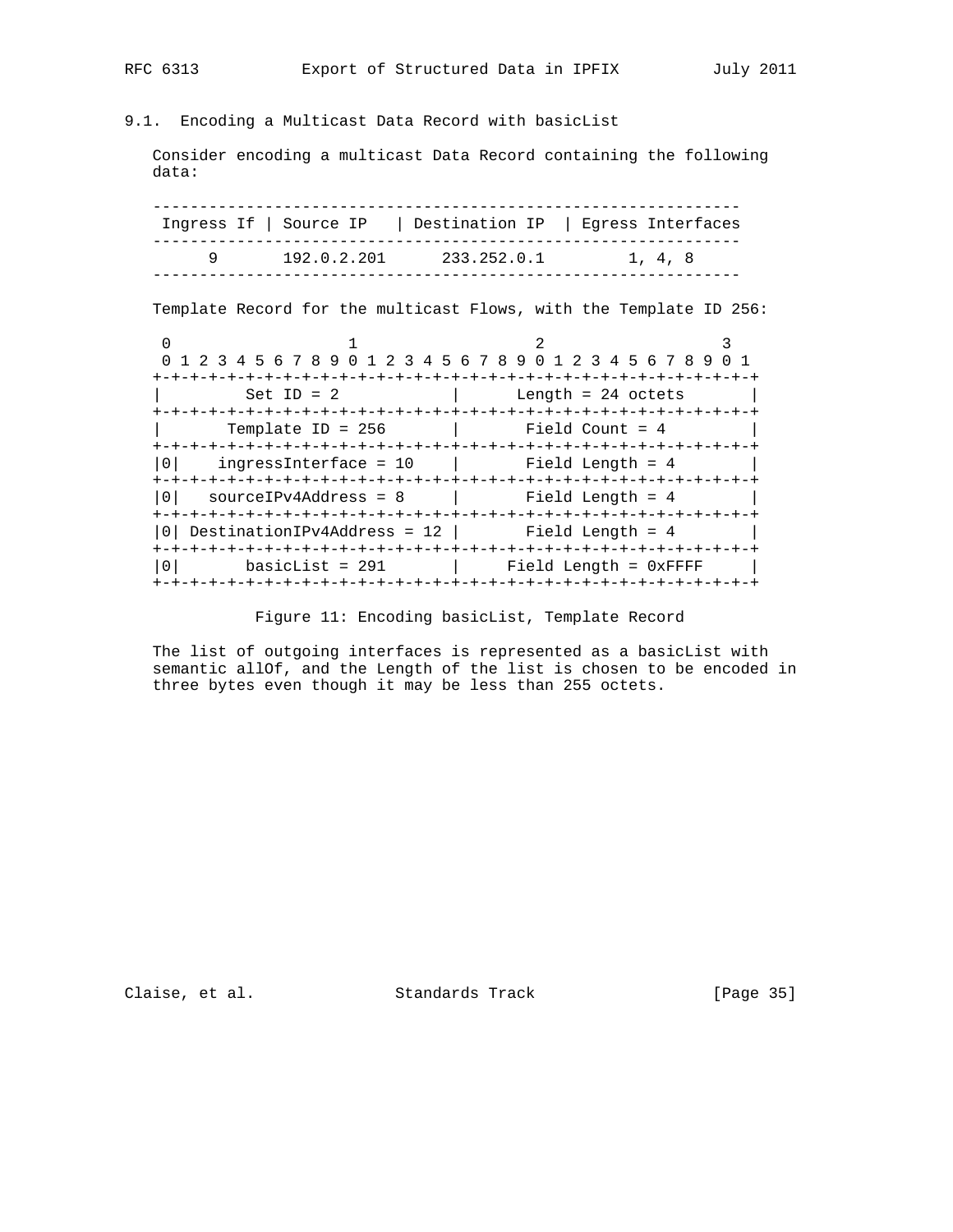## 9.1. Encoding a Multicast Data Record with basicList

Consider encoding a multicast Data Record containing the following data:

| Ingress If | Source IP | Destination IP | Egress Interfaces |
|---|---|---|---|
| 9 | 192.0.2.201 | 233.252.0.1 | 1, 4, 8 |

Template Record for the multicast Flows, with the Template ID 256:

```
 0                   1                   2                   3
 0 1 2 3 4 5 6 7 8 9 0 1 2 3 4 5 6 7 8 9 0 1 2 3 4 5 6 7 8 9 0 1
+-+-+-+-+-+-+-+-+-+-+-+-+-+-+-+-+-+-+-+-+-+-+-+-+-+-+-+-+-+-+-+-+
|         Set ID = 2            |      Length = 24 octets       |
+-+-+-+-+-+-+-+-+-+-+-+-+-+-+-+-+-+-+-+-+-+-+-+-+-+-+-+-+-+-+-+-+
|       Template ID = 256       |       Field Count = 4         |
+-+-+-+-+-+-+-+-+-+-+-+-+-+-+-+-+-+-+-+-+-+-+-+-+-+-+-+-+-+-+-+-+
|0|    ingressInterface = 10    |       Field Length = 4        |
+-+-+-+-+-+-+-+-+-+-+-+-+-+-+-+-+-+-+-+-+-+-+-+-+-+-+-+-+-+-+-+-+
|0|   sourceIPv4Address = 8     |       Field Length = 4        |
+-+-+-+-+-+-+-+-+-+-+-+-+-+-+-+-+-+-+-+-+-+-+-+-+-+-+-+-+-+-+-+-+
|0| DestinationIPv4Address = 12 |       Field Length = 4        |
+-+-+-+-+-+-+-+-+-+-+-+-+-+-+-+-+-+-+-+-+-+-+-+-+-+-+-+-+-+-+-+-+
|0|       basicList = 291       |     Field Length = 0xFFFF     |
+-+-+-+-+-+-+-+-+-+-+-+-+-+-+-+-+-+-+-+-+-+-+-+-+-+-+-+-+-+-+-+-+
```

Figure 11: Encoding basicList, Template Record

The list of outgoing interfaces is represented as a basicList with semantic allOf, and the Length of the list is chosen to be encoded in three bytes even though it may be less than 255 octets.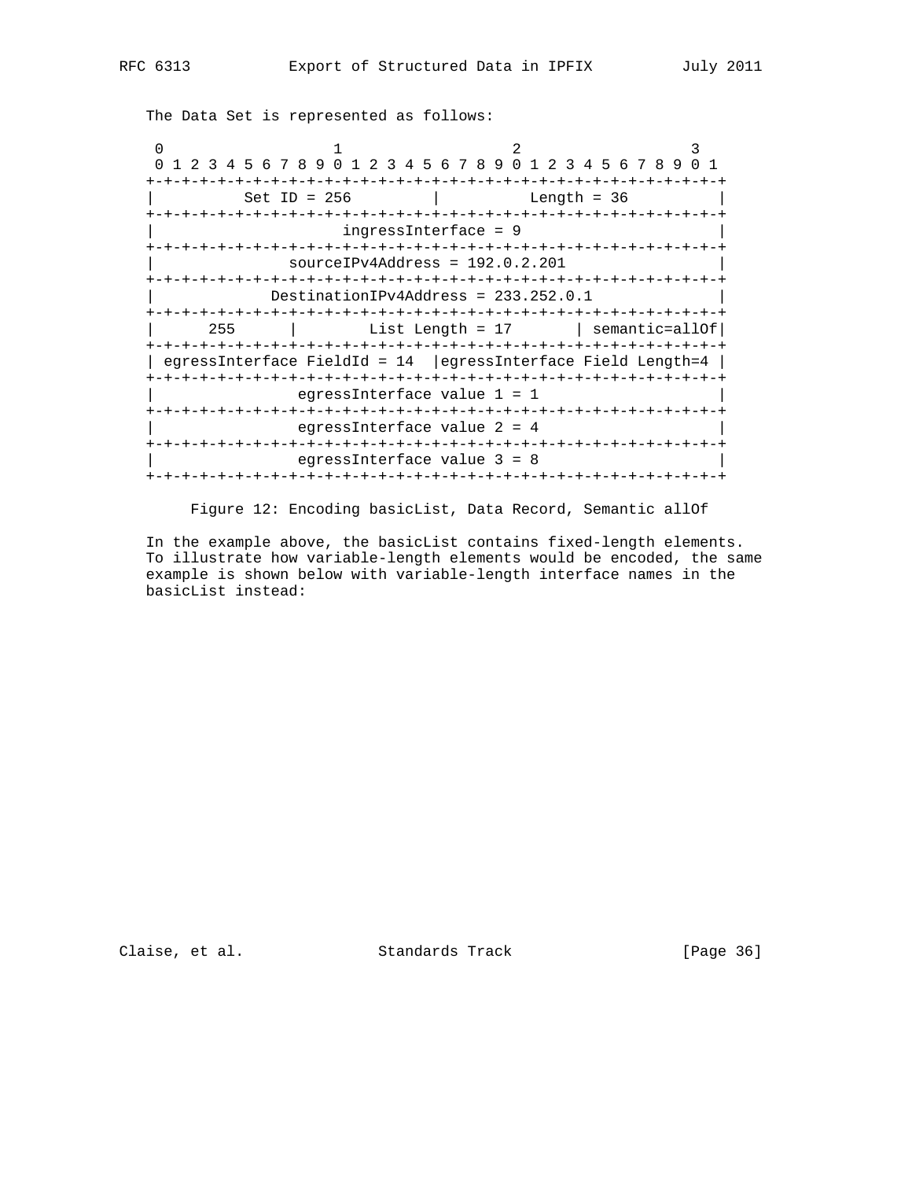The Data Set is represented as follows:

```
 0                   1                   2                   3
 0 1 2 3 4 5 6 7 8 9 0 1 2 3 4 5 6 7 8 9 0 1 2 3 4 5 6 7 8 9 0 1
+-+-+-+-+-+-+-+-+-+-+-+-+-+-+-+-+-+-+-+-+-+-+-+-+-+-+-+-+-+-+-+-+
|          Set ID = 256         |          Length = 36          |
+-+-+-+-+-+-+-+-+-+-+-+-+-+-+-+-+-+-+-+-+-+-+-+-+-+-+-+-+-+-+-+-+
|                     ingressInterface = 9                      |
+-+-+-+-+-+-+-+-+-+-+-+-+-+-+-+-+-+-+-+-+-+-+-+-+-+-+-+-+-+-+-+-+
|              sourceIPv4Address = 192.0.2.201                  |
+-+-+-+-+-+-+-+-+-+-+-+-+-+-+-+-+-+-+-+-+-+-+-+-+-+-+-+-+-+-+-+-+
|            DestinationIPv4Address = 233.252.0.1               |
+-+-+-+-+-+-+-+-+-+-+-+-+-+-+-+-+-+-+-+-+-+-+-+-+-+-+-+-+-+-+-+-+
|      255      |        List Length = 17       | semantic=allOf|
+-+-+-+-+-+-+-+-+-+-+-+-+-+-+-+-+-+-+-+-+-+-+-+-+-+-+-+-+-+-+-+-+
| egressInterface FieldId = 14  |egressInterface Field Length=4 |
+-+-+-+-+-+-+-+-+-+-+-+-+-+-+-+-+-+-+-+-+-+-+-+-+-+-+-+-+-+-+-+-+
|               egressInterface value 1 = 1                     |
+-+-+-+-+-+-+-+-+-+-+-+-+-+-+-+-+-+-+-+-+-+-+-+-+-+-+-+-+-+-+-+-+
|               egressInterface value 2 = 4                     |
+-+-+-+-+-+-+-+-+-+-+-+-+-+-+-+-+-+-+-+-+-+-+-+-+-+-+-+-+-+-+-+-+
|               egressInterface value 3 = 8                     |
+-+-+-+-+-+-+-+-+-+-+-+-+-+-+-+-+-+-+-+-+-+-+-+-+-+-+-+-+-+-+-+-+
```

Figure 12: Encoding basicList, Data Record, Semantic allOf

In the example above, the basicList contains fixed-length elements. To illustrate how variable-length elements would be encoded, the same example is shown below with variable-length interface names in the basicList instead: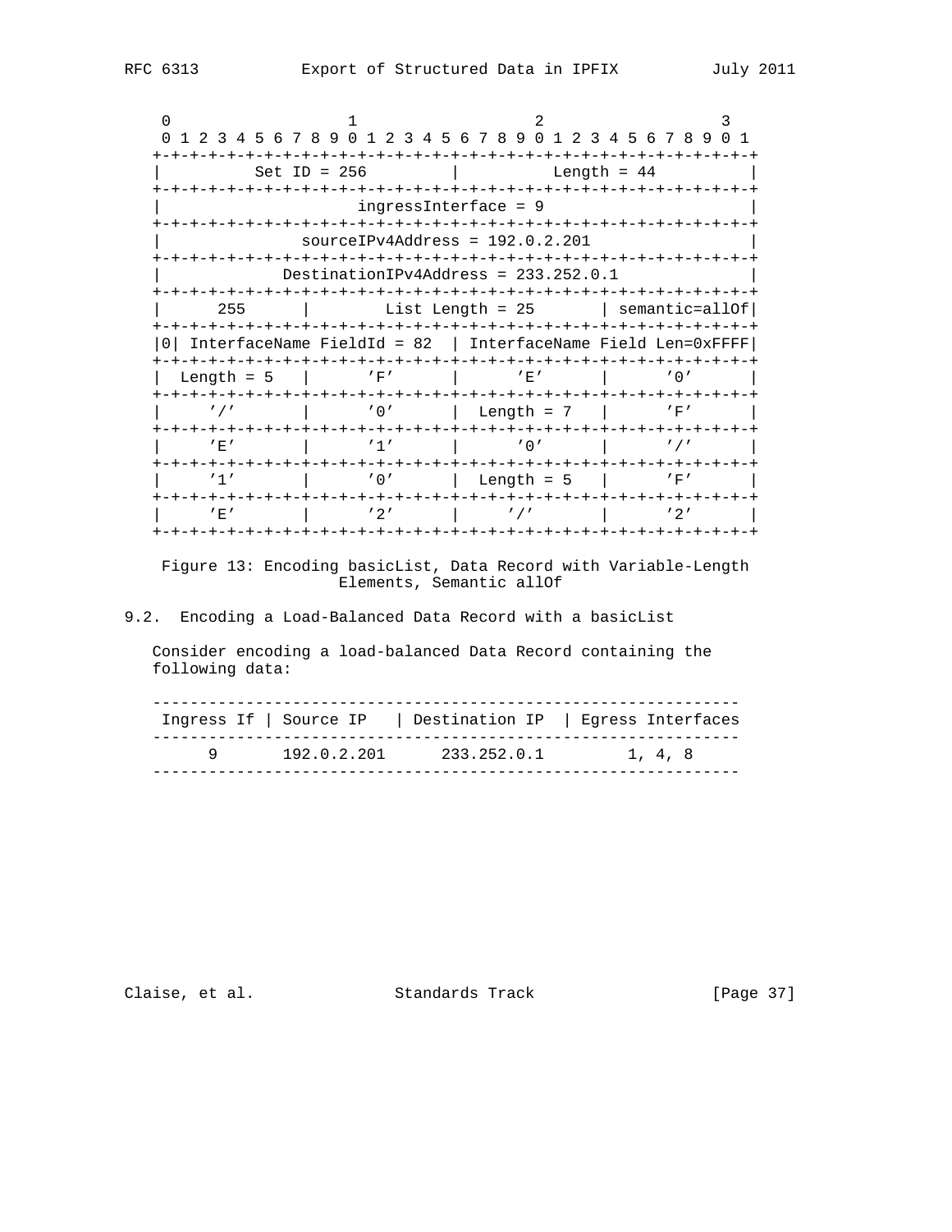```
     0                   1                   2                   3
     0 1 2 3 4 5 6 7 8 9 0 1 2 3 4 5 6 7 8 9 0 1 2 3 4 5 6 7 8 9 0 1
    +-+-+-+-+-+-+-+-+-+-+-+-+-+-+-+-+-+-+-+-+-+-+-+-+-+-+-+-+-+-+-+-+
    |          Set ID = 256         |          Length = 44          |
    +-+-+-+-+-+-+-+-+-+-+-+-+-+-+-+-+-+-+-+-+-+-+-+-+-+-+-+-+-+-+-+-+
    |                      ingressInterface = 9                     |
    +-+-+-+-+-+-+-+-+-+-+-+-+-+-+-+-+-+-+-+-+-+-+-+-+-+-+-+-+-+-+-+-+
    |                 sourceIPv4Address = 192.0.2.201               |
    +-+-+-+-+-+-+-+-+-+-+-+-+-+-+-+-+-+-+-+-+-+-+-+-+-+-+-+-+-+-+-+-+
    |               DestinationIPv4Address = 233.252.0.1            |
    +-+-+-+-+-+-+-+-+-+-+-+-+-+-+-+-+-+-+-+-+-+-+-+-+-+-+-+-+-+-+-+-+
    |      255      |         List Length = 25      | semantic=allOf|
    +-+-+-+-+-+-+-+-+-+-+-+-+-+-+-+-+-+-+-+-+-+-+-+-+-+-+-+-+-+-+-+-+
    |0| InterfaceName FieldId = 82  | InterfaceName Field Len=0xFFFF|
    +-+-+-+-+-+-+-+-+-+-+-+-+-+-+-+-+-+-+-+-+-+-+-+-+-+-+-+-+-+-+-+-+
    |  Length = 5   |      'F'      |      'E'      |      '0'      |
    +-+-+-+-+-+-+-+-+-+-+-+-+-+-+-+-+-+-+-+-+-+-+-+-+-+-+-+-+-+-+-+-+
    |      '/'      |      '0'      |  Length = 7   |      'F'      |
    +-+-+-+-+-+-+-+-+-+-+-+-+-+-+-+-+-+-+-+-+-+-+-+-+-+-+-+-+-+-+-+-+
    |      'E'      |      '1'      |      '0'      |      '/'      |
    +-+-+-+-+-+-+-+-+-+-+-+-+-+-+-+-+-+-+-+-+-+-+-+-+-+-+-+-+-+-+-+-+
    |      '1'      |      '0'      |  Length = 5   |      'F'      |
    +-+-+-+-+-+-+-+-+-+-+-+-+-+-+-+-+-+-+-+-+-+-+-+-+-+-+-+-+-+-+-+-+
    |      'E'      |      '2'      |      '/'      |      '2'      |
    +-+-+-+-+-+-+-+-+-+-+-+-+-+-+-+-+-+-+-+-+-+-+-+-+-+-+-+-+-+-+-+-+
```

Figure 13: Encoding basicList, Data Record with Variable-Length Elements, Semantic allOf

## 9.2. Encoding a Load-Balanced Data Record with a basicList

Consider encoding a load-balanced Data Record containing the following data:

| Ingress If | Source IP | Destination IP | Egress Interfaces |
|---|---|---|---|
| 9 | 192.0.2.201 | 233.252.0.1 | 1, 4, 8 |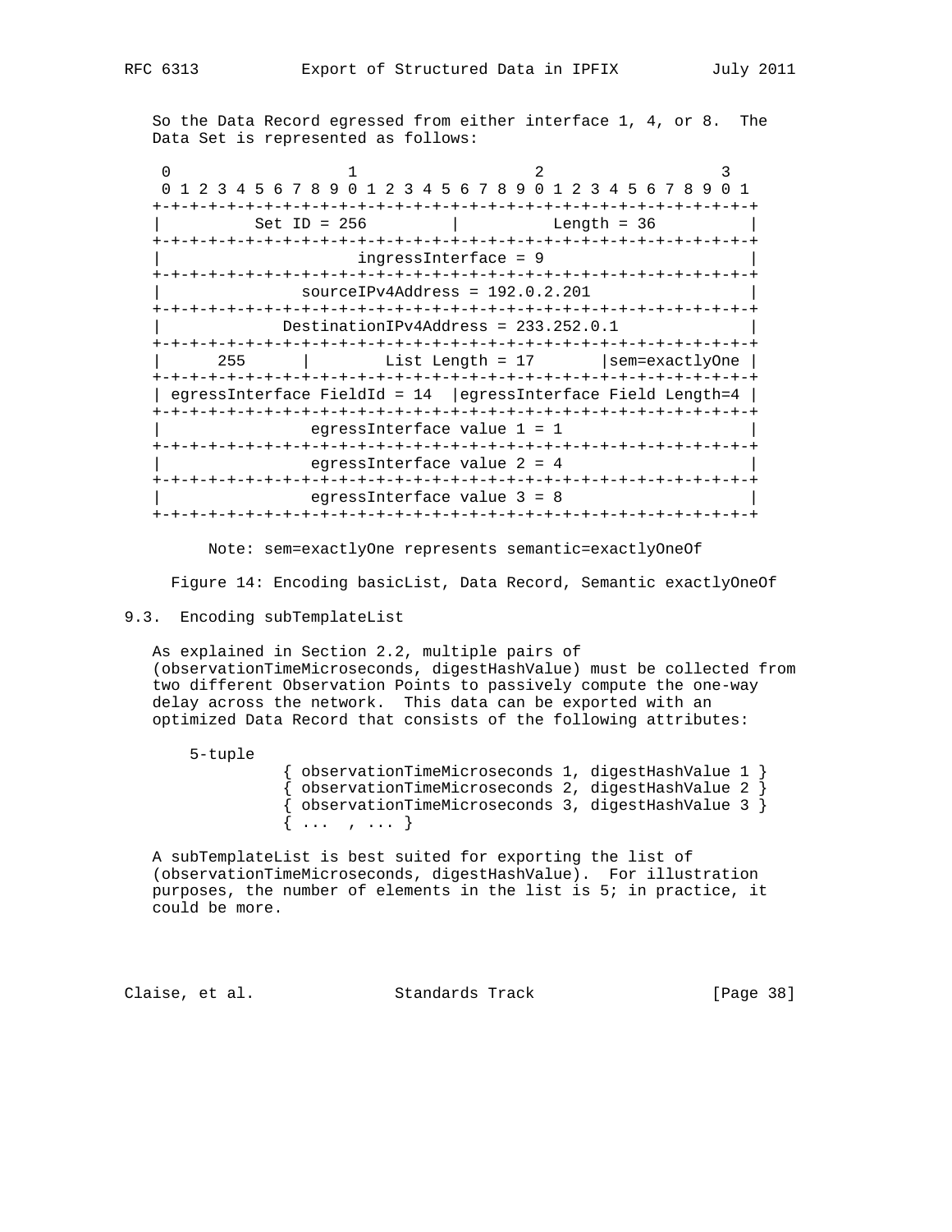So the Data Record egressed from either interface 1, 4, or 8. The Data Set is represented as follows:

```
 0                   1                   2                   3
 0 1 2 3 4 5 6 7 8 9 0 1 2 3 4 5 6 7 8 9 0 1 2 3 4 5 6 7 8 9 0 1
+-+-+-+-+-+-+-+-+-+-+-+-+-+-+-+-+-+-+-+-+-+-+-+-+-+-+-+-+-+-+-+-+
|          Set ID = 256         |          Length = 36          |
+-+-+-+-+-+-+-+-+-+-+-+-+-+-+-+-+-+-+-+-+-+-+-+-+-+-+-+-+-+-+-+-+
|                     ingressInterface = 9                      |
+-+-+-+-+-+-+-+-+-+-+-+-+-+-+-+-+-+-+-+-+-+-+-+-+-+-+-+-+-+-+-+-+
|               sourceIPv4Address = 192.0.2.201                 |
+-+-+-+-+-+-+-+-+-+-+-+-+-+-+-+-+-+-+-+-+-+-+-+-+-+-+-+-+-+-+-+-+
|             DestinationIPv4Address = 233.252.0.1              |
+-+-+-+-+-+-+-+-+-+-+-+-+-+-+-+-+-+-+-+-+-+-+-+-+-+-+-+-+-+-+-+-+
|      255      |        List Length = 17       |sem=exactlyOne |
+-+-+-+-+-+-+-+-+-+-+-+-+-+-+-+-+-+-+-+-+-+-+-+-+-+-+-+-+-+-+-+-+
| egressInterface FieldId = 14  |egressInterface Field Length=4 |
+-+-+-+-+-+-+-+-+-+-+-+-+-+-+-+-+-+-+-+-+-+-+-+-+-+-+-+-+-+-+-+-+
|                egressInterface value 1 = 1                    |
+-+-+-+-+-+-+-+-+-+-+-+-+-+-+-+-+-+-+-+-+-+-+-+-+-+-+-+-+-+-+-+-+
|                egressInterface value 2 = 4                    |
+-+-+-+-+-+-+-+-+-+-+-+-+-+-+-+-+-+-+-+-+-+-+-+-+-+-+-+-+-+-+-+-+
|                egressInterface value 3 = 8                    |
+-+-+-+-+-+-+-+-+-+-+-+-+-+-+-+-+-+-+-+-+-+-+-+-+-+-+-+-+-+-+-+-+

      Note: sem=exactlyOne represents semantic=exactlyOneOf
```

Figure 14: Encoding basicList, Data Record, Semantic exactlyOneOf

### 9.3. Encoding subTemplateList

As explained in Section 2.2, multiple pairs of (observationTimeMicroseconds, digestHashValue) must be collected from two different Observation Points to passively compute the one-way delay across the network. This data can be exported with an optimized Data Record that consists of the following attributes:

```
5-tuple
          { observationTimeMicroseconds 1, digestHashValue 1 }
          { observationTimeMicroseconds 2, digestHashValue 2 }
          { observationTimeMicroseconds 3, digestHashValue 3 }
          { ...  , ... }
```

A subTemplateList is best suited for exporting the list of (observationTimeMicroseconds, digestHashValue). For illustration purposes, the number of elements in the list is 5; in practice, it could be more.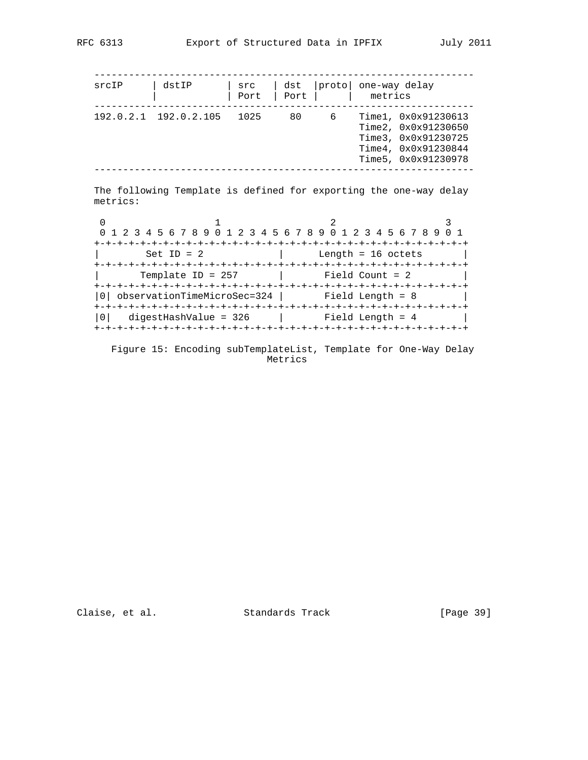```
   -----------------------------------------------------------------
   srcIP     | dstIP      | src   | dst  |proto| one-way delay
             |            | Port  | Port |     |   metrics
   -----------------------------------------------------------------
   192.0.2.1  192.0.2.105   1025     80     6    Time1, 0x0x91230613
                                                 Time2, 0x0x91230650
                                                 Time3, 0x0x91230725
                                                 Time4, 0x0x91230844
                                                 Time5, 0x0x91230978
   -----------------------------------------------------------------
```

The following Template is defined for exporting the one-way delay metrics:

```
    0                   1                   2                   3
    0 1 2 3 4 5 6 7 8 9 0 1 2 3 4 5 6 7 8 9 0 1 2 3 4 5 6 7 8 9 0 1
   +-+-+-+-+-+-+-+-+-+-+-+-+-+-+-+-+-+-+-+-+-+-+-+-+-+-+-+-+-+-+-+-+
   |        Set ID = 2             |      Length = 16 octets       |
   +-+-+-+-+-+-+-+-+-+-+-+-+-+-+-+-+-+-+-+-+-+-+-+-+-+-+-+-+-+-+-+-+
   |       Template ID = 257       |       Field Count = 2         |
   +-+-+-+-+-+-+-+-+-+-+-+-+-+-+-+-+-+-+-+-+-+-+-+-+-+-+-+-+-+-+-+-+
   |0| observationTimeMicroSec=324 |       Field Length = 8        |
   +-+-+-+-+-+-+-+-+-+-+-+-+-+-+-+-+-+-+-+-+-+-+-+-+-+-+-+-+-+-+-+-+
   |0|   digestHashValue = 326     |       Field Length = 4        |
   +-+-+-+-+-+-+-+-+-+-+-+-+-+-+-+-+-+-+-+-+-+-+-+-+-+-+-+-+-+-+-+-+
```

Figure 15: Encoding subTemplateList, Template for One-Way Delay Metrics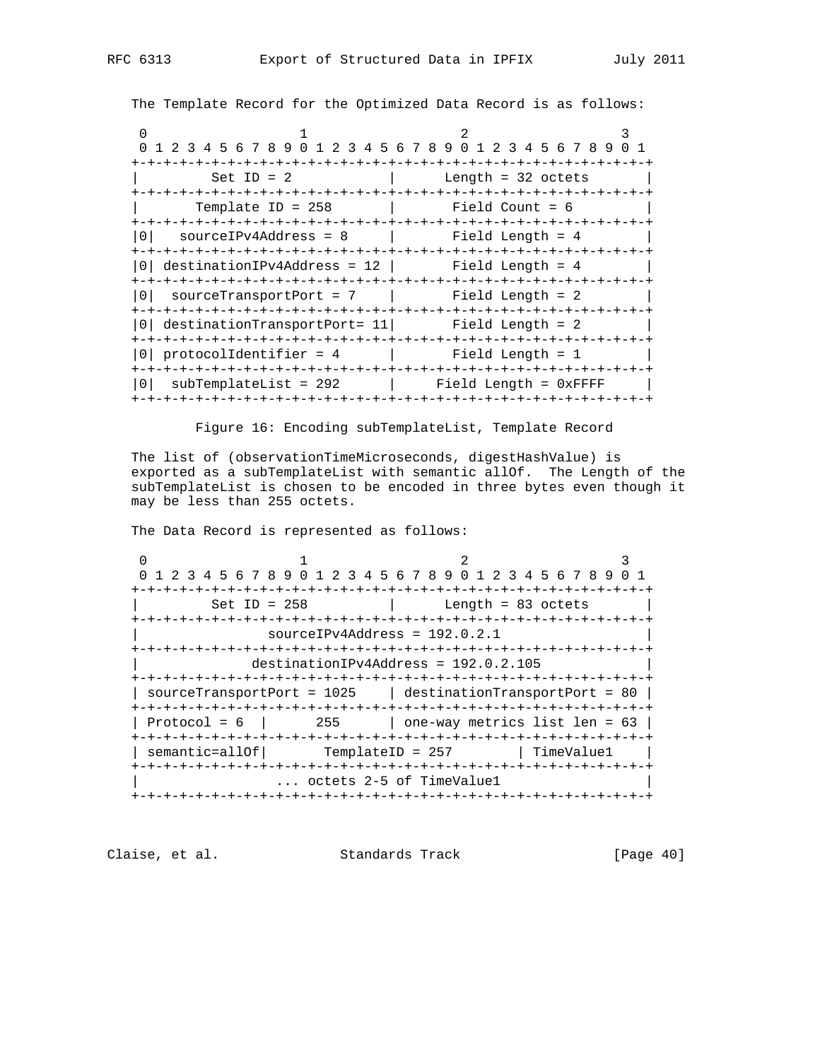The Template Record for the Optimized Data Record is as follows:

```
 0                   1                   2                   3
 0 1 2 3 4 5 6 7 8 9 0 1 2 3 4 5 6 7 8 9 0 1 2 3 4 5 6 7 8 9 0 1
+-+-+-+-+-+-+-+-+-+-+-+-+-+-+-+-+-+-+-+-+-+-+-+-+-+-+-+-+-+-+-+-+
|         Set ID = 2            |      Length = 32 octets       |
+-+-+-+-+-+-+-+-+-+-+-+-+-+-+-+-+-+-+-+-+-+-+-+-+-+-+-+-+-+-+-+-+
|       Template ID = 258       |       Field Count = 6         |
+-+-+-+-+-+-+-+-+-+-+-+-+-+-+-+-+-+-+-+-+-+-+-+-+-+-+-+-+-+-+-+-+
|0|   sourceIPv4Address = 8     |       Field Length = 4        |
+-+-+-+-+-+-+-+-+-+-+-+-+-+-+-+-+-+-+-+-+-+-+-+-+-+-+-+-+-+-+-+-+
|0| destinationIPv4Address = 12 |       Field Length = 4        |
+-+-+-+-+-+-+-+-+-+-+-+-+-+-+-+-+-+-+-+-+-+-+-+-+-+-+-+-+-+-+-+-+
|0|  sourceTransportPort = 7    |       Field Length = 2        |
+-+-+-+-+-+-+-+-+-+-+-+-+-+-+-+-+-+-+-+-+-+-+-+-+-+-+-+-+-+-+-+-+
|0| destinationTransportPort= 11|       Field Length = 2        |
+-+-+-+-+-+-+-+-+-+-+-+-+-+-+-+-+-+-+-+-+-+-+-+-+-+-+-+-+-+-+-+-+
|0| protocolIdentifier = 4      |       Field Length = 1        |
+-+-+-+-+-+-+-+-+-+-+-+-+-+-+-+-+-+-+-+-+-+-+-+-+-+-+-+-+-+-+-+-+
|0|  subTemplateList = 292      |     Field Length = 0xFFFF     |
+-+-+-+-+-+-+-+-+-+-+-+-+-+-+-+-+-+-+-+-+-+-+-+-+-+-+-+-+-+-+-+-+
```

Figure 16: Encoding subTemplateList, Template Record

The list of (observationTimeMicroseconds, digestHashValue) is exported as a subTemplateList with semantic allOf. The Length of the subTemplateList is chosen to be encoded in three bytes even though it may be less than 255 octets.

The Data Record is represented as follows:

```
 0                   1                   2                   3
 0 1 2 3 4 5 6 7 8 9 0 1 2 3 4 5 6 7 8 9 0 1 2 3 4 5 6 7 8 9 0 1
+-+-+-+-+-+-+-+-+-+-+-+-+-+-+-+-+-+-+-+-+-+-+-+-+-+-+-+-+-+-+-+-+
|         Set ID = 258          |      Length = 83 octets       |
+-+-+-+-+-+-+-+-+-+-+-+-+-+-+-+-+-+-+-+-+-+-+-+-+-+-+-+-+-+-+-+-+
|                sourceIPv4Address = 192.0.2.1                  |
+-+-+-+-+-+-+-+-+-+-+-+-+-+-+-+-+-+-+-+-+-+-+-+-+-+-+-+-+-+-+-+-+
|              destinationIPv4Address = 192.0.2.105             |
+-+-+-+-+-+-+-+-+-+-+-+-+-+-+-+-+-+-+-+-+-+-+-+-+-+-+-+-+-+-+-+-+
| sourceTransportPort = 1025    | destinationTransportPort = 80 |
+-+-+-+-+-+-+-+-+-+-+-+-+-+-+-+-+-+-+-+-+-+-+-+-+-+-+-+-+-+-+-+-+
| Protocol = 6  |      255      | one-way metrics list len = 63 |
+-+-+-+-+-+-+-+-+-+-+-+-+-+-+-+-+-+-+-+-+-+-+-+-+-+-+-+-+-+-+-+-+
| semantic=allOf|       TemplateID = 257        | TimeValue1    |
+-+-+-+-+-+-+-+-+-+-+-+-+-+-+-+-+-+-+-+-+-+-+-+-+-+-+-+-+-+-+-+-+
|                 ... octets 2-5 of TimeValue1                  |
+-+-+-+-+-+-+-+-+-+-+-+-+-+-+-+-+-+-+-+-+-+-+-+-+-+-+-+-+-+-+-+-+
```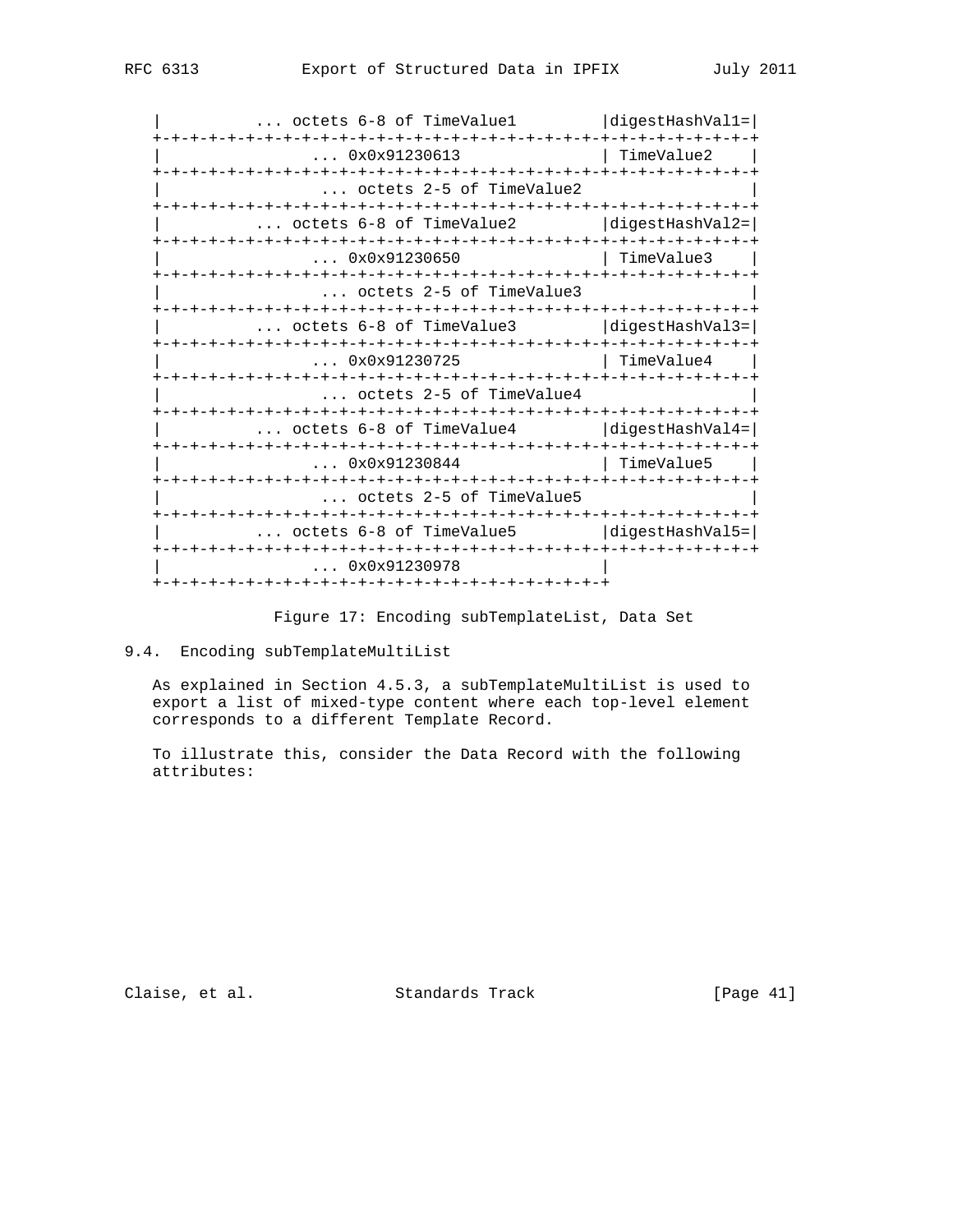```
   |          ... octets 6-8 of TimeValue1         |digestHashVal1=|
   +-+-+-+-+-+-+-+-+-+-+-+-+-+-+-+-+-+-+-+-+-+-+-+-+-+-+-+-+-+-+-+-+
   |               ... 0x0x91230613                | TimeValue2    |
   +-+-+-+-+-+-+-+-+-+-+-+-+-+-+-+-+-+-+-+-+-+-+-+-+-+-+-+-+-+-+-+-+
   |                ... octets 2-5 of TimeValue2                   |
   +-+-+-+-+-+-+-+-+-+-+-+-+-+-+-+-+-+-+-+-+-+-+-+-+-+-+-+-+-+-+-+-+
   |          ... octets 6-8 of TimeValue2         |digestHashVal2=|
   +-+-+-+-+-+-+-+-+-+-+-+-+-+-+-+-+-+-+-+-+-+-+-+-+-+-+-+-+-+-+-+-+
   |               ... 0x0x91230650                | TimeValue3    |
   +-+-+-+-+-+-+-+-+-+-+-+-+-+-+-+-+-+-+-+-+-+-+-+-+-+-+-+-+-+-+-+-+
   |                ... octets 2-5 of TimeValue3                   |
   +-+-+-+-+-+-+-+-+-+-+-+-+-+-+-+-+-+-+-+-+-+-+-+-+-+-+-+-+-+-+-+-+
   |          ... octets 6-8 of TimeValue3         |digestHashVal3=|
   +-+-+-+-+-+-+-+-+-+-+-+-+-+-+-+-+-+-+-+-+-+-+-+-+-+-+-+-+-+-+-+-+
   |               ... 0x0x91230725                | TimeValue4    |
   +-+-+-+-+-+-+-+-+-+-+-+-+-+-+-+-+-+-+-+-+-+-+-+-+-+-+-+-+-+-+-+-+
   |                ... octets 2-5 of TimeValue4                   |
   +-+-+-+-+-+-+-+-+-+-+-+-+-+-+-+-+-+-+-+-+-+-+-+-+-+-+-+-+-+-+-+-+
   |          ... octets 6-8 of TimeValue4         |digestHashVal4=|
   +-+-+-+-+-+-+-+-+-+-+-+-+-+-+-+-+-+-+-+-+-+-+-+-+-+-+-+-+-+-+-+-+
   |               ... 0x0x91230844                | TimeValue5    |
   +-+-+-+-+-+-+-+-+-+-+-+-+-+-+-+-+-+-+-+-+-+-+-+-+-+-+-+-+-+-+-+-+
   |                ... octets 2-5 of TimeValue5                   |
   +-+-+-+-+-+-+-+-+-+-+-+-+-+-+-+-+-+-+-+-+-+-+-+-+-+-+-+-+-+-+-+-+
   |          ... octets 6-8 of TimeValue5         |digestHashVal5=|
   +-+-+-+-+-+-+-+-+-+-+-+-+-+-+-+-+-+-+-+-+-+-+-+-+-+-+-+-+-+-+-+-+
   |               ... 0x0x91230978                |
   +-+-+-+-+-+-+-+-+-+-+-+-+-+-+-+-+-+-+-+-+-+-+-+-+
```

Figure 17: Encoding subTemplateList, Data Set

### 9.4. Encoding subTemplateMultiList

As explained in Section 4.5.3, a subTemplateMultiList is used to export a list of mixed-type content where each top-level element corresponds to a different Template Record.

To illustrate this, consider the Data Record with the following attributes: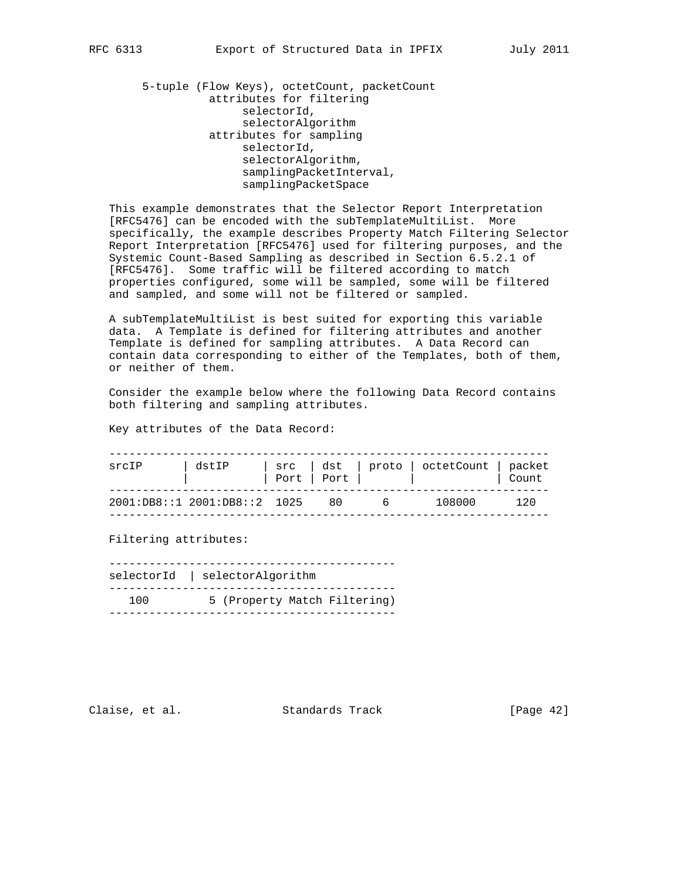```
5-tuple (Flow Keys), octetCount, packetCount
          attributes for filtering
               selectorId,
               selectorAlgorithm
          attributes for sampling
               selectorId,
               selectorAlgorithm,
               samplingPacketInterval,
               samplingPacketSpace
```

This example demonstrates that the Selector Report Interpretation [RFC5476] can be encoded with the subTemplateMultiList. More specifically, the example describes Property Match Filtering Selector Report Interpretation [RFC5476] used for filtering purposes, and the Systemic Count-Based Sampling as described in Section 6.5.2.1 of [RFC5476]. Some traffic will be filtered according to match properties configured, some will be sampled, some will be filtered and sampled, and some will not be filtered or sampled.

A subTemplateMultiList is best suited for exporting this variable data. A Template is defined for filtering attributes and another Template is defined for sampling attributes. A Data Record can contain data corresponding to either of the Templates, both of them, or neither of them.

Consider the example below where the following Data Record contains both filtering and sampling attributes.

Key attributes of the Data Record:

| srcIP | dstIP | src Port | dst Port | proto | octetCount | packet Count |
|---|---|---|---|---|---|---|
| 2001:DB8::1 | 2001:DB8::2 | 1025 | 80 | 6 | 108000 | 120 |

Filtering attributes:

| selectorId | selectorAlgorithm |
|---|---|
| 100 | 5 (Property Match Filtering) |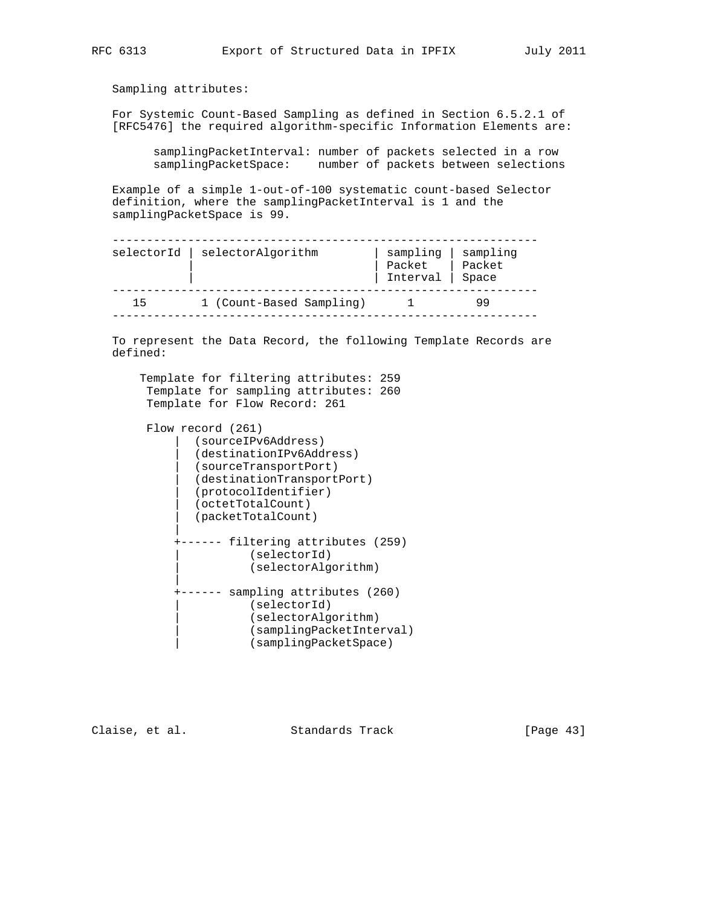Sampling attributes:

For Systemic Count-Based Sampling as defined in Section 6.5.2.1 of [RFC5476] the required algorithm-specific Information Elements are:

```
samplingPacketInterval: number of packets selected in a row
samplingPacketSpace:    number of packets between selections
```

Example of a simple 1-out-of-100 systematic count-based Selector definition, where the samplingPacketInterval is 1 and the samplingPacketSpace is 99.

| selectorId | selectorAlgorithm | sampling Packet Interval | sampling Packet Space |
|---|---|---|---|
| 15 | 1 (Count-Based Sampling) | 1 | 99 |

To represent the Data Record, the following Template Records are defined:

```
    Template for filtering attributes: 259
     Template for sampling attributes: 260
     Template for Flow Record: 261

     Flow record (261)
         |  (sourceIPv6Address)
         |  (destinationIPv6Address)
         |  (sourceTransportPort)
         |  (destinationTransportPort)
         |  (protocolIdentifier)
         |  (octetTotalCount)
         |  (packetTotalCount)
         |
         +------ filtering attributes (259)
         |           (selectorId)
         |           (selectorAlgorithm)
         |
         +------ sampling attributes (260)
         |           (selectorId)
         |           (selectorAlgorithm)
         |           (samplingPacketInterval)
         |           (samplingPacketSpace)
```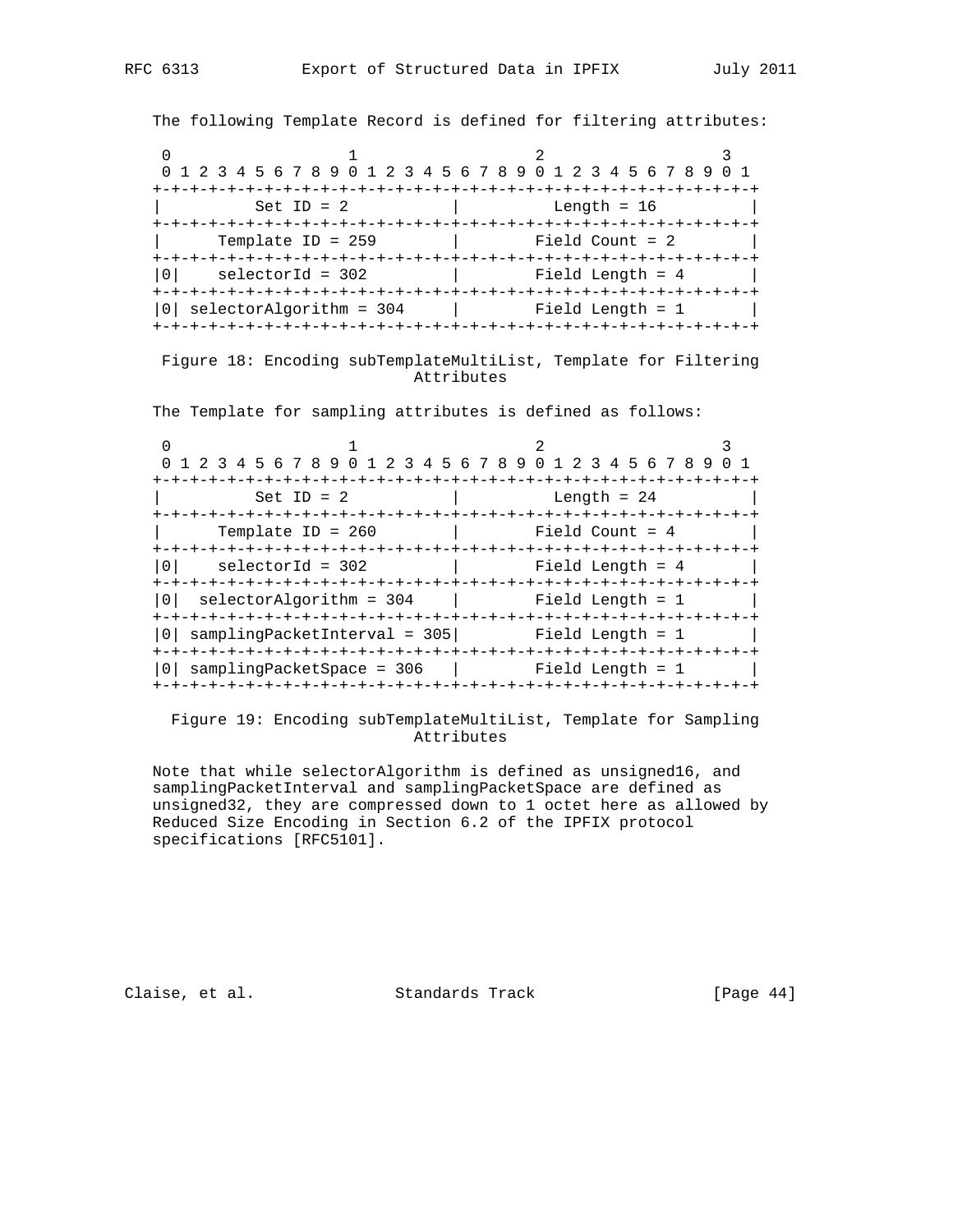The following Template Record is defined for filtering attributes:

```
 0                   1                   2                   3
 0 1 2 3 4 5 6 7 8 9 0 1 2 3 4 5 6 7 8 9 0 1 2 3 4 5 6 7 8 9 0 1
+-+-+-+-+-+-+-+-+-+-+-+-+-+-+-+-+-+-+-+-+-+-+-+-+-+-+-+-+-+-+-+-+
|         Set ID = 2            |         Length = 16           |
+-+-+-+-+-+-+-+-+-+-+-+-+-+-+-+-+-+-+-+-+-+-+-+-+-+-+-+-+-+-+-+-+
|      Template ID = 259        |       Field Count = 2         |
+-+-+-+-+-+-+-+-+-+-+-+-+-+-+-+-+-+-+-+-+-+-+-+-+-+-+-+-+-+-+-+-+
|0|    selectorId = 302         |       Field Length = 4        |
+-+-+-+-+-+-+-+-+-+-+-+-+-+-+-+-+-+-+-+-+-+-+-+-+-+-+-+-+-+-+-+-+
|0| selectorAlgorithm = 304     |       Field Length = 1        |
+-+-+-+-+-+-+-+-+-+-+-+-+-+-+-+-+-+-+-+-+-+-+-+-+-+-+-+-+-+-+-+-+
```

Figure 18: Encoding subTemplateMultiList, Template for Filtering Attributes

The Template for sampling attributes is defined as follows:

```
 0                   1                   2                   3
 0 1 2 3 4 5 6 7 8 9 0 1 2 3 4 5 6 7 8 9 0 1 2 3 4 5 6 7 8 9 0 1
+-+-+-+-+-+-+-+-+-+-+-+-+-+-+-+-+-+-+-+-+-+-+-+-+-+-+-+-+-+-+-+-+
|         Set ID = 2            |         Length = 24           |
+-+-+-+-+-+-+-+-+-+-+-+-+-+-+-+-+-+-+-+-+-+-+-+-+-+-+-+-+-+-+-+-+
|      Template ID = 260        |       Field Count = 4         |
+-+-+-+-+-+-+-+-+-+-+-+-+-+-+-+-+-+-+-+-+-+-+-+-+-+-+-+-+-+-+-+-+
|0|    selectorId = 302         |       Field Length = 4        |
+-+-+-+-+-+-+-+-+-+-+-+-+-+-+-+-+-+-+-+-+-+-+-+-+-+-+-+-+-+-+-+-+
|0|  selectorAlgorithm = 304    |       Field Length = 1        |
+-+-+-+-+-+-+-+-+-+-+-+-+-+-+-+-+-+-+-+-+-+-+-+-+-+-+-+-+-+-+-+-+
|0| samplingPacketInterval = 305|       Field Length = 1        |
+-+-+-+-+-+-+-+-+-+-+-+-+-+-+-+-+-+-+-+-+-+-+-+-+-+-+-+-+-+-+-+-+
|0| samplingPacketSpace = 306   |       Field Length = 1        |
+-+-+-+-+-+-+-+-+-+-+-+-+-+-+-+-+-+-+-+-+-+-+-+-+-+-+-+-+-+-+-+-+
```

Figure 19: Encoding subTemplateMultiList, Template for Sampling Attributes

Note that while selectorAlgorithm is defined as unsigned16, and samplingPacketInterval and samplingPacketSpace are defined as unsigned32, they are compressed down to 1 octet here as allowed by Reduced Size Encoding in Section 6.2 of the IPFIX protocol specifications [RFC5101].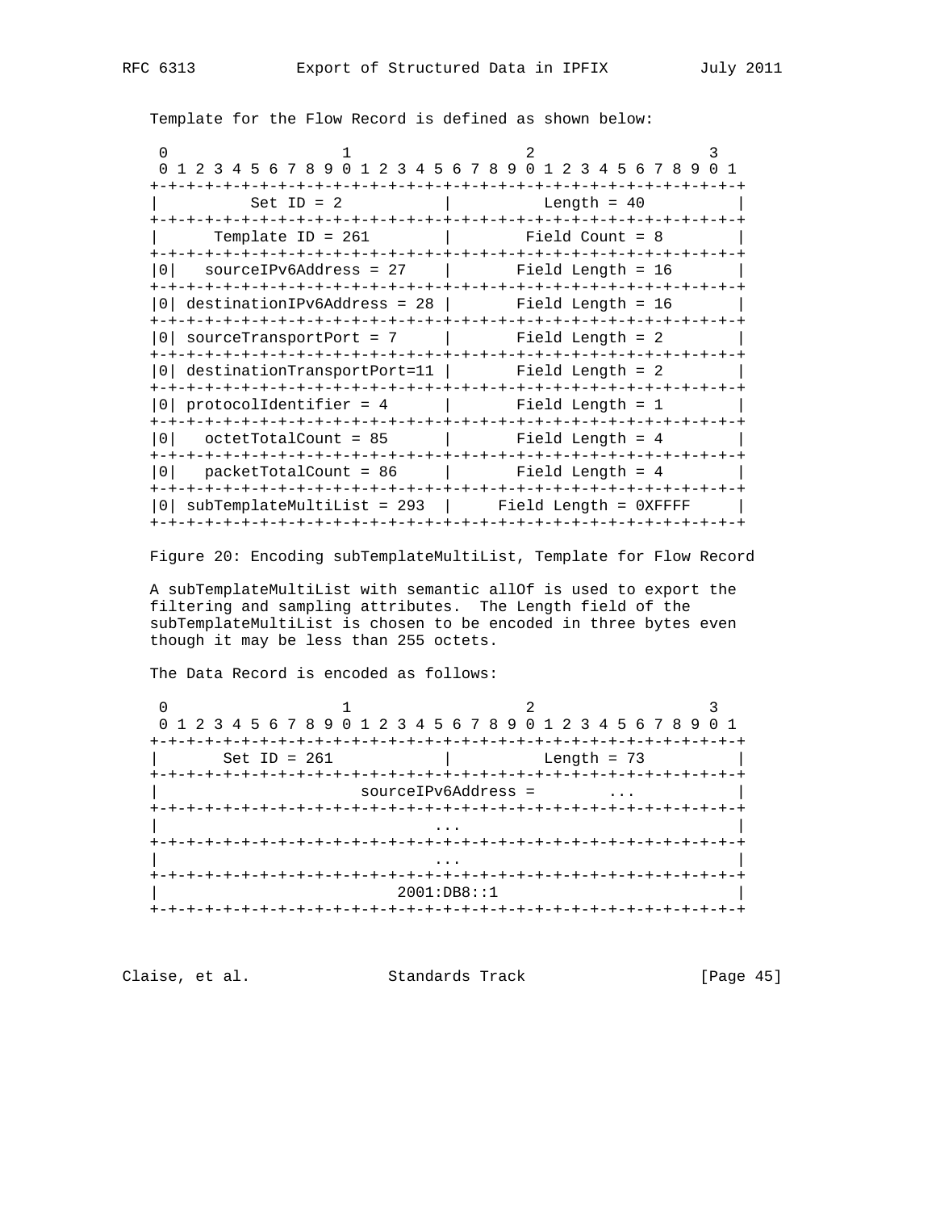Template for the Flow Record is defined as shown below:

```
 0                   1                   2                   3
 0 1 2 3 4 5 6 7 8 9 0 1 2 3 4 5 6 7 8 9 0 1 2 3 4 5 6 7 8 9 0 1
+-+-+-+-+-+-+-+-+-+-+-+-+-+-+-+-+-+-+-+-+-+-+-+-+-+-+-+-+-+-+-+-+
|         Set ID = 2            |         Length = 40           |
+-+-+-+-+-+-+-+-+-+-+-+-+-+-+-+-+-+-+-+-+-+-+-+-+-+-+-+-+-+-+-+-+
|      Template ID = 261        |        Field Count = 8        |
+-+-+-+-+-+-+-+-+-+-+-+-+-+-+-+-+-+-+-+-+-+-+-+-+-+-+-+-+-+-+-+-+
|0|   sourceIPv6Address = 27    |       Field Length = 16       |
+-+-+-+-+-+-+-+-+-+-+-+-+-+-+-+-+-+-+-+-+-+-+-+-+-+-+-+-+-+-+-+-+
|0| destinationIPv6Address = 28 |       Field Length = 16       |
+-+-+-+-+-+-+-+-+-+-+-+-+-+-+-+-+-+-+-+-+-+-+-+-+-+-+-+-+-+-+-+-+
|0| sourceTransportPort = 7     |       Field Length = 2        |
+-+-+-+-+-+-+-+-+-+-+-+-+-+-+-+-+-+-+-+-+-+-+-+-+-+-+-+-+-+-+-+-+
|0| destinationTransportPort=11 |       Field Length = 2        |
+-+-+-+-+-+-+-+-+-+-+-+-+-+-+-+-+-+-+-+-+-+-+-+-+-+-+-+-+-+-+-+-+
|0| protocolIdentifier = 4      |       Field Length = 1        |
+-+-+-+-+-+-+-+-+-+-+-+-+-+-+-+-+-+-+-+-+-+-+-+-+-+-+-+-+-+-+-+-+
|0|   octetTotalCount = 85      |       Field Length = 4        |
+-+-+-+-+-+-+-+-+-+-+-+-+-+-+-+-+-+-+-+-+-+-+-+-+-+-+-+-+-+-+-+-+
|0|   packetTotalCount = 86     |       Field Length = 4        |
+-+-+-+-+-+-+-+-+-+-+-+-+-+-+-+-+-+-+-+-+-+-+-+-+-+-+-+-+-+-+-+-+
|0| subTemplateMultiList = 293  |     Field Length = 0XFFFF     |
+-+-+-+-+-+-+-+-+-+-+-+-+-+-+-+-+-+-+-+-+-+-+-+-+-+-+-+-+-+-+-+-+
```

Figure 20: Encoding subTemplateMultiList, Template for Flow Record

A subTemplateMultiList with semantic allOf is used to export the filtering and sampling attributes. The Length field of the subTemplateMultiList is chosen to be encoded in three bytes even though it may be less than 255 octets.

The Data Record is encoded as follows:

```
 0                   1                   2                   3
 0 1 2 3 4 5 6 7 8 9 0 1 2 3 4 5 6 7 8 9 0 1 2 3 4 5 6 7 8 9 0 1
+-+-+-+-+-+-+-+-+-+-+-+-+-+-+-+-+-+-+-+-+-+-+-+-+-+-+-+-+-+-+-+-+
|       Set ID = 261            |         Length = 73           |
+-+-+-+-+-+-+-+-+-+-+-+-+-+-+-+-+-+-+-+-+-+-+-+-+-+-+-+-+-+-+-+-+
|                     sourceIPv6Address =        ...            |
+-+-+-+-+-+-+-+-+-+-+-+-+-+-+-+-+-+-+-+-+-+-+-+-+-+-+-+-+-+-+-+-+
|                              ...                              |
+-+-+-+-+-+-+-+-+-+-+-+-+-+-+-+-+-+-+-+-+-+-+-+-+-+-+-+-+-+-+-+-+
|                              ...                              |
+-+-+-+-+-+-+-+-+-+-+-+-+-+-+-+-+-+-+-+-+-+-+-+-+-+-+-+-+-+-+-+-+
|                          2001:DB8::1                          |
+-+-+-+-+-+-+-+-+-+-+-+-+-+-+-+-+-+-+-+-+-+-+-+-+-+-+-+-+-+-+-+-+
```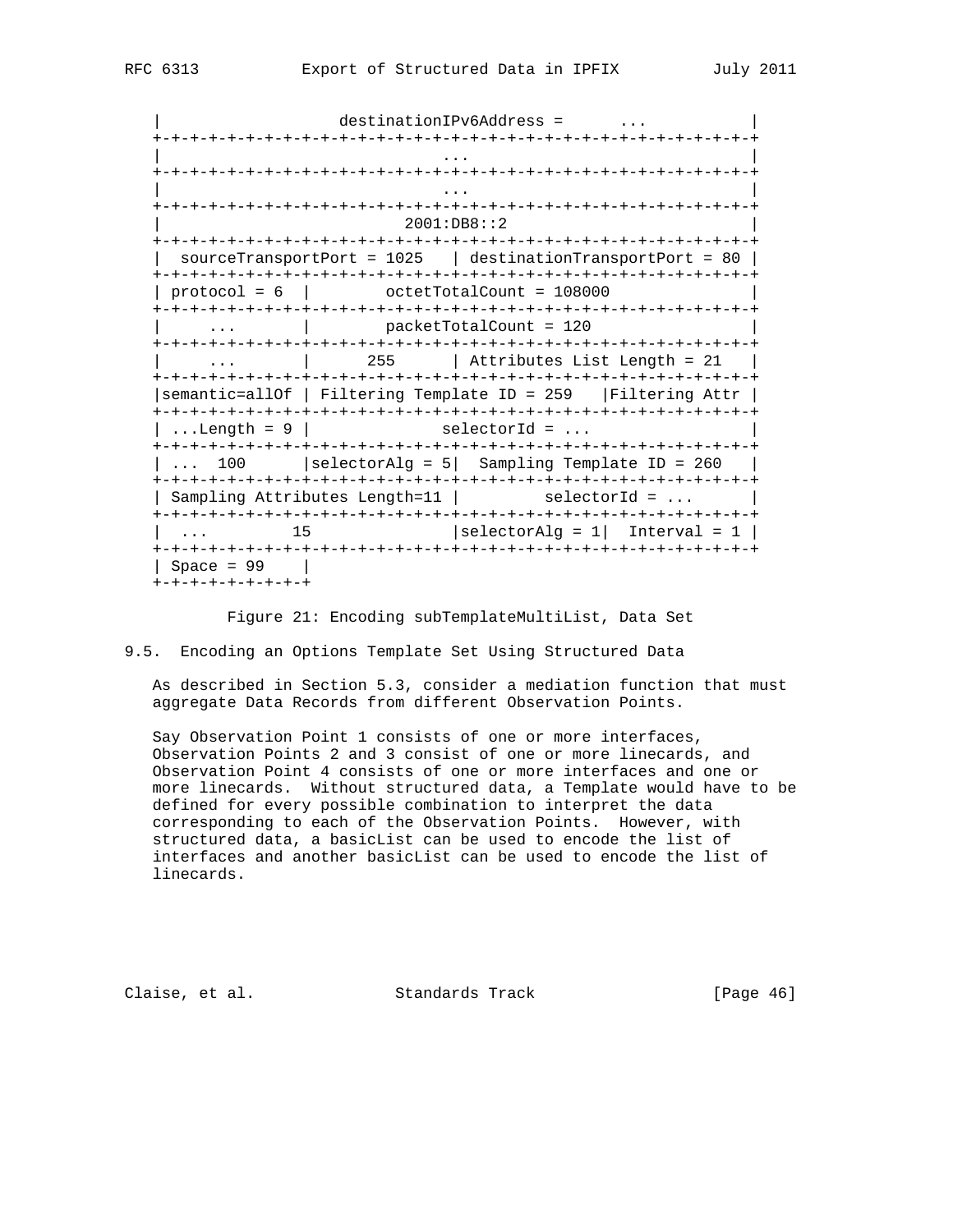```
   |                  destinationIPv6Address =      ...           |
   +-+-+-+-+-+-+-+-+-+-+-+-+-+-+-+-+-+-+-+-+-+-+-+-+-+-+-+-+-+-+-+-+
   |                               ...                             |
   +-+-+-+-+-+-+-+-+-+-+-+-+-+-+-+-+-+-+-+-+-+-+-+-+-+-+-+-+-+-+-+-+
   |                               ...                             |
   +-+-+-+-+-+-+-+-+-+-+-+-+-+-+-+-+-+-+-+-+-+-+-+-+-+-+-+-+-+-+-+-+
   |                         2001:DB8::2                           |
   +-+-+-+-+-+-+-+-+-+-+-+-+-+-+-+-+-+-+-+-+-+-+-+-+-+-+-+-+-+-+-+-+
   |  sourceTransportPort = 1025   | destinationTransportPort = 80 |
   +-+-+-+-+-+-+-+-+-+-+-+-+-+-+-+-+-+-+-+-+-+-+-+-+-+-+-+-+-+-+-+-+
   | protocol = 6  |        octetTotalCount = 108000               |
   +-+-+-+-+-+-+-+-+-+-+-+-+-+-+-+-+-+-+-+-+-+-+-+-+-+-+-+-+-+-+-+-+
   |     ...       |        packetTotalCount = 120                 |
   +-+-+-+-+-+-+-+-+-+-+-+-+-+-+-+-+-+-+-+-+-+-+-+-+-+-+-+-+-+-+-+-+
   |     ...       |      255      | Attributes List Length = 21   |
   +-+-+-+-+-+-+-+-+-+-+-+-+-+-+-+-+-+-+-+-+-+-+-+-+-+-+-+-+-+-+-+-+
   |semantic=allOf | Filtering Template ID = 259   |Filtering Attr |
   +-+-+-+-+-+-+-+-+-+-+-+-+-+-+-+-+-+-+-+-+-+-+-+-+-+-+-+-+-+-+-+-+
   | ...Length = 9 |              selectorId = ...                 |
   +-+-+-+-+-+-+-+-+-+-+-+-+-+-+-+-+-+-+-+-+-+-+-+-+-+-+-+-+-+-+-+-+
   | ...  100      |selectorAlg = 5|  Sampling Template ID = 260   |
   +-+-+-+-+-+-+-+-+-+-+-+-+-+-+-+-+-+-+-+-+-+-+-+-+-+-+-+-+-+-+-+-+
   | Sampling Attributes Length=11 |         selectorId = ...      |
   +-+-+-+-+-+-+-+-+-+-+-+-+-+-+-+-+-+-+-+-+-+-+-+-+-+-+-+-+-+-+-+-+
   | ...         15                |selectorAlg = 1|  Interval = 1 |
   +-+-+-+-+-+-+-+-+-+-+-+-+-+-+-+-+-+-+-+-+-+-+-+-+-+-+-+-+-+-+-+-+
   | Space = 99    |
   +-+-+-+-+-+-+-+-+
```

Figure 21: Encoding subTemplateMultiList, Data Set

## 9.5. Encoding an Options Template Set Using Structured Data

As described in Section 5.3, consider a mediation function that must aggregate Data Records from different Observation Points.

Say Observation Point 1 consists of one or more interfaces, Observation Points 2 and 3 consist of one or more linecards, and Observation Point 4 consists of one or more interfaces and one or more linecards. Without structured data, a Template would have to be defined for every possible combination to interpret the data corresponding to each of the Observation Points. However, with structured data, a basicList can be used to encode the list of interfaces and another basicList can be used to encode the list of linecards.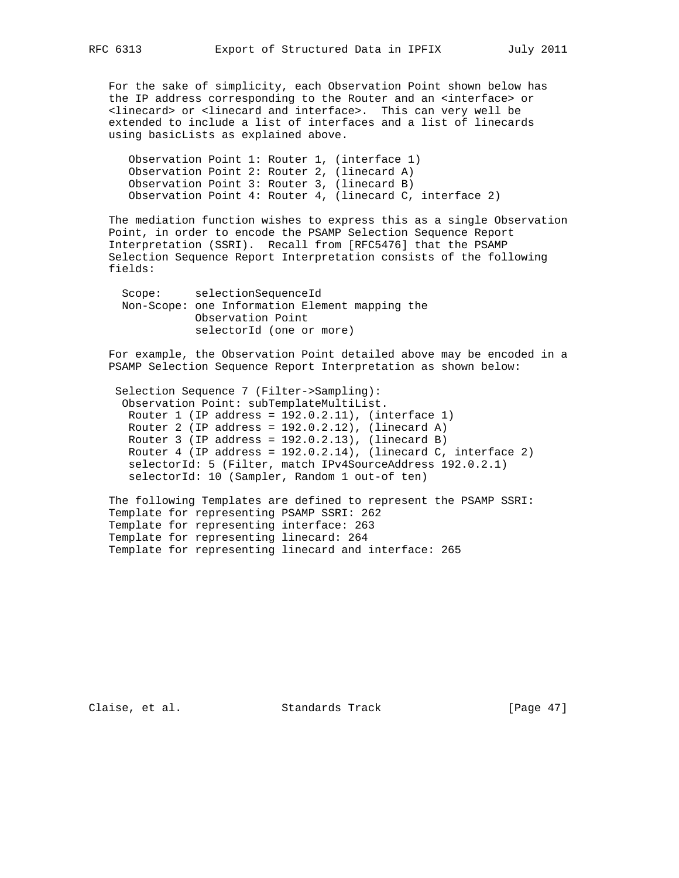For the sake of simplicity, each Observation Point shown below has the IP address corresponding to the Router and an <interface> or <linecard> or <linecard and interface>. This can very well be extended to include a list of interfaces and a list of linecards using basicLists as explained above.

```
Observation Point 1: Router 1, (interface 1)
Observation Point 2: Router 2, (linecard A)
Observation Point 3: Router 3, (linecard B)
Observation Point 4: Router 4, (linecard C, interface 2)
```

The mediation function wishes to express this as a single Observation Point, in order to encode the PSAMP Selection Sequence Report Interpretation (SSRI). Recall from [RFC5476] that the PSAMP Selection Sequence Report Interpretation consists of the following fields:

```
Scope:     selectionSequenceId
Non-Scope: one Information Element mapping the
           Observation Point
           selectorId (one or more)
```

For example, the Observation Point detailed above may be encoded in a PSAMP Selection Sequence Report Interpretation as shown below:

```
 Selection Sequence 7 (Filter->Sampling):
  Observation Point: subTemplateMultiList.
   Router 1 (IP address = 192.0.2.11), (interface 1)
   Router 2 (IP address = 192.0.2.12), (linecard A)
   Router 3 (IP address = 192.0.2.13), (linecard B)
   Router 4 (IP address = 192.0.2.14), (linecard C, interface 2)
   selectorId: 5 (Filter, match IPv4SourceAddress 192.0.2.1)
   selectorId: 10 (Sampler, Random 1 out-of ten)
```

The following Templates are defined to represent the PSAMP SSRI:
Template for representing PSAMP SSRI: 262
Template for representing interface: 263
Template for representing linecard: 264
Template for representing linecard and interface: 265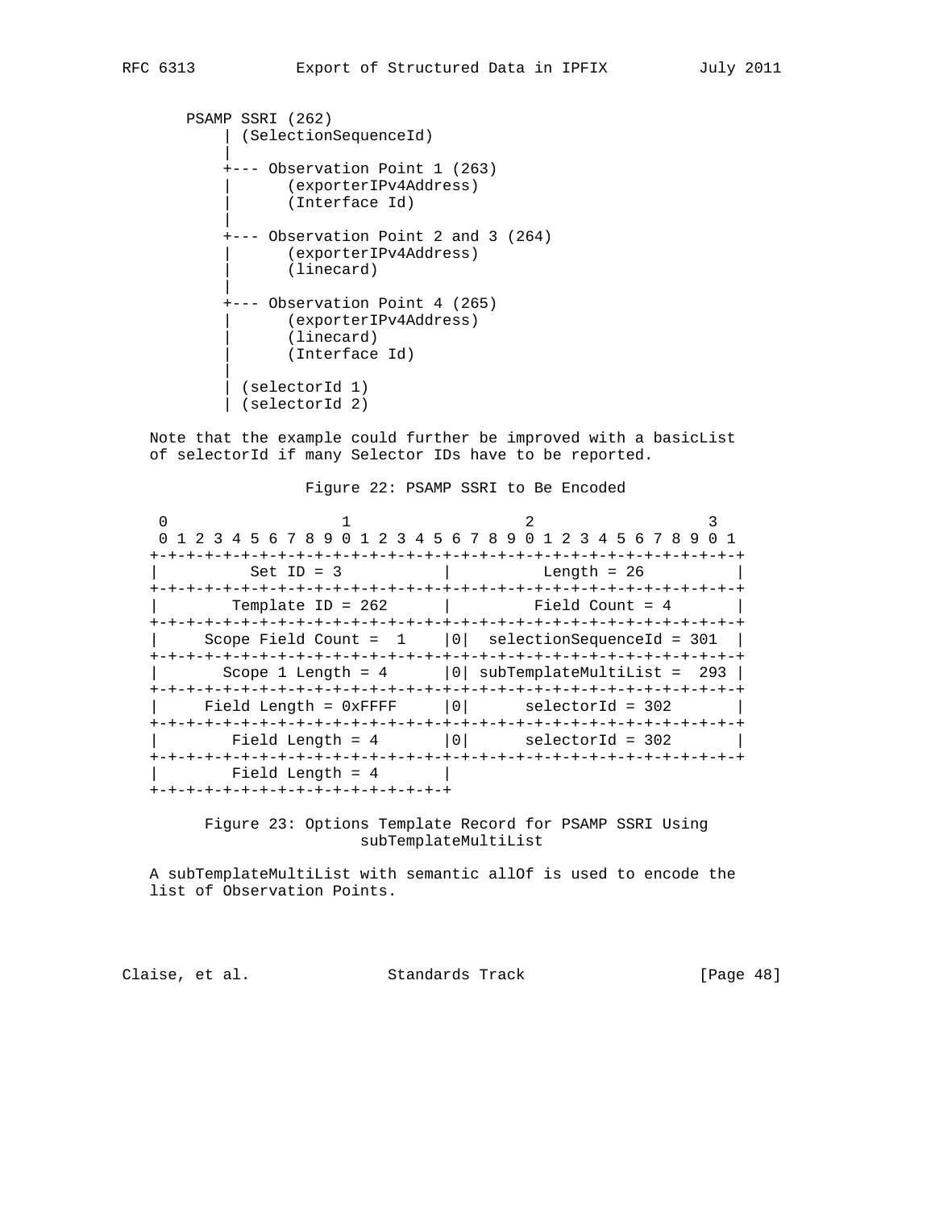```
   PSAMP SSRI (262)
       | (SelectionSequenceId)
       |
       +--- Observation Point 1 (263)
       |       (exporterIPv4Address)
       |       (Interface Id)
       |
       +--- Observation Point 2 and 3 (264)
       |       (exporterIPv4Address)
       |       (linecard)
       |
       +--- Observation Point 4 (265)
       |       (exporterIPv4Address)
       |       (linecard)
       |       (Interface Id)
       |
       | (selectorId 1)
       | (selectorId 2)
```

Note that the example could further be improved with a basicList of selectorId if many Selector IDs have to be reported.

Figure 22: PSAMP SSRI to Be Encoded

```
 0                   1                   2                   3
 0 1 2 3 4 5 6 7 8 9 0 1 2 3 4 5 6 7 8 9 0 1 2 3 4 5 6 7 8 9 0 1
+-+-+-+-+-+-+-+-+-+-+-+-+-+-+-+-+-+-+-+-+-+-+-+-+-+-+-+-+-+-+-+-+
|          Set ID = 3           |          Length = 26          |
+-+-+-+-+-+-+-+-+-+-+-+-+-+-+-+-+-+-+-+-+-+-+-+-+-+-+-+-+-+-+-+-+
|        Template ID = 262      |         Field Count = 4       |
+-+-+-+-+-+-+-+-+-+-+-+-+-+-+-+-+-+-+-+-+-+-+-+-+-+-+-+-+-+-+-+-+
|     Scope Field Count =  1    |0|  selectionSequenceId = 301  |
+-+-+-+-+-+-+-+-+-+-+-+-+-+-+-+-+-+-+-+-+-+-+-+-+-+-+-+-+-+-+-+-+
|       Scope 1 Length = 4      |0| subTemplateMultiList =  293 |
+-+-+-+-+-+-+-+-+-+-+-+-+-+-+-+-+-+-+-+-+-+-+-+-+-+-+-+-+-+-+-+-+
|     Field Length = 0xFFFF     |0|      selectorId = 302       |
+-+-+-+-+-+-+-+-+-+-+-+-+-+-+-+-+-+-+-+-+-+-+-+-+-+-+-+-+-+-+-+-+
|        Field Length = 4       |0|      selectorId = 302       |
+-+-+-+-+-+-+-+-+-+-+-+-+-+-+-+-+-+-+-+-+-+-+-+-+-+-+-+-+-+-+-+-+
|        Field Length = 4       |
+-+-+-+-+-+-+-+-+-+-+-+-+-+-+-+-+
```

Figure 23: Options Template Record for PSAMP SSRI Using subTemplateMultiList

A subTemplateMultiList with semantic allOf is used to encode the list of Observation Points.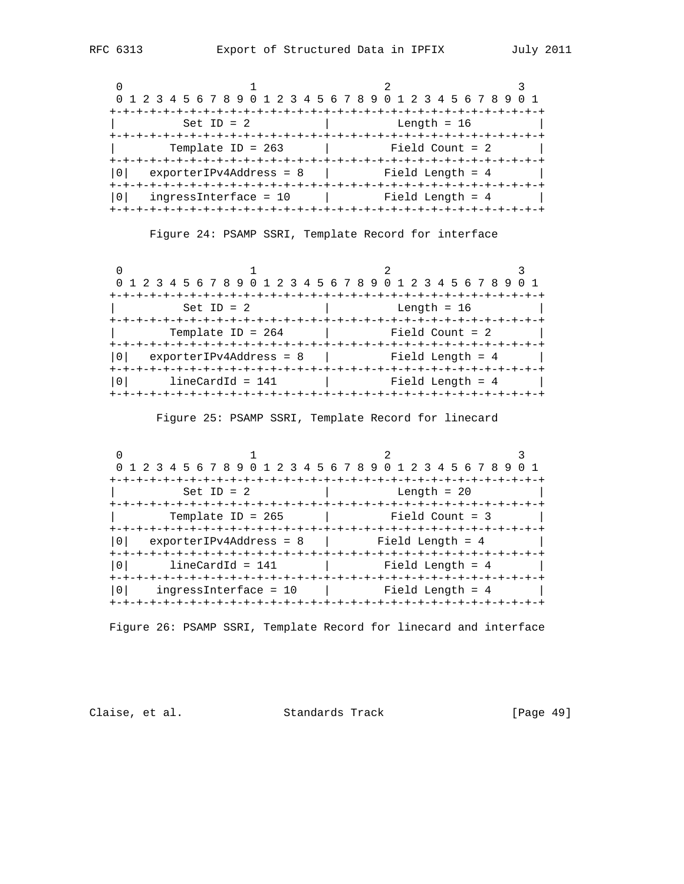```
     0                   1                   2                   3
     0 1 2 3 4 5 6 7 8 9 0 1 2 3 4 5 6 7 8 9 0 1 2 3 4 5 6 7 8 9 0 1
    +-+-+-+-+-+-+-+-+-+-+-+-+-+-+-+-+-+-+-+-+-+-+-+-+-+-+-+-+-+-+-+-+
    |         Set ID = 2            |          Length = 16          |
    +-+-+-+-+-+-+-+-+-+-+-+-+-+-+-+-+-+-+-+-+-+-+-+-+-+-+-+-+-+-+-+-+
    |       Template ID = 263       |         Field Count = 2       |
    +-+-+-+-+-+-+-+-+-+-+-+-+-+-+-+-+-+-+-+-+-+-+-+-+-+-+-+-+-+-+-+-+
    |0|   exporterIPv4Address = 8   |        Field Length = 4       |
    +-+-+-+-+-+-+-+-+-+-+-+-+-+-+-+-+-+-+-+-+-+-+-+-+-+-+-+-+-+-+-+-+
    |0|   ingressInterface = 10     |        Field Length = 4       |
    +-+-+-+-+-+-+-+-+-+-+-+-+-+-+-+-+-+-+-+-+-+-+-+-+-+-+-+-+-+-+-+-+
```

Figure 24: PSAMP SSRI, Template Record for interface

```
     0                   1                   2                   3
     0 1 2 3 4 5 6 7 8 9 0 1 2 3 4 5 6 7 8 9 0 1 2 3 4 5 6 7 8 9 0 1
    +-+-+-+-+-+-+-+-+-+-+-+-+-+-+-+-+-+-+-+-+-+-+-+-+-+-+-+-+-+-+-+-+
    |          Set ID = 2           |          Length = 16          |
    +-+-+-+-+-+-+-+-+-+-+-+-+-+-+-+-+-+-+-+-+-+-+-+-+-+-+-+-+-+-+-+-+
    |       Template ID = 264       |         Field Count = 2       |
    +-+-+-+-+-+-+-+-+-+-+-+-+-+-+-+-+-+-+-+-+-+-+-+-+-+-+-+-+-+-+-+-+
    |0|   exporterIPv4Address = 8   |         Field Length = 4      |
    +-+-+-+-+-+-+-+-+-+-+-+-+-+-+-+-+-+-+-+-+-+-+-+-+-+-+-+-+-+-+-+-+
    |0|      lineCardId = 141       |         Field Length = 4      |
    +-+-+-+-+-+-+-+-+-+-+-+-+-+-+-+-+-+-+-+-+-+-+-+-+-+-+-+-+-+-+-+-+
```

Figure 25: PSAMP SSRI, Template Record for linecard

```
     0                   1                   2                   3
     0 1 2 3 4 5 6 7 8 9 0 1 2 3 4 5 6 7 8 9 0 1 2 3 4 5 6 7 8 9 0 1
    +-+-+-+-+-+-+-+-+-+-+-+-+-+-+-+-+-+-+-+-+-+-+-+-+-+-+-+-+-+-+-+-+
    |          Set ID = 2           |          Length = 20          |
    +-+-+-+-+-+-+-+-+-+-+-+-+-+-+-+-+-+-+-+-+-+-+-+-+-+-+-+-+-+-+-+-+
    |       Template ID = 265       |         Field Count = 3       |
    +-+-+-+-+-+-+-+-+-+-+-+-+-+-+-+-+-+-+-+-+-+-+-+-+-+-+-+-+-+-+-+-+
    |0|   exporterIPv4Address = 8   |       Field Length = 4        |
    +-+-+-+-+-+-+-+-+-+-+-+-+-+-+-+-+-+-+-+-+-+-+-+-+-+-+-+-+-+-+-+-+
    |0|      lineCardId = 141       |        Field Length = 4       |
    +-+-+-+-+-+-+-+-+-+-+-+-+-+-+-+-+-+-+-+-+-+-+-+-+-+-+-+-+-+-+-+-+
    |0|    ingressInterface = 10    |        Field Length = 4       |
    +-+-+-+-+-+-+-+-+-+-+-+-+-+-+-+-+-+-+-+-+-+-+-+-+-+-+-+-+-+-+-+-+
```

Figure 26: PSAMP SSRI, Template Record for linecard and interface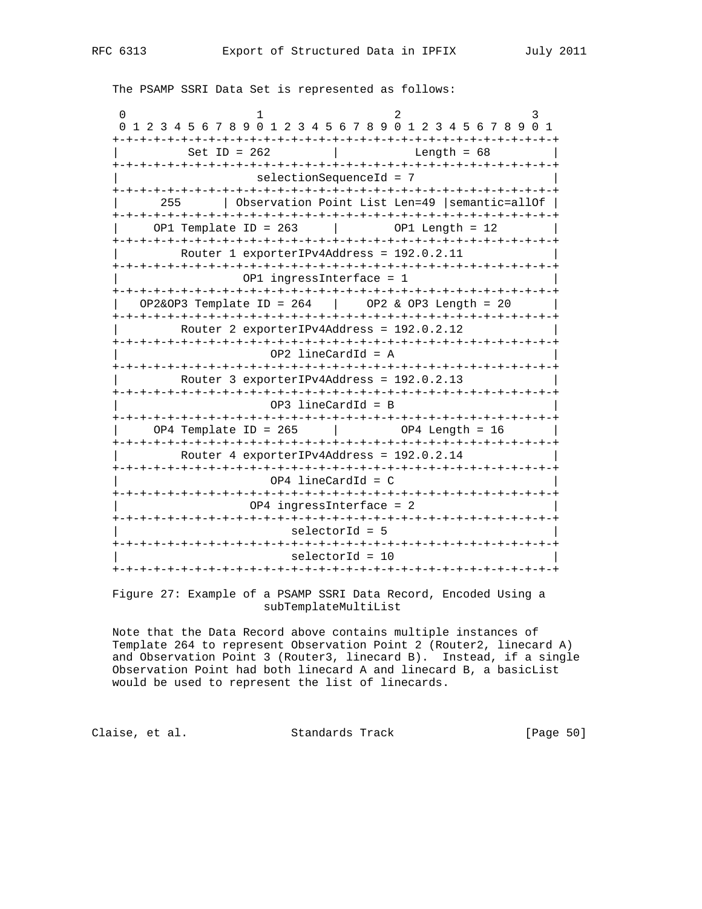The PSAMP SSRI Data Set is represented as follows:

```
 0                   1                   2                   3
 0 1 2 3 4 5 6 7 8 9 0 1 2 3 4 5 6 7 8 9 0 1 2 3 4 5 6 7 8 9 0 1
+-+-+-+-+-+-+-+-+-+-+-+-+-+-+-+-+-+-+-+-+-+-+-+-+-+-+-+-+-+-+-+-+
|         Set ID = 262          |           Length = 68         |
+-+-+-+-+-+-+-+-+-+-+-+-+-+-+-+-+-+-+-+-+-+-+-+-+-+-+-+-+-+-+-+-+
|                   selectionSequenceId = 7                     |
+-+-+-+-+-+-+-+-+-+-+-+-+-+-+-+-+-+-+-+-+-+-+-+-+-+-+-+-+-+-+-+-+
|      255      | Observation Point List Len=49 |semantic=allOf |
+-+-+-+-+-+-+-+-+-+-+-+-+-+-+-+-+-+-+-+-+-+-+-+-+-+-+-+-+-+-+-+-+
|     OP1 Template ID = 263     |        OP1 Length = 12        |
+-+-+-+-+-+-+-+-+-+-+-+-+-+-+-+-+-+-+-+-+-+-+-+-+-+-+-+-+-+-+-+-+
|         Router 1 exporterIPv4Address = 192.0.2.11             |
+-+-+-+-+-+-+-+-+-+-+-+-+-+-+-+-+-+-+-+-+-+-+-+-+-+-+-+-+-+-+-+-+
|                  OP1 ingressInterface = 1                     |
+-+-+-+-+-+-+-+-+-+-+-+-+-+-+-+-+-+-+-+-+-+-+-+-+-+-+-+-+-+-+-+-+
|   OP2&OP3 Template ID = 264   |     OP2 & OP3 Length = 20     |
+-+-+-+-+-+-+-+-+-+-+-+-+-+-+-+-+-+-+-+-+-+-+-+-+-+-+-+-+-+-+-+-+
|         Router 2 exporterIPv4Address = 192.0.2.12             |
+-+-+-+-+-+-+-+-+-+-+-+-+-+-+-+-+-+-+-+-+-+-+-+-+-+-+-+-+-+-+-+-+
|                      OP2 lineCardId = A                       |
+-+-+-+-+-+-+-+-+-+-+-+-+-+-+-+-+-+-+-+-+-+-+-+-+-+-+-+-+-+-+-+-+
|         Router 3 exporterIPv4Address = 192.0.2.13             |
+-+-+-+-+-+-+-+-+-+-+-+-+-+-+-+-+-+-+-+-+-+-+-+-+-+-+-+-+-+-+-+-+
|                      OP3 lineCardId = B                       |
+-+-+-+-+-+-+-+-+-+-+-+-+-+-+-+-+-+-+-+-+-+-+-+-+-+-+-+-+-+-+-+-+
|     OP4 Template ID = 265     |         OP4 Length = 16       |
+-+-+-+-+-+-+-+-+-+-+-+-+-+-+-+-+-+-+-+-+-+-+-+-+-+-+-+-+-+-+-+-+
|         Router 4 exporterIPv4Address = 192.0.2.14             |
+-+-+-+-+-+-+-+-+-+-+-+-+-+-+-+-+-+-+-+-+-+-+-+-+-+-+-+-+-+-+-+-+
|                      OP4 lineCardId = C                       |
+-+-+-+-+-+-+-+-+-+-+-+-+-+-+-+-+-+-+-+-+-+-+-+-+-+-+-+-+-+-+-+-+
|                   OP4 ingressInterface = 2                    |
+-+-+-+-+-+-+-+-+-+-+-+-+-+-+-+-+-+-+-+-+-+-+-+-+-+-+-+-+-+-+-+-+
|                         selectorId = 5                        |
+-+-+-+-+-+-+-+-+-+-+-+-+-+-+-+-+-+-+-+-+-+-+-+-+-+-+-+-+-+-+-+-+
|                         selectorId = 10                       |
+-+-+-+-+-+-+-+-+-+-+-+-+-+-+-+-+-+-+-+-+-+-+-+-+-+-+-+-+-+-+-+-+
```

Figure 27: Example of a PSAMP SSRI Data Record, Encoded Using a subTemplateMultiList

Note that the Data Record above contains multiple instances of Template 264 to represent Observation Point 2 (Router2, linecard A) and Observation Point 3 (Router3, linecard B). Instead, if a single Observation Point had both linecard A and linecard B, a basicList would be used to represent the list of linecards.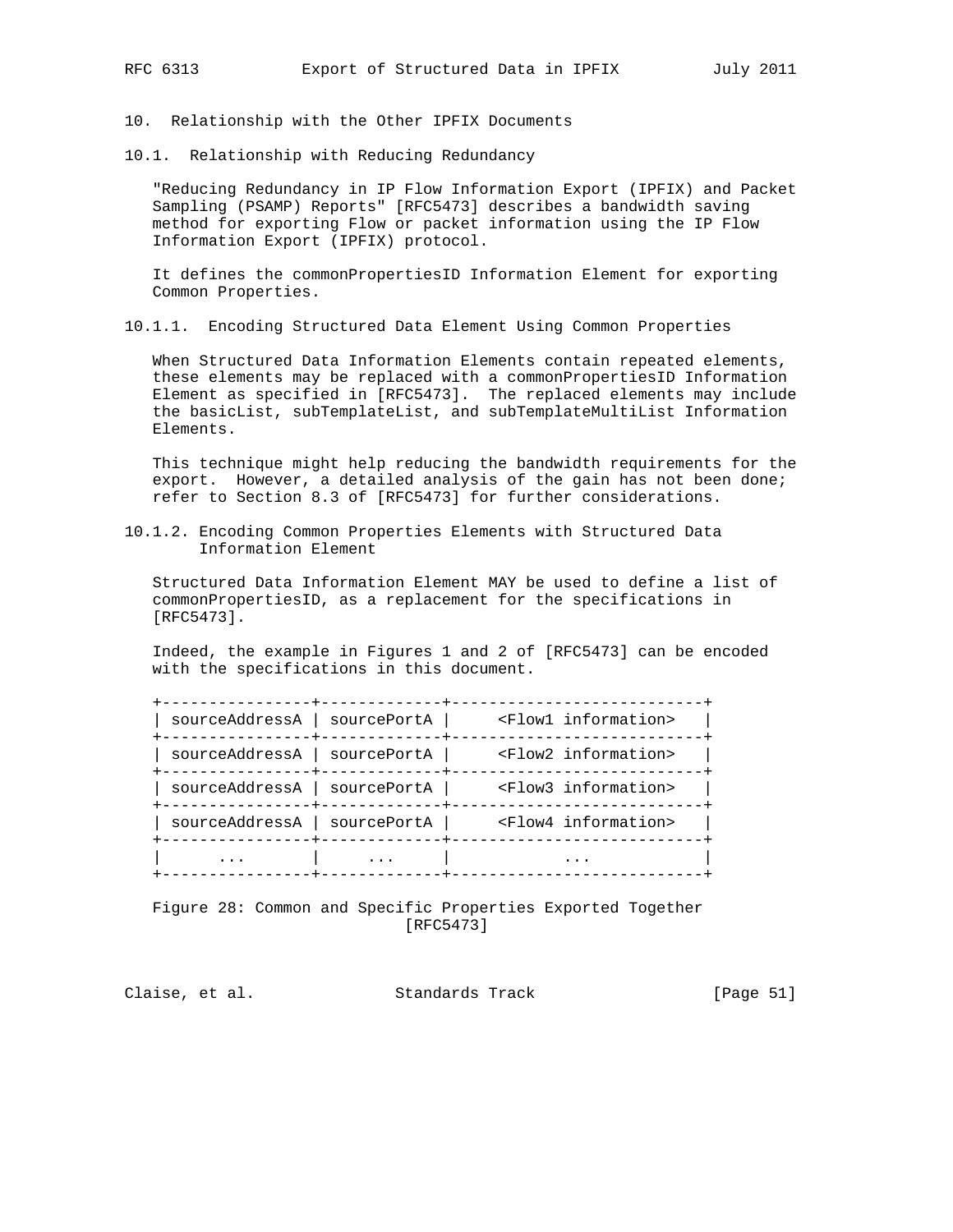## 10. Relationship with the Other IPFIX Documents

### 10.1. Relationship with Reducing Redundancy

"Reducing Redundancy in IP Flow Information Export (IPFIX) and Packet Sampling (PSAMP) Reports" [RFC5473] describes a bandwidth saving method for exporting Flow or packet information using the IP Flow Information Export (IPFIX) protocol.

It defines the commonPropertiesID Information Element for exporting Common Properties.

#### 10.1.1. Encoding Structured Data Element Using Common Properties

When Structured Data Information Elements contain repeated elements, these elements may be replaced with a commonPropertiesID Information Element as specified in [RFC5473]. The replaced elements may include the basicList, subTemplateList, and subTemplateMultiList Information Elements.

This technique might help reducing the bandwidth requirements for the export. However, a detailed analysis of the gain has not been done; refer to Section 8.3 of [RFC5473] for further considerations.

#### 10.1.2. Encoding Common Properties Elements with Structured Data Information Element

Structured Data Information Element MAY be used to define a list of commonPropertiesID, as a replacement for the specifications in [RFC5473].

Indeed, the example in Figures 1 and 2 of [RFC5473] can be encoded with the specifications in this document.

```
+----------------+-------------+---------------------------+
| sourceAddressA | sourcePortA |     <Flow1 information>   |
+----------------+-------------+---------------------------+
| sourceAddressA | sourcePortA |     <Flow2 information>   |
+----------------+-------------+---------------------------+
| sourceAddressA | sourcePortA |     <Flow3 information>   |
+----------------+-------------+---------------------------+
| sourceAddressA | sourcePortA |     <Flow4 information>   |
+----------------+-------------+---------------------------+
|      ...       |     ...     |            ...            |
+----------------+-------------+---------------------------+
```

Figure 28: Common and Specific Properties Exported Together [RFC5473]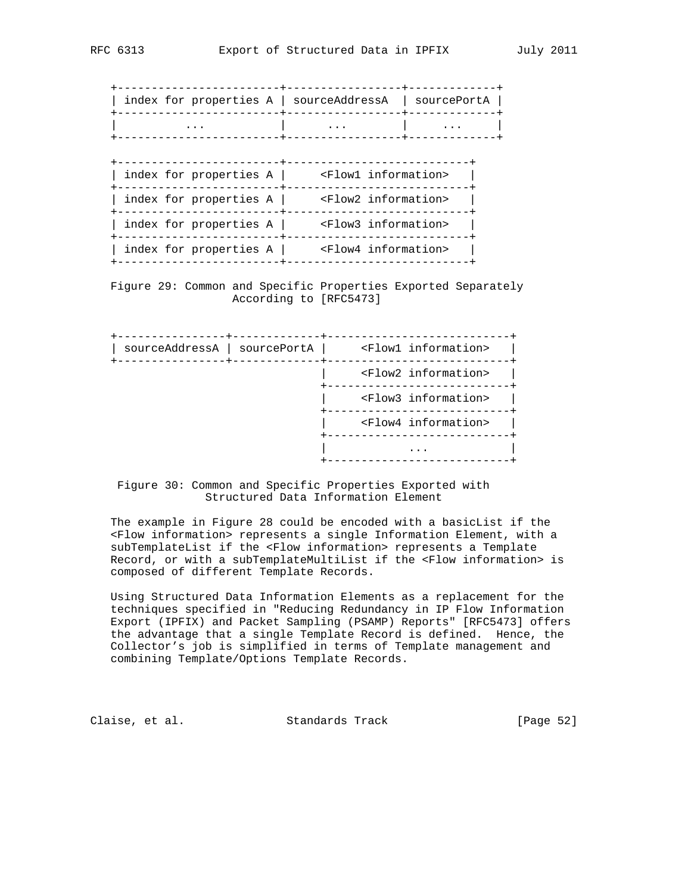```
+------------------------+-----------------+-------------+
| index for properties A | sourceAddressA  | sourcePortA |
+------------------------+-----------------+-------------+
|          ...           |      ...        |     ...     |
+------------------------+-----------------+-------------+

+------------------------+---------------------------+
| index for properties A |     <Flow1 information>   |
+------------------------+---------------------------+
| index for properties A |     <Flow2 information>   |
+------------------------+---------------------------+
| index for properties A |     <Flow3 information>   |
+------------------------+---------------------------+
| index for properties A |     <Flow4 information>   |
+------------------------+---------------------------+
```

Figure 29: Common and Specific Properties Exported Separately According to [RFC5473]

```
+----------------+-------------+---------------------------+
| sourceAddressA | sourcePortA |     <Flow1 information>   |
+----------------+-------------+---------------------------+
                               |     <Flow2 information>   |
                               +---------------------------+
                               |     <Flow3 information>   |
                               +---------------------------+
                               |     <Flow4 information>   |
                               +---------------------------+
                               |           ...             |
                               +---------------------------+
```

Figure 30: Common and Specific Properties Exported with Structured Data Information Element

The example in Figure 28 could be encoded with a basicList if the <Flow information> represents a single Information Element, with a subTemplateList if the <Flow information> represents a Template Record, or with a subTemplateMultiList if the <Flow information> is composed of different Template Records.

Using Structured Data Information Elements as a replacement for the techniques specified in "Reducing Redundancy in IP Flow Information Export (IPFIX) and Packet Sampling (PSAMP) Reports" [RFC5473] offers the advantage that a single Template Record is defined. Hence, the Collector's job is simplified in terms of Template management and combining Template/Options Template Records.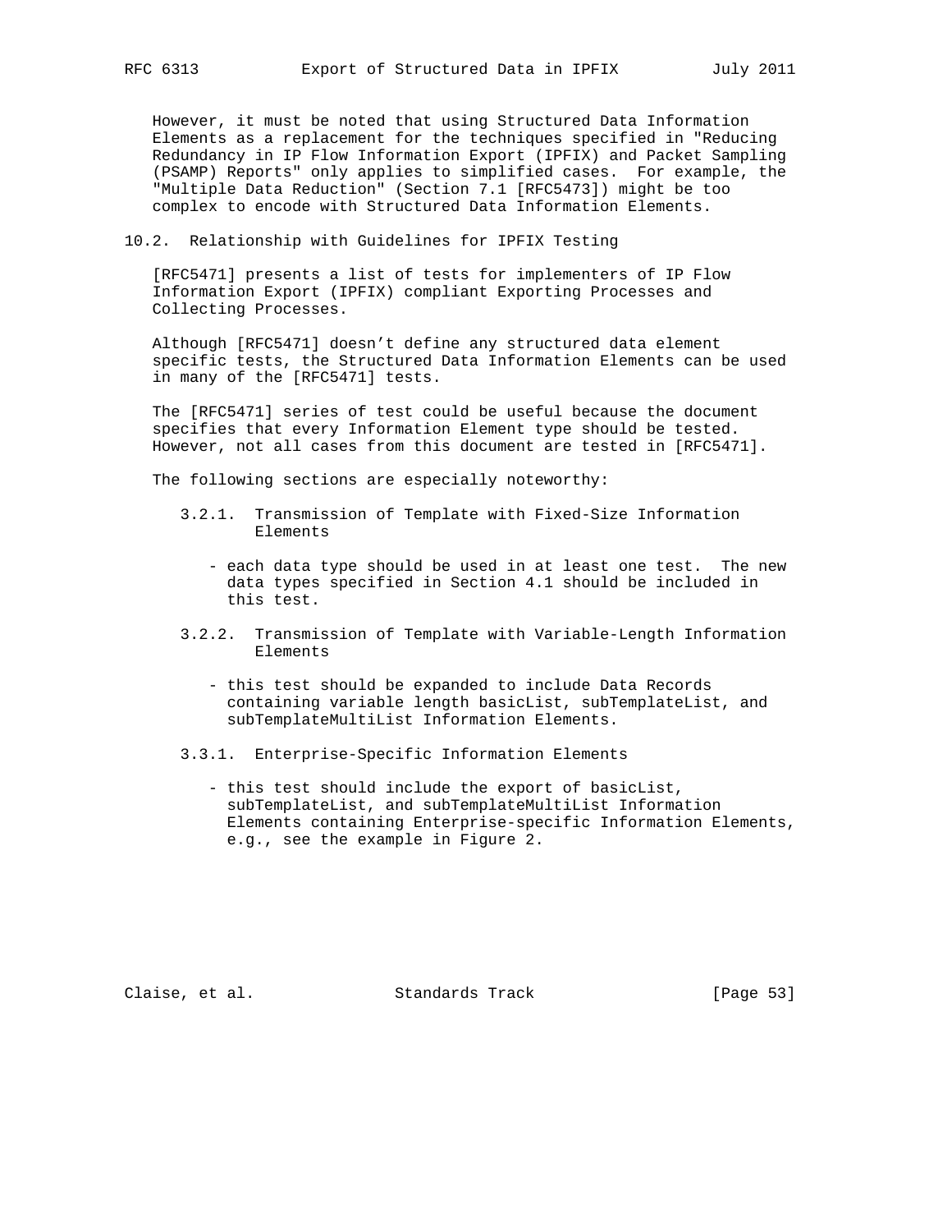However, it must be noted that using Structured Data Information Elements as a replacement for the techniques specified in "Reducing Redundancy in IP Flow Information Export (IPFIX) and Packet Sampling (PSAMP) Reports" only applies to simplified cases. For example, the "Multiple Data Reduction" (Section 7.1 [RFC5473]) might be too complex to encode with Structured Data Information Elements.

## 10.2. Relationship with Guidelines for IPFIX Testing

[RFC5471] presents a list of tests for implementers of IP Flow Information Export (IPFIX) compliant Exporting Processes and Collecting Processes.

Although [RFC5471] doesn't define any structured data element specific tests, the Structured Data Information Elements can be used in many of the [RFC5471] tests.

The [RFC5471] series of test could be useful because the document specifies that every Information Element type should be tested. However, not all cases from this document are tested in [RFC5471].

The following sections are especially noteworthy:

3.2.1. Transmission of Template with Fixed-Size Information Elements

- each data type should be used in at least one test. The new data types specified in Section 4.1 should be included in this test.

3.2.2. Transmission of Template with Variable-Length Information Elements

- this test should be expanded to include Data Records containing variable length basicList, subTemplateList, and subTemplateMultiList Information Elements.

3.3.1. Enterprise-Specific Information Elements

- this test should include the export of basicList, subTemplateList, and subTemplateMultiList Information Elements containing Enterprise-specific Information Elements, e.g., see the example in Figure 2.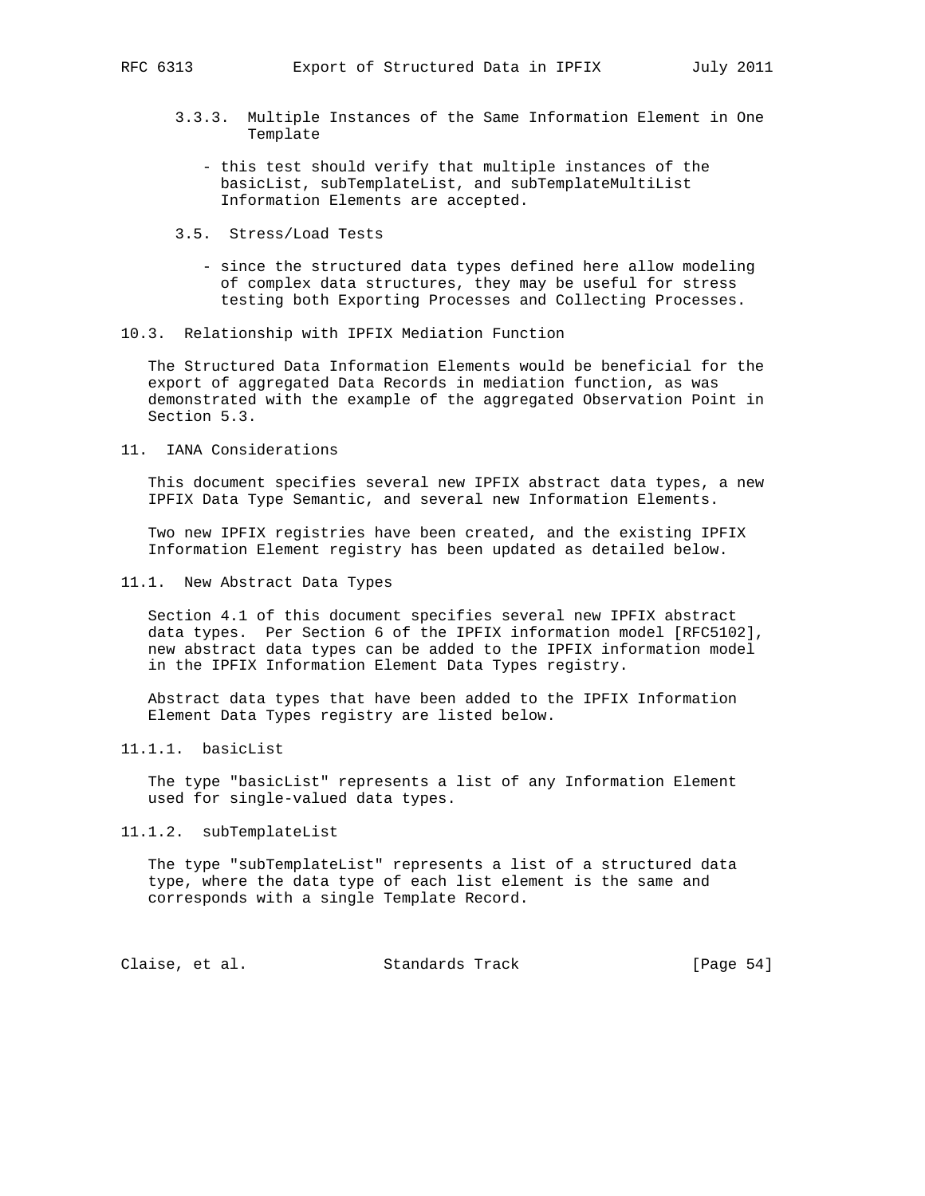3.3.3. Multiple Instances of the Same Information Element in One Template

- this test should verify that multiple instances of the basicList, subTemplateList, and subTemplateMultiList Information Elements are accepted.

3.5. Stress/Load Tests

- since the structured data types defined here allow modeling of complex data structures, they may be useful for stress testing both Exporting Processes and Collecting Processes.

### 10.3. Relationship with IPFIX Mediation Function

The Structured Data Information Elements would be beneficial for the export of aggregated Data Records in mediation function, as was demonstrated with the example of the aggregated Observation Point in Section 5.3.

## 11. IANA Considerations

This document specifies several new IPFIX abstract data types, a new IPFIX Data Type Semantic, and several new Information Elements.

Two new IPFIX registries have been created, and the existing IPFIX Information Element registry has been updated as detailed below.

### 11.1. New Abstract Data Types

Section 4.1 of this document specifies several new IPFIX abstract data types. Per Section 6 of the IPFIX information model [RFC5102], new abstract data types can be added to the IPFIX information model in the IPFIX Information Element Data Types registry.

Abstract data types that have been added to the IPFIX Information Element Data Types registry are listed below.

#### 11.1.1. basicList

The type "basicList" represents a list of any Information Element used for single-valued data types.

#### 11.1.2. subTemplateList

The type "subTemplateList" represents a list of a structured data type, where the data type of each list element is the same and corresponds with a single Template Record.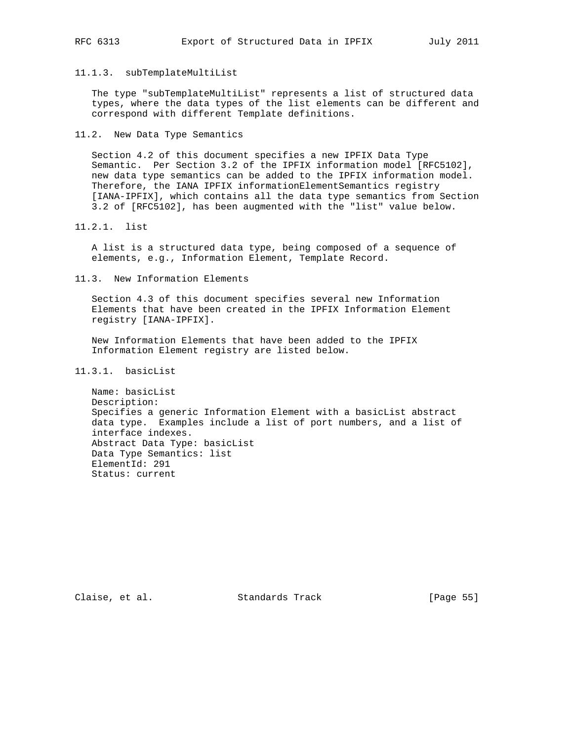#### 11.1.3. subTemplateMultiList

The type "subTemplateMultiList" represents a list of structured data types, where the data types of the list elements can be different and correspond with different Template definitions.

### 11.2. New Data Type Semantics

Section 4.2 of this document specifies a new IPFIX Data Type Semantic. Per Section 3.2 of the IPFIX information model [RFC5102], new data type semantics can be added to the IPFIX information model. Therefore, the IANA IPFIX informationElementSemantics registry [IANA-IPFIX], which contains all the data type semantics from Section 3.2 of [RFC5102], has been augmented with the "list" value below.

#### 11.2.1. list

A list is a structured data type, being composed of a sequence of elements, e.g., Information Element, Template Record.

### 11.3. New Information Elements

Section 4.3 of this document specifies several new Information Elements that have been created in the IPFIX Information Element registry [IANA-IPFIX].

New Information Elements that have been added to the IPFIX Information Element registry are listed below.

#### 11.3.1. basicList

Name: basicList
Description:
Specifies a generic Information Element with a basicList abstract data type. Examples include a list of port numbers, and a list of interface indexes.
Abstract Data Type: basicList
Data Type Semantics: list
ElementId: 291
Status: current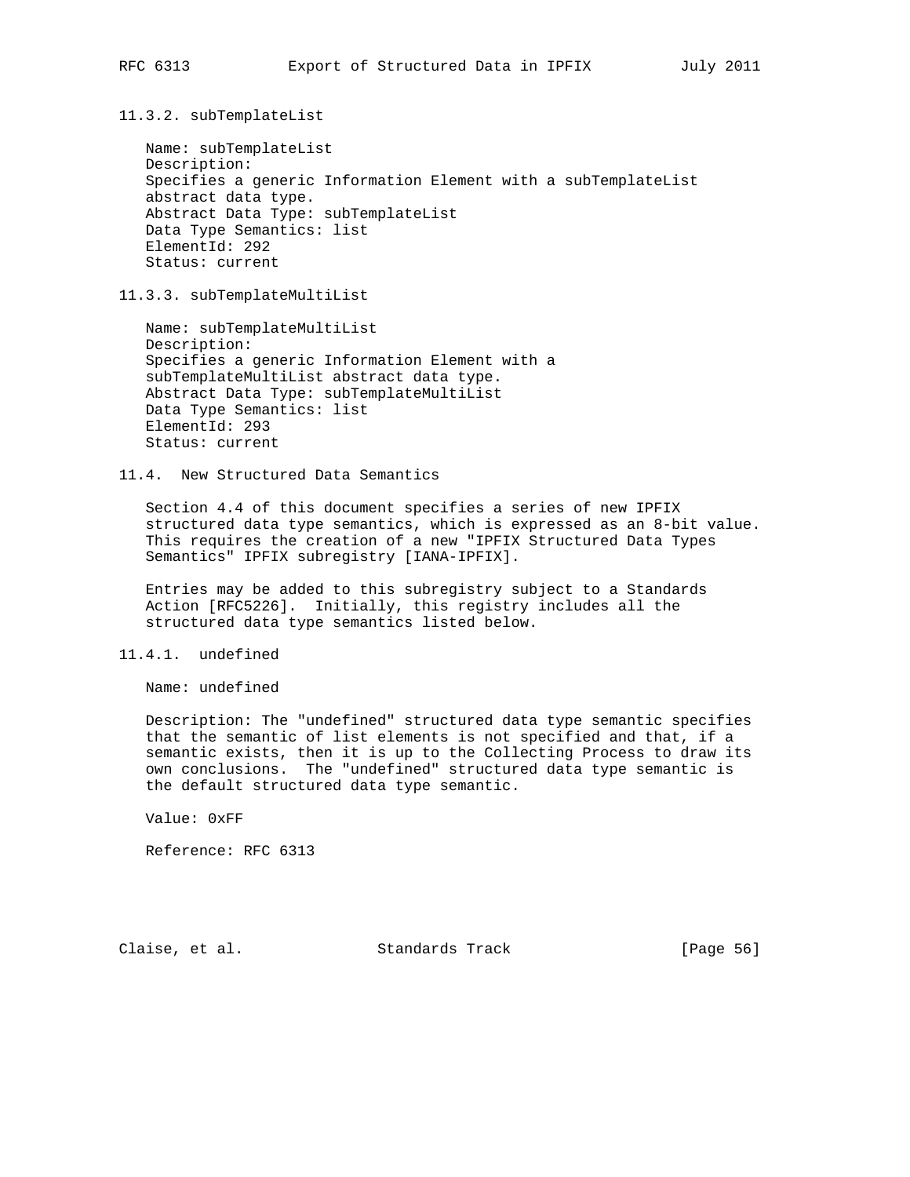#### 11.3.2. subTemplateList

Name: subTemplateList
Description:
Specifies a generic Information Element with a subTemplateList abstract data type.
Abstract Data Type: subTemplateList
Data Type Semantics: list
ElementId: 292
Status: current

#### 11.3.3. subTemplateMultiList

Name: subTemplateMultiList
Description:
Specifies a generic Information Element with a subTemplateMultiList abstract data type.
Abstract Data Type: subTemplateMultiList
Data Type Semantics: list
ElementId: 293
Status: current

### 11.4. New Structured Data Semantics

Section 4.4 of this document specifies a series of new IPFIX structured data type semantics, which is expressed as an 8-bit value. This requires the creation of a new "IPFIX Structured Data Types Semantics" IPFIX subregistry [IANA-IPFIX].

Entries may be added to this subregistry subject to a Standards Action [RFC5226]. Initially, this registry includes all the structured data type semantics listed below.

#### 11.4.1. undefined

Name: undefined

Description: The "undefined" structured data type semantic specifies that the semantic of list elements is not specified and that, if a semantic exists, then it is up to the Collecting Process to draw its own conclusions. The "undefined" structured data type semantic is the default structured data type semantic.

Value: 0xFF

Reference: RFC 6313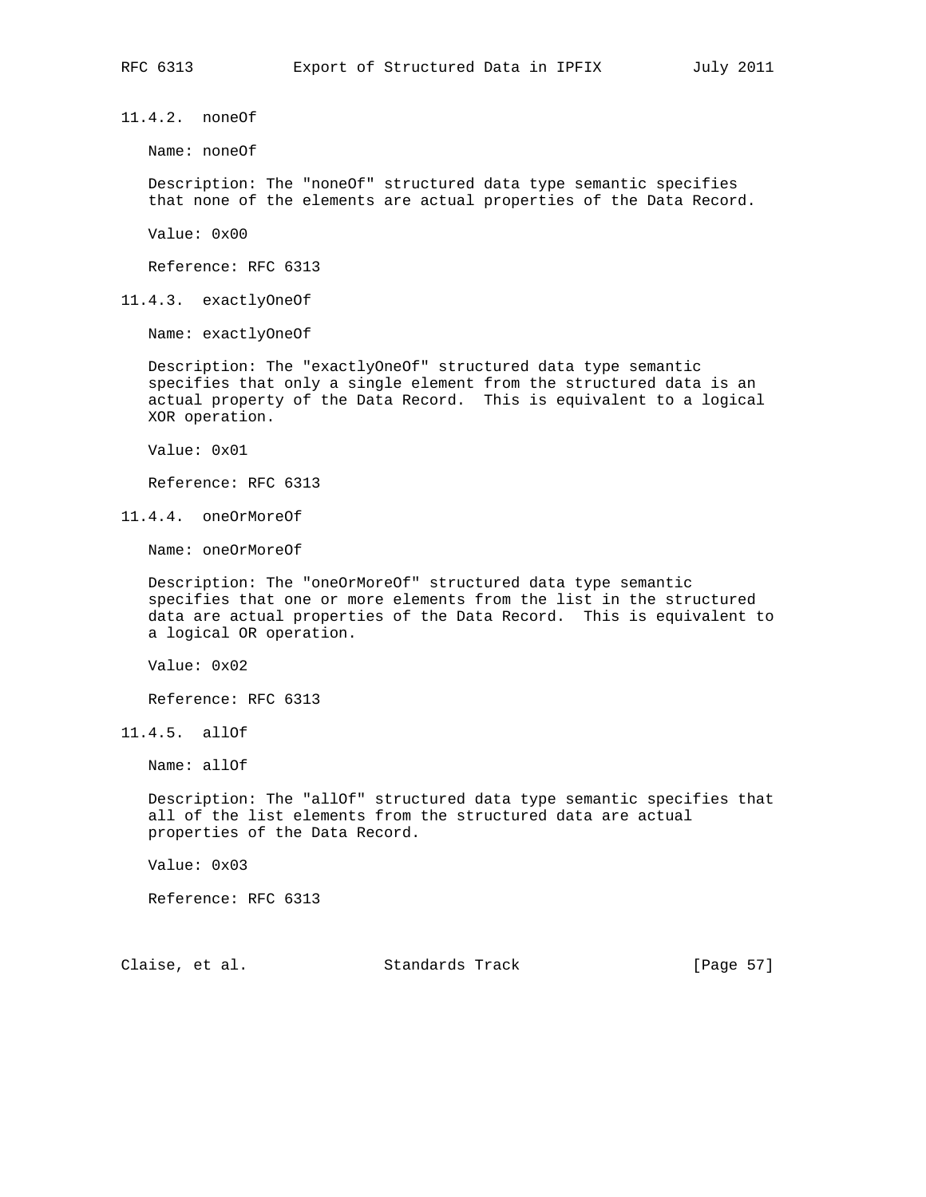#### 11.4.2. noneOf

Name: noneOf

Description: The "noneOf" structured data type semantic specifies that none of the elements are actual properties of the Data Record.

Value: 0x00

Reference: RFC 6313

#### 11.4.3. exactlyOneOf

Name: exactlyOneOf

Description: The "exactlyOneOf" structured data type semantic specifies that only a single element from the structured data is an actual property of the Data Record. This is equivalent to a logical XOR operation.

Value: 0x01

Reference: RFC 6313

#### 11.4.4. oneOrMoreOf

Name: oneOrMoreOf

Description: The "oneOrMoreOf" structured data type semantic specifies that one or more elements from the list in the structured data are actual properties of the Data Record. This is equivalent to a logical OR operation.

Value: 0x02

Reference: RFC 6313

#### 11.4.5. allOf

Name: allOf

Description: The "allOf" structured data type semantic specifies that all of the list elements from the structured data are actual properties of the Data Record.

Value: 0x03

Reference: RFC 6313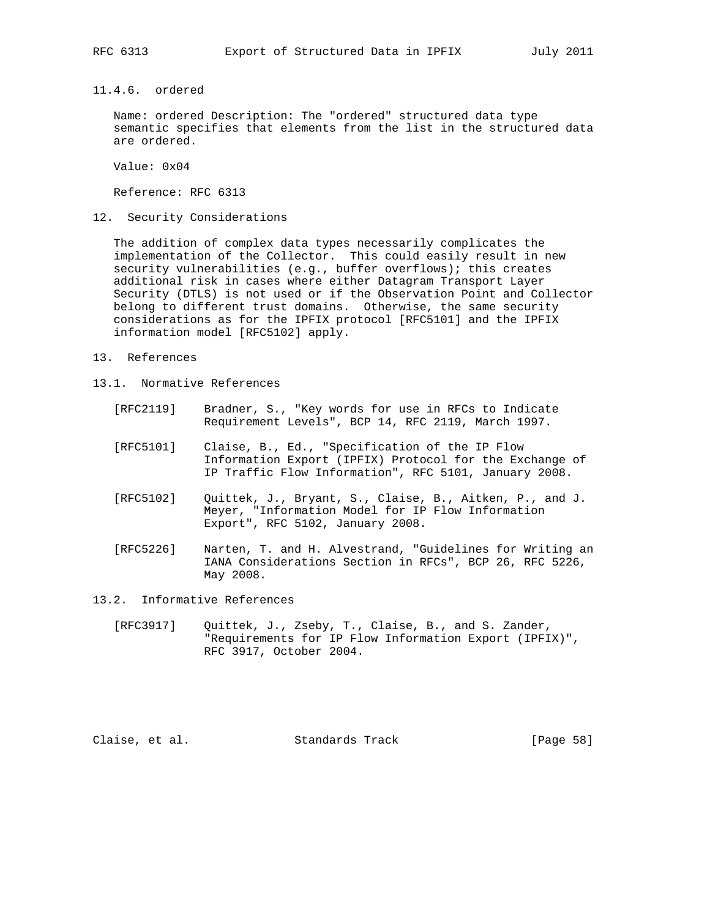### 11.4.6. ordered

Name: ordered Description: The "ordered" structured data type semantic specifies that elements from the list in the structured data are ordered.

Value: 0x04

Reference: RFC 6313

## 12. Security Considerations

The addition of complex data types necessarily complicates the implementation of the Collector. This could easily result in new security vulnerabilities (e.g., buffer overflows); this creates additional risk in cases where either Datagram Transport Layer Security (DTLS) is not used or if the Observation Point and Collector belong to different trust domains. Otherwise, the same security considerations as for the IPFIX protocol [RFC5101] and the IPFIX information model [RFC5102] apply.

## 13. References

### 13.1. Normative References

[RFC2119] Bradner, S., "Key words for use in RFCs to Indicate Requirement Levels", BCP 14, RFC 2119, March 1997.

[RFC5101] Claise, B., Ed., "Specification of the IP Flow Information Export (IPFIX) Protocol for the Exchange of IP Traffic Flow Information", RFC 5101, January 2008.

[RFC5102] Quittek, J., Bryant, S., Claise, B., Aitken, P., and J. Meyer, "Information Model for IP Flow Information Export", RFC 5102, January 2008.

[RFC5226] Narten, T. and H. Alvestrand, "Guidelines for Writing an IANA Considerations Section in RFCs", BCP 26, RFC 5226, May 2008.

### 13.2. Informative References

[RFC3917] Quittek, J., Zseby, T., Claise, B., and S. Zander, "Requirements for IP Flow Information Export (IPFIX)", RFC 3917, October 2004.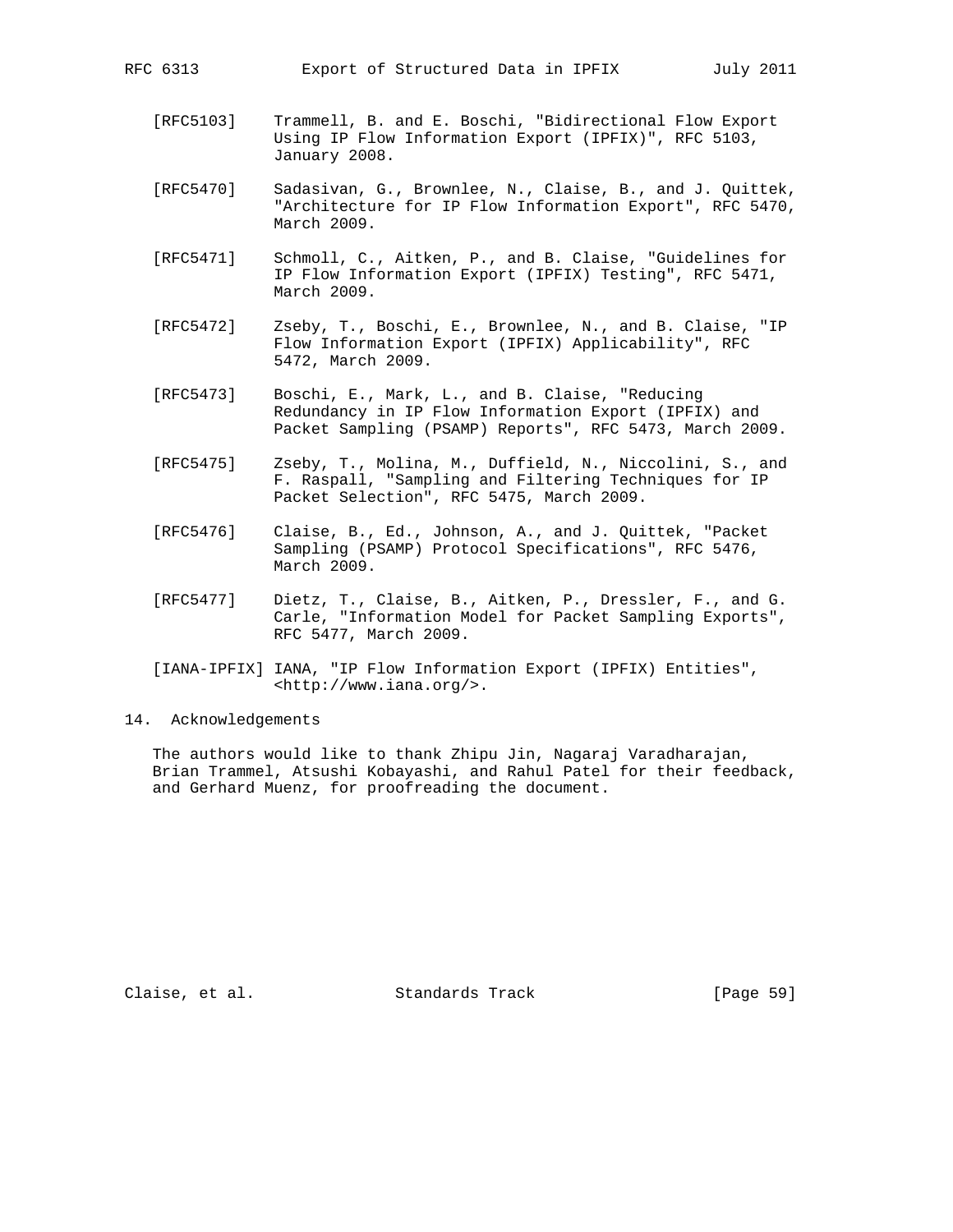[RFC5103] Trammell, B. and E. Boschi, "Bidirectional Flow Export Using IP Flow Information Export (IPFIX)", RFC 5103, January 2008.

[RFC5470] Sadasivan, G., Brownlee, N., Claise, B., and J. Quittek, "Architecture for IP Flow Information Export", RFC 5470, March 2009.

[RFC5471] Schmoll, C., Aitken, P., and B. Claise, "Guidelines for IP Flow Information Export (IPFIX) Testing", RFC 5471, March 2009.

[RFC5472] Zseby, T., Boschi, E., Brownlee, N., and B. Claise, "IP Flow Information Export (IPFIX) Applicability", RFC 5472, March 2009.

[RFC5473] Boschi, E., Mark, L., and B. Claise, "Reducing Redundancy in IP Flow Information Export (IPFIX) and Packet Sampling (PSAMP) Reports", RFC 5473, March 2009.

[RFC5475] Zseby, T., Molina, M., Duffield, N., Niccolini, S., and F. Raspall, "Sampling and Filtering Techniques for IP Packet Selection", RFC 5475, March 2009.

[RFC5476] Claise, B., Ed., Johnson, A., and J. Quittek, "Packet Sampling (PSAMP) Protocol Specifications", RFC 5476, March 2009.

[RFC5477] Dietz, T., Claise, B., Aitken, P., Dressler, F., and G. Carle, "Information Model for Packet Sampling Exports", RFC 5477, March 2009.

[IANA-IPFIX] IANA, "IP Flow Information Export (IPFIX) Entities", <http://www.iana.org/>.

## 14. Acknowledgements

The authors would like to thank Zhipu Jin, Nagaraj Varadharajan, Brian Trammel, Atsushi Kobayashi, and Rahul Patel for their feedback, and Gerhard Muenz, for proofreading the document.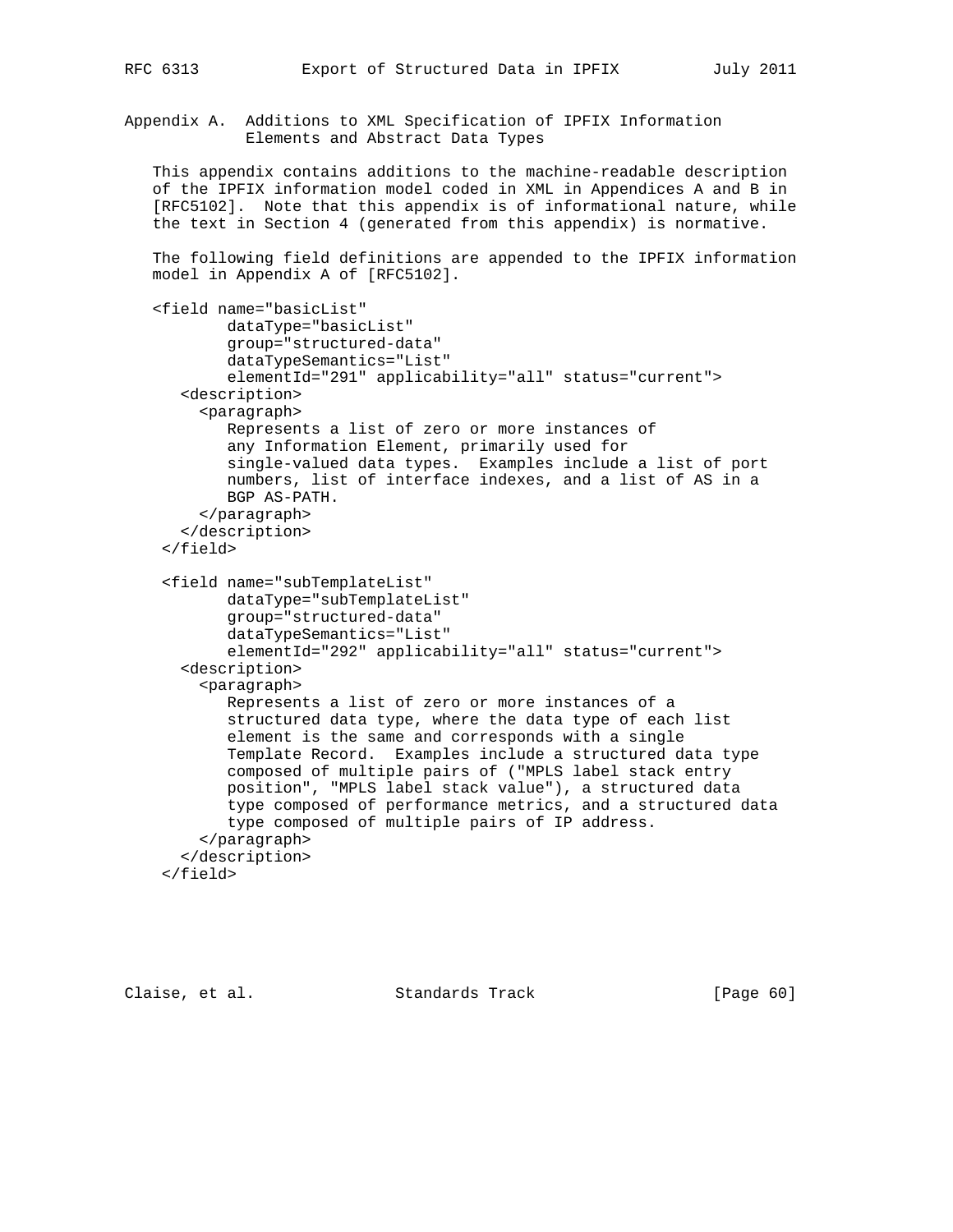## Appendix A. Additions to XML Specification of IPFIX Information Elements and Abstract Data Types

This appendix contains additions to the machine-readable description of the IPFIX information model coded in XML in Appendices A and B in [RFC5102]. Note that this appendix is of informational nature, while the text in Section 4 (generated from this appendix) is normative.

The following field definitions are appended to the IPFIX information model in Appendix A of [RFC5102].

```
<field name="basicList"
        dataType="basicList"
        group="structured-data"
        dataTypeSemantics="List"
        elementId="291" applicability="all" status="current">
   <description>
     <paragraph>
        Represents a list of zero or more instances of
        any Information Element, primarily used for
        single-valued data types.  Examples include a list of port
        numbers, list of interface indexes, and a list of AS in a
        BGP AS-PATH.
     </paragraph>
   </description>
 </field>

 <field name="subTemplateList"
        dataType="subTemplateList"
        group="structured-data"
        dataTypeSemantics="List"
        elementId="292" applicability="all" status="current">
   <description>
     <paragraph>
        Represents a list of zero or more instances of a
        structured data type, where the data type of each list
        element is the same and corresponds with a single
        Template Record.  Examples include a structured data type
        composed of multiple pairs of ("MPLS label stack entry
        position", "MPLS label stack value"), a structured data
        type composed of performance metrics, and a structured data
        type composed of multiple pairs of IP address.
     </paragraph>
   </description>
 </field>
```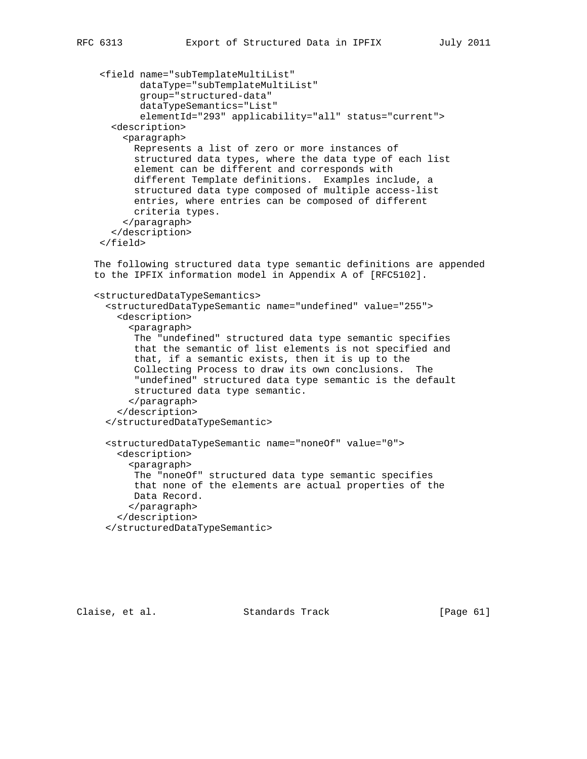```
 <field name="subTemplateMultiList"
        dataType="subTemplateMultiList"
        group="structured-data"
        dataTypeSemantics="List"
        elementId="293" applicability="all" status="current">
   <description>
     <paragraph>
       Represents a list of zero or more instances of
       structured data types, where the data type of each list
       element can be different and corresponds with
       different Template definitions.  Examples include, a
       structured data type composed of multiple access-list
       entries, where entries can be composed of different
       criteria types.
     </paragraph>
   </description>
 </field>
```

The following structured data type semantic definitions are appended to the IPFIX information model in Appendix A of [RFC5102].

```
<structuredDataTypeSemantics>
  <structuredDataTypeSemantic name="undefined" value="255">
    <description>
      <paragraph>
       The "undefined" structured data type semantic specifies
       that the semantic of list elements is not specified and
       that, if a semantic exists, then it is up to the
       Collecting Process to draw its own conclusions.  The
       "undefined" structured data type semantic is the default
       structured data type semantic.
      </paragraph>
    </description>
  </structuredDataTypeSemantic>

  <structuredDataTypeSemantic name="noneOf" value="0">
    <description>
      <paragraph>
       The "noneOf" structured data type semantic specifies
       that none of the elements are actual properties of the
       Data Record.
      </paragraph>
    </description>
  </structuredDataTypeSemantic>
```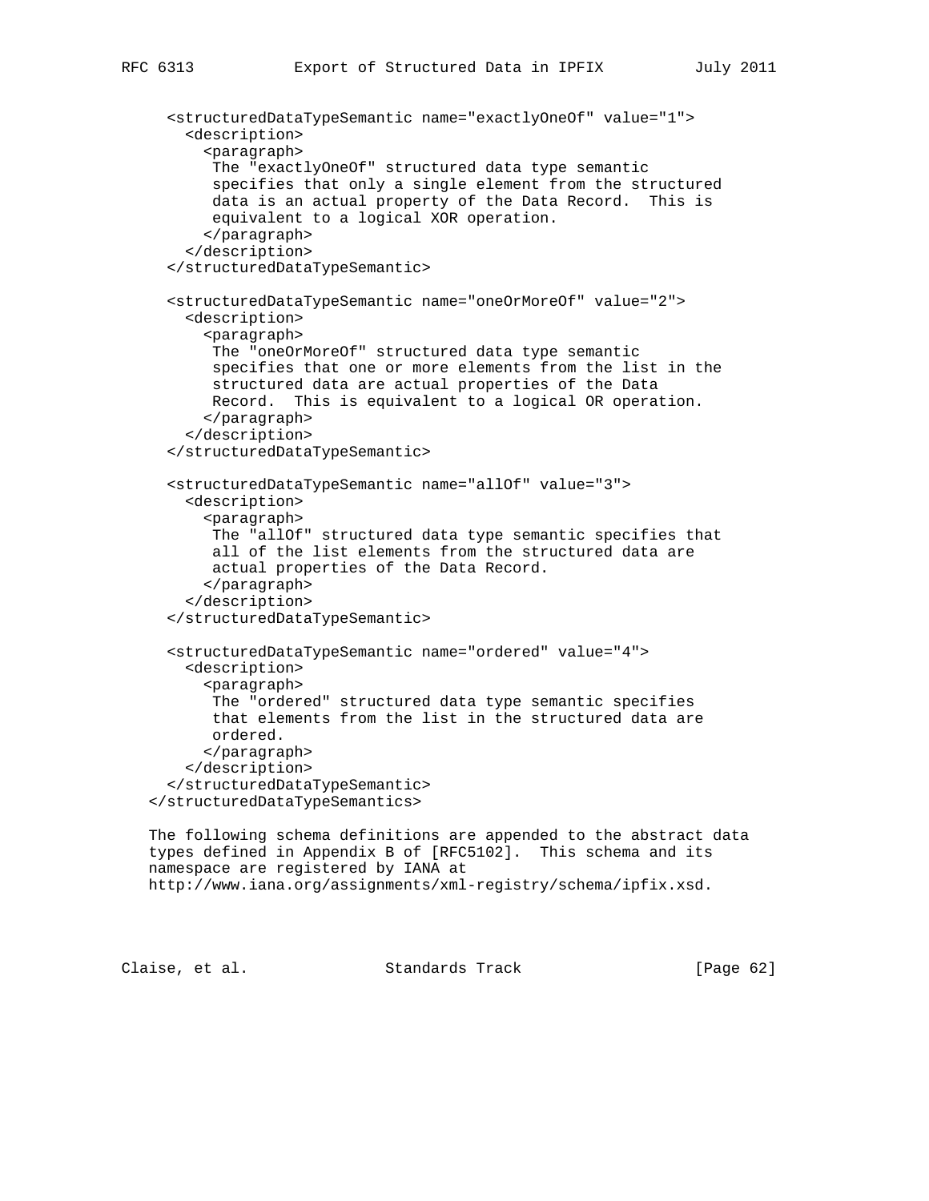```
  <structuredDataTypeSemantic name="exactlyOneOf" value="1">
    <description>
      <paragraph>
       The "exactlyOneOf" structured data type semantic
       specifies that only a single element from the structured
       data is an actual property of the Data Record.  This is
       equivalent to a logical XOR operation.
      </paragraph>
    </description>
  </structuredDataTypeSemantic>

  <structuredDataTypeSemantic name="oneOrMoreOf" value="2">
    <description>
      <paragraph>
       The "oneOrMoreOf" structured data type semantic
       specifies that one or more elements from the list in the
       structured data are actual properties of the Data
       Record.  This is equivalent to a logical OR operation.
      </paragraph>
    </description>
  </structuredDataTypeSemantic>

  <structuredDataTypeSemantic name="allOf" value="3">
    <description>
      <paragraph>
       The "allOf" structured data type semantic specifies that
       all of the list elements from the structured data are
       actual properties of the Data Record.
      </paragraph>
    </description>
  </structuredDataTypeSemantic>

  <structuredDataTypeSemantic name="ordered" value="4">
    <description>
      <paragraph>
       The "ordered" structured data type semantic specifies
       that elements from the list in the structured data are
       ordered.
      </paragraph>
    </description>
  </structuredDataTypeSemantic>
</structuredDataTypeSemantics>
```

The following schema definitions are appended to the abstract data types defined in Appendix B of [RFC5102]. This schema and its namespace are registered by IANA at http://www.iana.org/assignments/xml-registry/schema/ipfix.xsd.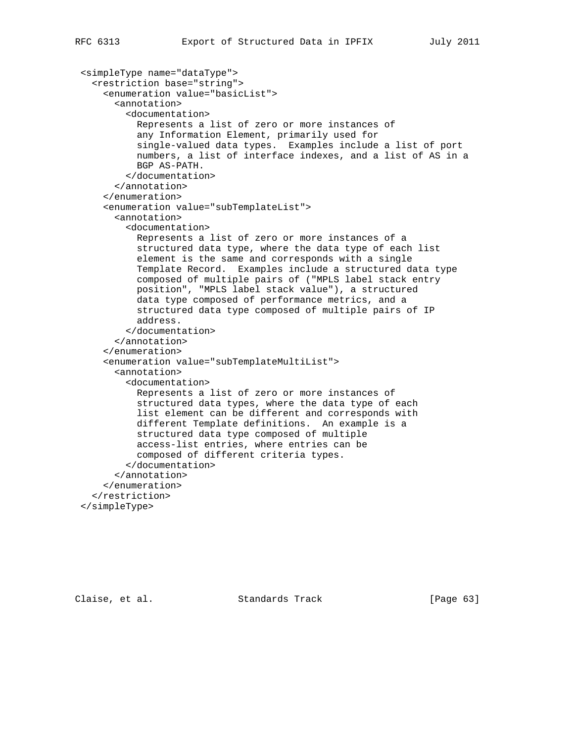```
<simpleType name="dataType">
  <restriction base="string">
    <enumeration value="basicList">
      <annotation>
        <documentation>
          Represents a list of zero or more instances of
          any Information Element, primarily used for
          single-valued data types.  Examples include a list of port
          numbers, a list of interface indexes, and a list of AS in a
          BGP AS-PATH.
        </documentation>
      </annotation>
    </enumeration>
    <enumeration value="subTemplateList">
      <annotation>
        <documentation>
          Represents a list of zero or more instances of a
          structured data type, where the data type of each list
          element is the same and corresponds with a single
          Template Record.  Examples include a structured data type
          composed of multiple pairs of ("MPLS label stack entry
          position", "MPLS label stack value"), a structured
          data type composed of performance metrics, and a
          structured data type composed of multiple pairs of IP
          address.
        </documentation>
      </annotation>
    </enumeration>
    <enumeration value="subTemplateMultiList">
      <annotation>
        <documentation>
          Represents a list of zero or more instances of
          structured data types, where the data type of each
          list element can be different and corresponds with
          different Template definitions.  An example is a
          structured data type composed of multiple
          access-list entries, where entries can be
          composed of different criteria types.
        </documentation>
      </annotation>
    </enumeration>
  </restriction>
</simpleType>
```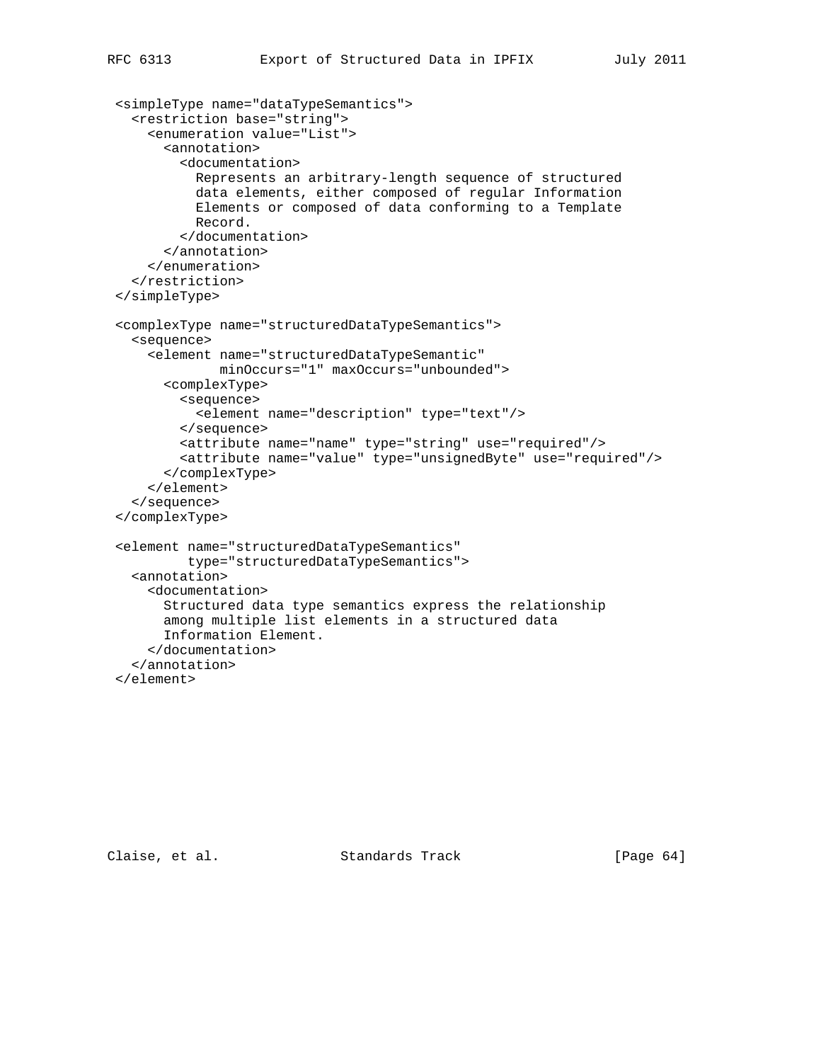```
<simpleType name="dataTypeSemantics">
  <restriction base="string">
    <enumeration value="List">
      <annotation>
        <documentation>
          Represents an arbitrary-length sequence of structured
          data elements, either composed of regular Information
          Elements or composed of data conforming to a Template
          Record.
        </documentation>
      </annotation>
    </enumeration>
  </restriction>
</simpleType>

<complexType name="structuredDataTypeSemantics">
  <sequence>
    <element name="structuredDataTypeSemantic"
             minOccurs="1" maxOccurs="unbounded">
      <complexType>
        <sequence>
          <element name="description" type="text"/>
        </sequence>
        <attribute name="name" type="string" use="required"/>
        <attribute name="value" type="unsignedByte" use="required"/>
      </complexType>
    </element>
  </sequence>
</complexType>

<element name="structuredDataTypeSemantics"
         type="structuredDataTypeSemantics">
  <annotation>
    <documentation>
      Structured data type semantics express the relationship
      among multiple list elements in a structured data
      Information Element.
    </documentation>
  </annotation>
</element>
```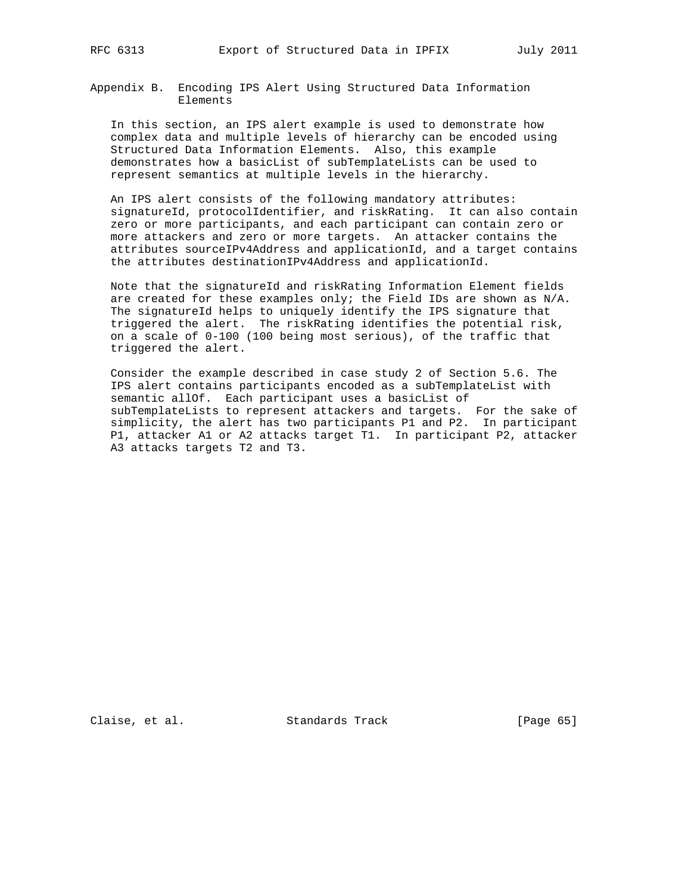# Appendix B. Encoding IPS Alert Using Structured Data Information Elements

In this section, an IPS alert example is used to demonstrate how complex data and multiple levels of hierarchy can be encoded using Structured Data Information Elements. Also, this example demonstrates how a basicList of subTemplateLists can be used to represent semantics at multiple levels in the hierarchy.

An IPS alert consists of the following mandatory attributes: signatureId, protocolIdentifier, and riskRating. It can also contain zero or more participants, and each participant can contain zero or more attackers and zero or more targets. An attacker contains the attributes sourceIPv4Address and applicationId, and a target contains the attributes destinationIPv4Address and applicationId.

Note that the signatureId and riskRating Information Element fields are created for these examples only; the Field IDs are shown as N/A. The signatureId helps to uniquely identify the IPS signature that triggered the alert. The riskRating identifies the potential risk, on a scale of 0-100 (100 being most serious), of the traffic that triggered the alert.

Consider the example described in case study 2 of Section 5.6. The IPS alert contains participants encoded as a subTemplateList with semantic allOf. Each participant uses a basicList of subTemplateLists to represent attackers and targets. For the sake of simplicity, the alert has two participants P1 and P2. In participant P1, attacker A1 or A2 attacks target T1. In participant P2, attacker A3 attacks targets T2 and T3.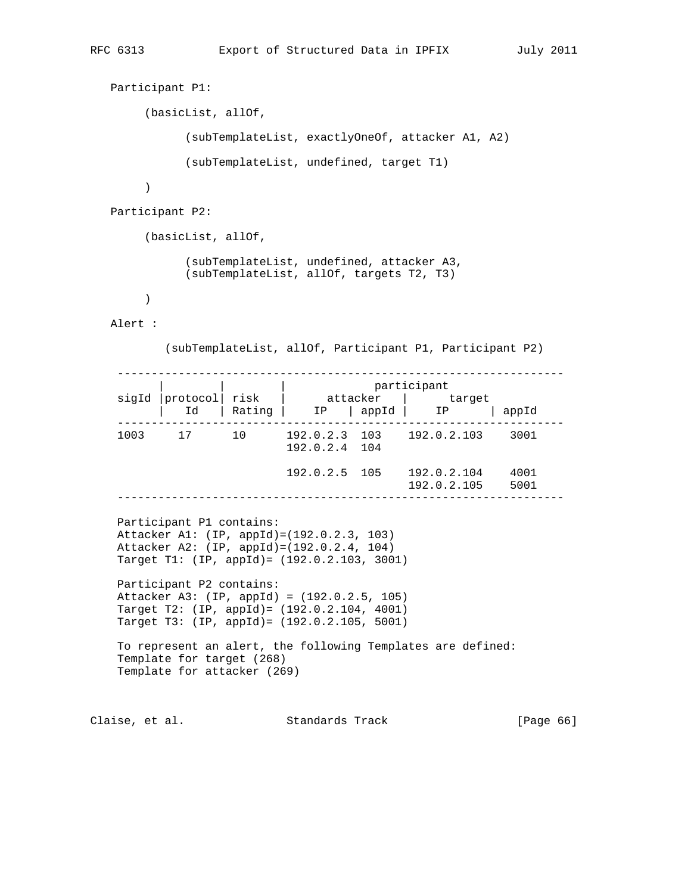Participant P1:

```
     (basicList, allOf,

           (subTemplateList, exactlyOneOf, attacker A1, A2)

           (subTemplateList, undefined, target T1)

     )
```

Participant P2:

```
     (basicList, allOf,

           (subTemplateList, undefined, attacker A3,
           (subTemplateList, allOf, targets T2, T3)

     )
```

Alert :

```
        (subTemplateList, allOf, Participant P1, Participant P2)
```

```
 -----------------------------------------------------------------
       |        |        |              participant
 sigId |protocol| risk   |      attacker    |      target
       |   Id   | Rating |    IP   | appId |    IP      | appId
 -----------------------------------------------------------------
 1003     17      10      192.0.2.3  103    192.0.2.103    3001
                          192.0.2.4  104

                          192.0.2.5  105    192.0.2.104    4001
                                            192.0.2.105    5001
 -----------------------------------------------------------------
```

Participant P1 contains:
Attacker A1: (IP, appId)=(192.0.2.3, 103)
Attacker A2: (IP, appId)=(192.0.2.4, 104)
Target T1: (IP, appId)= (192.0.2.103, 3001)

Participant P2 contains:
Attacker A3: (IP, appId) = (192.0.2.5, 105)
Target T2: (IP, appId)= (192.0.2.104, 4001)
Target T3: (IP, appId)= (192.0.2.105, 5001)

To represent an alert, the following Templates are defined:
Template for target (268)
Template for attacker (269)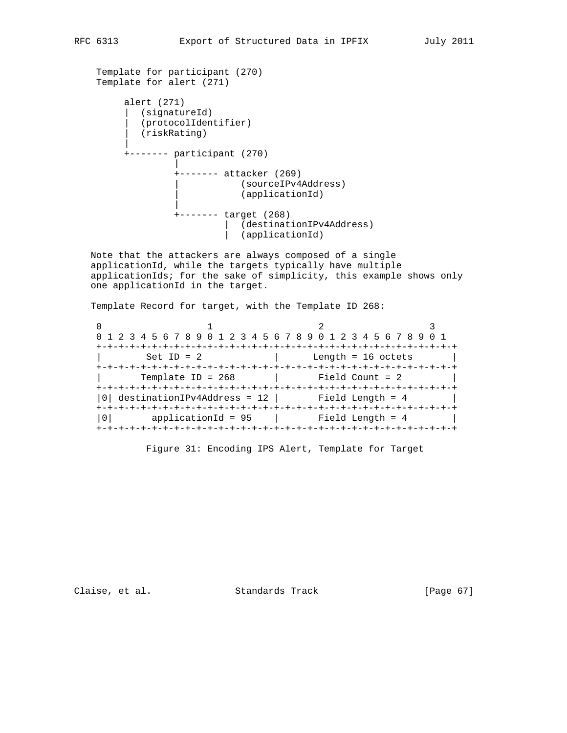```
Template for participant (270)
Template for alert (271)

      alert (271)
      |  (signatureId)
      |  (protocolIdentifier)
      |  (riskRating)
      |
      +------- participant (270)
               |
               +------- attacker (269)
               |           (sourceIPv4Address)
               |           (applicationId)
               |
               +------- target (268)
                        |  (destinationIPv4Address)
                        |  (applicationId)
```

Note that the attackers are always composed of a single applicationId, while the targets typically have multiple applicationIds; for the sake of simplicity, this example shows only one applicationId in the target.

Template Record for target, with the Template ID 268:

```
 0                   1                   2                   3
 0 1 2 3 4 5 6 7 8 9 0 1 2 3 4 5 6 7 8 9 0 1 2 3 4 5 6 7 8 9 0 1
+-+-+-+-+-+-+-+-+-+-+-+-+-+-+-+-+-+-+-+-+-+-+-+-+-+-+-+-+-+-+-+-+
|        Set ID = 2             |      Length = 16 octets       |
+-+-+-+-+-+-+-+-+-+-+-+-+-+-+-+-+-+-+-+-+-+-+-+-+-+-+-+-+-+-+-+-+
|       Template ID = 268       |       Field Count = 2         |
+-+-+-+-+-+-+-+-+-+-+-+-+-+-+-+-+-+-+-+-+-+-+-+-+-+-+-+-+-+-+-+-+
|0| destinationIPv4Address = 12 |       Field Length = 4        |
+-+-+-+-+-+-+-+-+-+-+-+-+-+-+-+-+-+-+-+-+-+-+-+-+-+-+-+-+-+-+-+-+
|0|       applicationId = 95    |       Field Length = 4        |
+-+-+-+-+-+-+-+-+-+-+-+-+-+-+-+-+-+-+-+-+-+-+-+-+-+-+-+-+-+-+-+-+
```

Figure 31: Encoding IPS Alert, Template for Target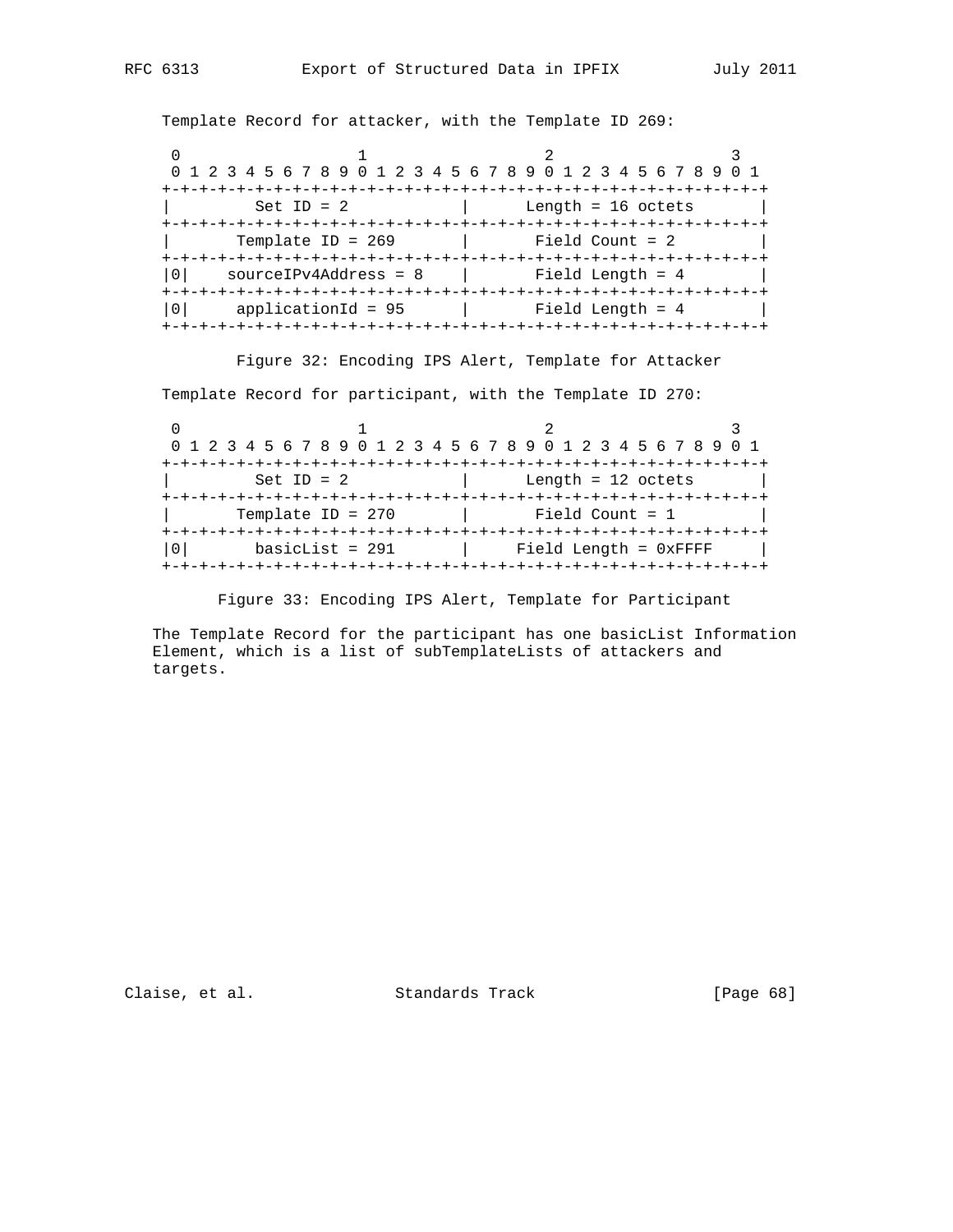Template Record for attacker, with the Template ID 269:

```
 0                   1                   2                   3
 0 1 2 3 4 5 6 7 8 9 0 1 2 3 4 5 6 7 8 9 0 1 2 3 4 5 6 7 8 9 0 1
+-+-+-+-+-+-+-+-+-+-+-+-+-+-+-+-+-+-+-+-+-+-+-+-+-+-+-+-+-+-+-+-+
|         Set ID = 2            |      Length = 16 octets       |
+-+-+-+-+-+-+-+-+-+-+-+-+-+-+-+-+-+-+-+-+-+-+-+-+-+-+-+-+-+-+-+-+
|       Template ID = 269       |       Field Count = 2         |
+-+-+-+-+-+-+-+-+-+-+-+-+-+-+-+-+-+-+-+-+-+-+-+-+-+-+-+-+-+-+-+-+
|0|    sourceIPv4Address = 8    |       Field Length = 4        |
+-+-+-+-+-+-+-+-+-+-+-+-+-+-+-+-+-+-+-+-+-+-+-+-+-+-+-+-+-+-+-+-+
|0|     applicationId = 95      |       Field Length = 4        |
+-+-+-+-+-+-+-+-+-+-+-+-+-+-+-+-+-+-+-+-+-+-+-+-+-+-+-+-+-+-+-+-+
```

Figure 32: Encoding IPS Alert, Template for Attacker

Template Record for participant, with the Template ID 270:

```
 0                   1                   2                   3
 0 1 2 3 4 5 6 7 8 9 0 1 2 3 4 5 6 7 8 9 0 1 2 3 4 5 6 7 8 9 0 1
+-+-+-+-+-+-+-+-+-+-+-+-+-+-+-+-+-+-+-+-+-+-+-+-+-+-+-+-+-+-+-+-+
|         Set ID = 2            |      Length = 12 octets       |
+-+-+-+-+-+-+-+-+-+-+-+-+-+-+-+-+-+-+-+-+-+-+-+-+-+-+-+-+-+-+-+-+
|       Template ID = 270       |       Field Count = 1         |
+-+-+-+-+-+-+-+-+-+-+-+-+-+-+-+-+-+-+-+-+-+-+-+-+-+-+-+-+-+-+-+-+
|0|       basicList = 291       |     Field Length = 0xFFFF     |
+-+-+-+-+-+-+-+-+-+-+-+-+-+-+-+-+-+-+-+-+-+-+-+-+-+-+-+-+-+-+-+-+
```

Figure 33: Encoding IPS Alert, Template for Participant

The Template Record for the participant has one basicList Information Element, which is a list of subTemplateLists of attackers and targets.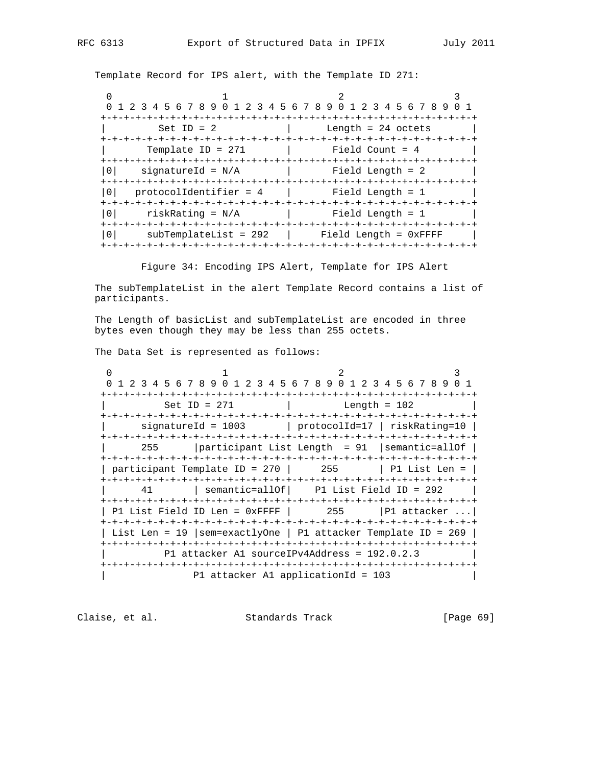Template Record for IPS alert, with the Template ID 271:

```
 0                   1                   2                   3
 0 1 2 3 4 5 6 7 8 9 0 1 2 3 4 5 6 7 8 9 0 1 2 3 4 5 6 7 8 9 0 1
+-+-+-+-+-+-+-+-+-+-+-+-+-+-+-+-+-+-+-+-+-+-+-+-+-+-+-+-+-+-+-+-+
|         Set ID = 2            |      Length = 24 octets       |
+-+-+-+-+-+-+-+-+-+-+-+-+-+-+-+-+-+-+-+-+-+-+-+-+-+-+-+-+-+-+-+-+
|       Template ID = 271       |       Field Count = 4         |
+-+-+-+-+-+-+-+-+-+-+-+-+-+-+-+-+-+-+-+-+-+-+-+-+-+-+-+-+-+-+-+-+
|0|    signatureId = N/A        |       Field Length = 2        |
+-+-+-+-+-+-+-+-+-+-+-+-+-+-+-+-+-+-+-+-+-+-+-+-+-+-+-+-+-+-+-+-+
|0|   protocolIdentifier = 4    |       Field Length = 1        |
+-+-+-+-+-+-+-+-+-+-+-+-+-+-+-+-+-+-+-+-+-+-+-+-+-+-+-+-+-+-+-+-+
|0|     riskRating = N/A        |       Field Length = 1        |
+-+-+-+-+-+-+-+-+-+-+-+-+-+-+-+-+-+-+-+-+-+-+-+-+-+-+-+-+-+-+-+-+
|0|     subTemplateList = 292   |     Field Length = 0xFFFF     |
+-+-+-+-+-+-+-+-+-+-+-+-+-+-+-+-+-+-+-+-+-+-+-+-+-+-+-+-+-+-+-+-+
```

Figure 34: Encoding IPS Alert, Template for IPS Alert

The subTemplateList in the alert Template Record contains a list of participants.

The Length of basicList and subTemplateList are encoded in three bytes even though they may be less than 255 octets.

The Data Set is represented as follows:

```
 0                   1                   2                   3
 0 1 2 3 4 5 6 7 8 9 0 1 2 3 4 5 6 7 8 9 0 1 2 3 4 5 6 7 8 9 0 1
+-+-+-+-+-+-+-+-+-+-+-+-+-+-+-+-+-+-+-+-+-+-+-+-+-+-+-+-+-+-+-+-+
|          Set ID = 271         |         Length = 102          |
+-+-+-+-+-+-+-+-+-+-+-+-+-+-+-+-+-+-+-+-+-+-+-+-+-+-+-+-+-+-+-+-+
|      signatureId = 1003       | protocolId=17 | riskRating=10 |
+-+-+-+-+-+-+-+-+-+-+-+-+-+-+-+-+-+-+-+-+-+-+-+-+-+-+-+-+-+-+-+-+
|      255      |participant List Length  = 91  |semantic=allOf |
+-+-+-+-+-+-+-+-+-+-+-+-+-+-+-+-+-+-+-+-+-+-+-+-+-+-+-+-+-+-+-+-+
| participant Template ID = 270 |     255       | P1 List Len = |
+-+-+-+-+-+-+-+-+-+-+-+-+-+-+-+-+-+-+-+-+-+-+-+-+-+-+-+-+-+-+-+-+
|      41       | semantic=allOf|    P1 List Field ID = 292     |
+-+-+-+-+-+-+-+-+-+-+-+-+-+-+-+-+-+-+-+-+-+-+-+-+-+-+-+-+-+-+-+-+
| P1 List Field ID Len = 0xFFFF |      255      |P1 attacker ...|
+-+-+-+-+-+-+-+-+-+-+-+-+-+-+-+-+-+-+-+-+-+-+-+-+-+-+-+-+-+-+-+-+
| List Len = 19 |sem=exactlyOne | P1 attacker Template ID = 269 |
+-+-+-+-+-+-+-+-+-+-+-+-+-+-+-+-+-+-+-+-+-+-+-+-+-+-+-+-+-+-+-+-+
|          P1 attacker A1 sourceIPv4Address = 192.0.2.3         |
+-+-+-+-+-+-+-+-+-+-+-+-+-+-+-+-+-+-+-+-+-+-+-+-+-+-+-+-+-+-+-+-+
|               P1 attacker A1 applicationId = 103              |
```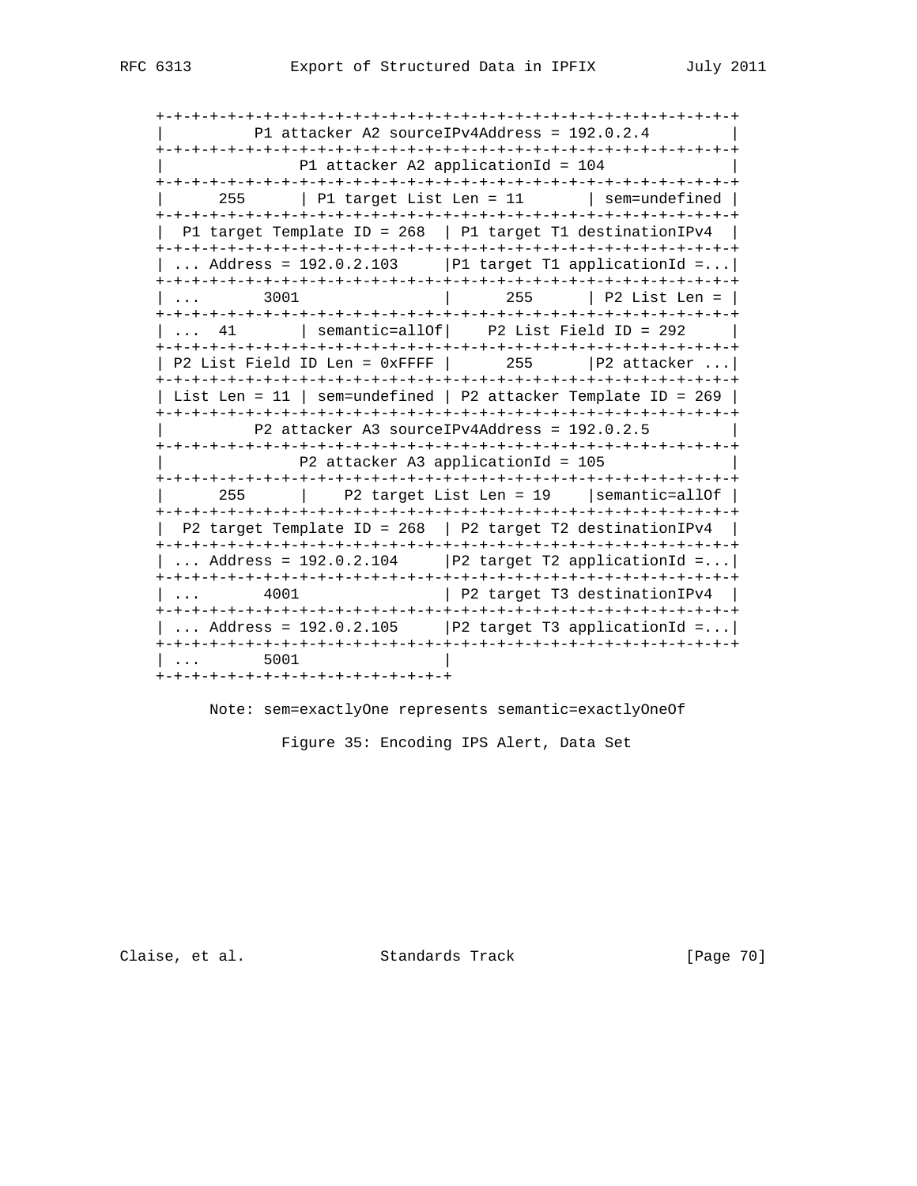```
+-+-+-+-+-+-+-+-+-+-+-+-+-+-+-+-+-+-+-+-+-+-+-+-+-+-+-+-+-+-+-+-+
|          P1 attacker A2 sourceIPv4Address = 192.0.2.4         |
+-+-+-+-+-+-+-+-+-+-+-+-+-+-+-+-+-+-+-+-+-+-+-+-+-+-+-+-+-+-+-+-+
|               P1 attacker A2 applicationId = 104              |
+-+-+-+-+-+-+-+-+-+-+-+-+-+-+-+-+-+-+-+-+-+-+-+-+-+-+-+-+-+-+-+-+
|      255      | P1 target List Len = 11       | sem=undefined |
+-+-+-+-+-+-+-+-+-+-+-+-+-+-+-+-+-+-+-+-+-+-+-+-+-+-+-+-+-+-+-+-+
|  P1 target Template ID = 268  | P1 target T1 destinationIPv4  |
+-+-+-+-+-+-+-+-+-+-+-+-+-+-+-+-+-+-+-+-+-+-+-+-+-+-+-+-+-+-+-+-+
| ... Address = 192.0.2.103     |P1 target T1 applicationId =...|
+-+-+-+-+-+-+-+-+-+-+-+-+-+-+-+-+-+-+-+-+-+-+-+-+-+-+-+-+-+-+-+-+
| ...       3001                |      255      | P2 List Len = |
+-+-+-+-+-+-+-+-+-+-+-+-+-+-+-+-+-+-+-+-+-+-+-+-+-+-+-+-+-+-+-+-+
| ...  41       | semantic=allOf|    P2 List Field ID = 292     |
+-+-+-+-+-+-+-+-+-+-+-+-+-+-+-+-+-+-+-+-+-+-+-+-+-+-+-+-+-+-+-+-+
| P2 List Field ID Len = 0xFFFF |      255      |P2 attacker ...|
+-+-+-+-+-+-+-+-+-+-+-+-+-+-+-+-+-+-+-+-+-+-+-+-+-+-+-+-+-+-+-+-+
| List Len = 11 | sem=undefined | P2 attacker Template ID = 269 |
+-+-+-+-+-+-+-+-+-+-+-+-+-+-+-+-+-+-+-+-+-+-+-+-+-+-+-+-+-+-+-+-+
|          P2 attacker A3 sourceIPv4Address = 192.0.2.5         |
+-+-+-+-+-+-+-+-+-+-+-+-+-+-+-+-+-+-+-+-+-+-+-+-+-+-+-+-+-+-+-+-+
|               P2 attacker A3 applicationId = 105              |
+-+-+-+-+-+-+-+-+-+-+-+-+-+-+-+-+-+-+-+-+-+-+-+-+-+-+-+-+-+-+-+-+
|      255      |    P2 target List Len = 19    |semantic=allOf |
+-+-+-+-+-+-+-+-+-+-+-+-+-+-+-+-+-+-+-+-+-+-+-+-+-+-+-+-+-+-+-+-+
|  P2 target Template ID = 268  | P2 target T2 destinationIPv4  |
+-+-+-+-+-+-+-+-+-+-+-+-+-+-+-+-+-+-+-+-+-+-+-+-+-+-+-+-+-+-+-+-+
| ... Address = 192.0.2.104     |P2 target T2 applicationId =...|
+-+-+-+-+-+-+-+-+-+-+-+-+-+-+-+-+-+-+-+-+-+-+-+-+-+-+-+-+-+-+-+-+
| ...       4001                | P2 target T3 destinationIPv4  |
+-+-+-+-+-+-+-+-+-+-+-+-+-+-+-+-+-+-+-+-+-+-+-+-+-+-+-+-+-+-+-+-+
| ... Address = 192.0.2.105     |P2 target T3 applicationId =...|
+-+-+-+-+-+-+-+-+-+-+-+-+-+-+-+-+-+-+-+-+-+-+-+-+-+-+-+-+-+-+-+-+
| ...       5001                |
+-+-+-+-+-+-+-+-+-+-+-+-+-+-+-+-+

      Note: sem=exactlyOne represents semantic=exactlyOneOf
```

Figure 35: Encoding IPS Alert, Data Set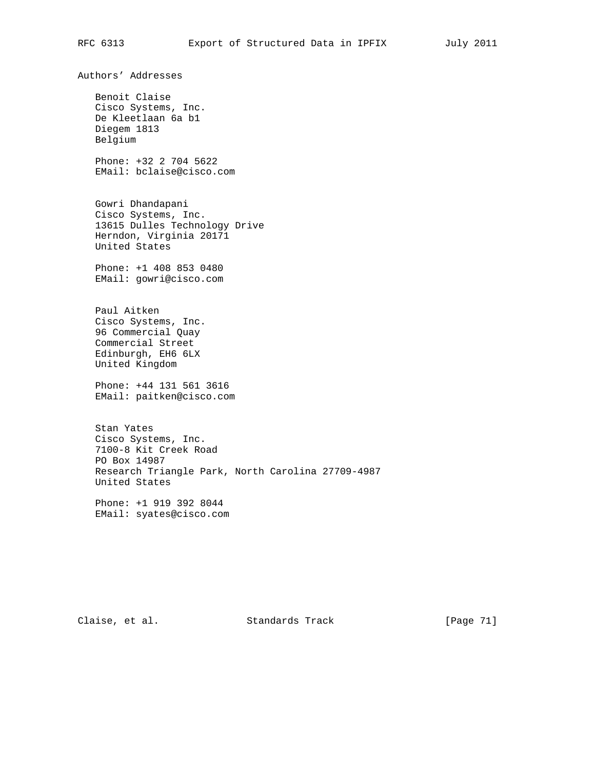## Authors' Addresses

Benoit Claise
Cisco Systems, Inc.
De Kleetlaan 6a b1
Diegem 1813
Belgium

Phone: +32 2 704 5622
EMail: bclaise@cisco.com

Gowri Dhandapani
Cisco Systems, Inc.
13615 Dulles Technology Drive
Herndon, Virginia 20171
United States

Phone: +1 408 853 0480
EMail: gowri@cisco.com

Paul Aitken
Cisco Systems, Inc.
96 Commercial Quay
Commercial Street
Edinburgh, EH6 6LX
United Kingdom

Phone: +44 131 561 3616
EMail: paitken@cisco.com

Stan Yates
Cisco Systems, Inc.
7100-8 Kit Creek Road
PO Box 14987
Research Triangle Park, North Carolina 27709-4987
United States

Phone: +1 919 392 8044
EMail: syates@cisco.com